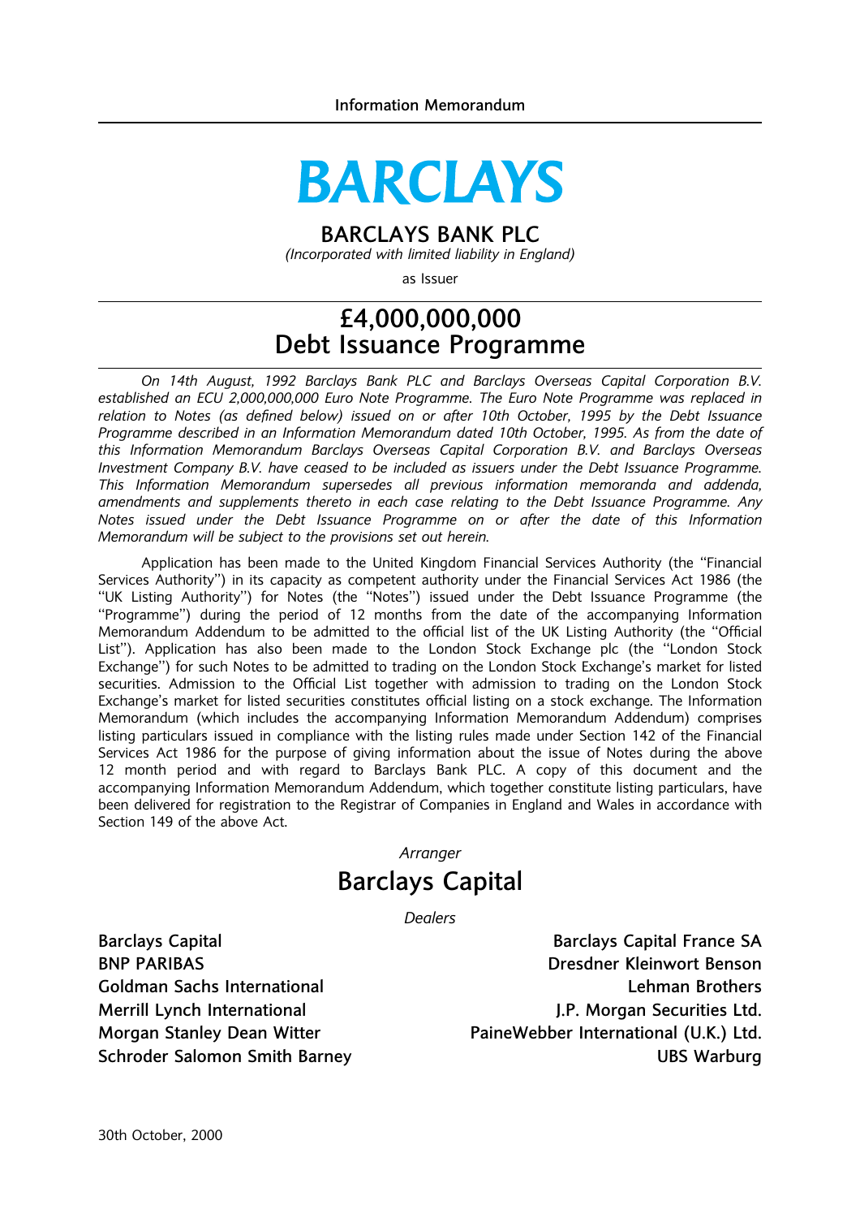Information Memorandum

# BARCLAYS

## BARCLAYS BANK PLC

*(Incorporated with limited liability in England)*

as Issuer

# £4,000,000,000
# Debt Issuance Programme

*On 14th August, 1992 Barclays Bank PLC and Barclays Overseas Capital Corporation B.V. established an ECU 2,000,000,000 Euro Note Programme. The Euro Note Programme was replaced in relation to Notes (as defined below) issued on or after 10th October, 1995 by the Debt Issuance Programme described in an Information Memorandum dated 10th October, 1995. As from the date of this Information Memorandum Barclays Overseas Capital Corporation B.V. and Barclays Overseas Investment Company B.V. have ceased to be included as issuers under the Debt Issuance Programme. This Information Memorandum supersedes all previous information memoranda and addenda, amendments and supplements thereto in each case relating to the Debt Issuance Programme. Any Notes issued under the Debt Issuance Programme on or after the date of this Information Memorandum will be subject to the provisions set out herein.*

Application has been made to the United Kingdom Financial Services Authority (the "Financial Services Authority") in its capacity as competent authority under the Financial Services Act 1986 (the "UK Listing Authority") for Notes (the "Notes") issued under the Debt Issuance Programme (the "Programme") during the period of 12 months from the date of the accompanying Information Memorandum Addendum to be admitted to the official list of the UK Listing Authority (the "Official List"). Application has also been made to the London Stock Exchange plc (the "London Stock Exchange") for such Notes to be admitted to trading on the London Stock Exchange's market for listed securities. Admission to the Official List together with admission to trading on the London Stock Exchange's market for listed securities constitutes official listing on a stock exchange. The Information Memorandum (which includes the accompanying Information Memorandum Addendum) comprises listing particulars issued in compliance with the listing rules made under Section 142 of the Financial Services Act 1986 for the purpose of giving information about the issue of Notes during the above 12 month period and with regard to Barclays Bank PLC. A copy of this document and the accompanying Information Memorandum Addendum, which together constitute listing particulars, have been delivered for registration to the Registrar of Companies in England and Wales in accordance with Section 149 of the above Act.

*Arranger*

## Barclays Capital

*Dealers*

**Barclays Capital**
**Barclays Capital France SA**
**BNP PARIBAS**
**Dresdner Kleinwort Benson**
**Goldman Sachs International**
**Lehman Brothers**
**Merrill Lynch International**
**J.P. Morgan Securities Ltd.**
**Morgan Stanley Dean Witter**
**PaineWebber International (U.K.) Ltd.**
**Schroder Salomon Smith Barney**
**UBS Warburg**

30th October, 2000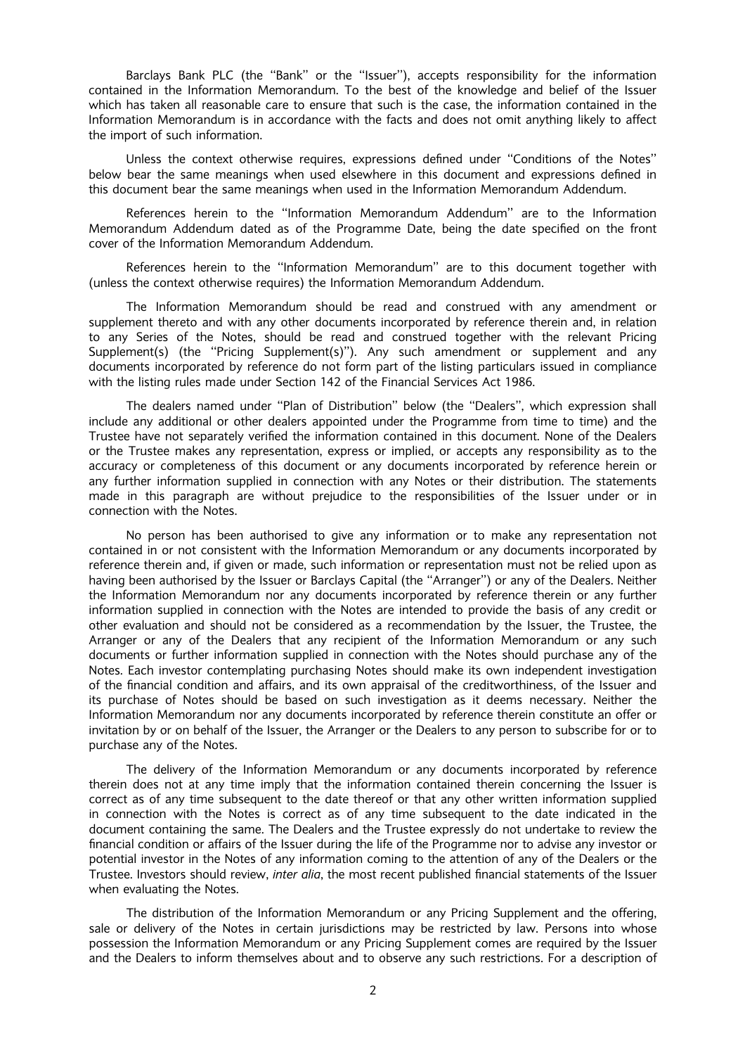Barclays Bank PLC (the "Bank" or the "Issuer"), accepts responsibility for the information contained in the Information Memorandum. To the best of the knowledge and belief of the Issuer which has taken all reasonable care to ensure that such is the case, the information contained in the Information Memorandum is in accordance with the facts and does not omit anything likely to affect the import of such information.

Unless the context otherwise requires, expressions defined under "Conditions of the Notes" below bear the same meanings when used elsewhere in this document and expressions defined in this document bear the same meanings when used in the Information Memorandum Addendum.

References herein to the "Information Memorandum Addendum" are to the Information Memorandum Addendum dated as of the Programme Date, being the date specified on the front cover of the Information Memorandum Addendum.

References herein to the "Information Memorandum" are to this document together with (unless the context otherwise requires) the Information Memorandum Addendum.

The Information Memorandum should be read and construed with any amendment or supplement thereto and with any other documents incorporated by reference therein and, in relation to any Series of the Notes, should be read and construed together with the relevant Pricing Supplement(s) (the "Pricing Supplement(s)"). Any such amendment or supplement and any documents incorporated by reference do not form part of the listing particulars issued in compliance with the listing rules made under Section 142 of the Financial Services Act 1986.

The dealers named under "Plan of Distribution" below (the "Dealers", which expression shall include any additional or other dealers appointed under the Programme from time to time) and the Trustee have not separately verified the information contained in this document. None of the Dealers or the Trustee makes any representation, express or implied, or accepts any responsibility as to the accuracy or completeness of this document or any documents incorporated by reference herein or any further information supplied in connection with any Notes or their distribution. The statements made in this paragraph are without prejudice to the responsibilities of the Issuer under or in connection with the Notes.

No person has been authorised to give any information or to make any representation not contained in or not consistent with the Information Memorandum or any documents incorporated by reference therein and, if given or made, such information or representation must not be relied upon as having been authorised by the Issuer or Barclays Capital (the "Arranger") or any of the Dealers. Neither the Information Memorandum nor any documents incorporated by reference therein or any further information supplied in connection with the Notes are intended to provide the basis of any credit or other evaluation and should not be considered as a recommendation by the Issuer, the Trustee, the Arranger or any of the Dealers that any recipient of the Information Memorandum or any such documents or further information supplied in connection with the Notes should purchase any of the Notes. Each investor contemplating purchasing Notes should make its own independent investigation of the financial condition and affairs, and its own appraisal of the creditworthiness, of the Issuer and its purchase of Notes should be based on such investigation as it deems necessary. Neither the Information Memorandum nor any documents incorporated by reference therein constitute an offer or invitation by or on behalf of the Issuer, the Arranger or the Dealers to any person to subscribe for or to purchase any of the Notes.

The delivery of the Information Memorandum or any documents incorporated by reference therein does not at any time imply that the information contained therein concerning the Issuer is correct as of any time subsequent to the date thereof or that any other written information supplied in connection with the Notes is correct as of any time subsequent to the date indicated in the document containing the same. The Dealers and the Trustee expressly do not undertake to review the financial condition or affairs of the Issuer during the life of the Programme nor to advise any investor or potential investor in the Notes of any information coming to the attention of any of the Dealers or the Trustee. Investors should review, *inter alia*, the most recent published financial statements of the Issuer when evaluating the Notes.

The distribution of the Information Memorandum or any Pricing Supplement and the offering, sale or delivery of the Notes in certain jurisdictions may be restricted by law. Persons into whose possession the Information Memorandum or any Pricing Supplement comes are required by the Issuer and the Dealers to inform themselves about and to observe any such restrictions. For a description of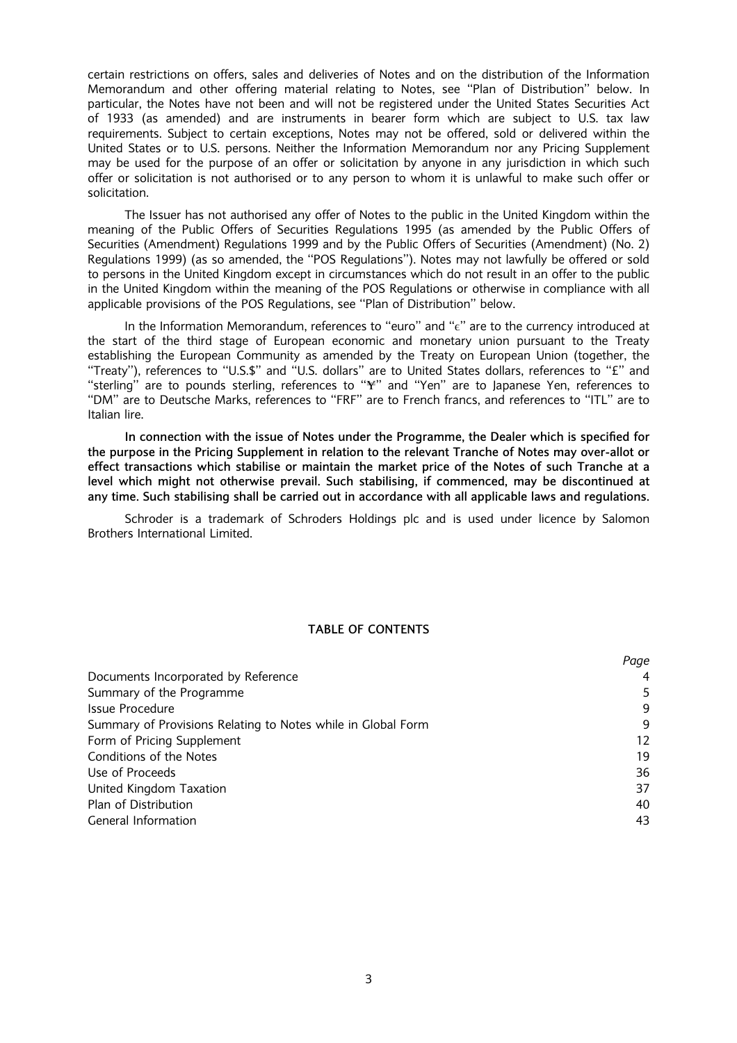certain restrictions on offers, sales and deliveries of Notes and on the distribution of the Information Memorandum and other offering material relating to Notes, see "Plan of Distribution" below. In particular, the Notes have not been and will not be registered under the United States Securities Act of 1933 (as amended) and are instruments in bearer form which are subject to U.S. tax law requirements. Subject to certain exceptions, Notes may not be offered, sold or delivered within the United States or to U.S. persons. Neither the Information Memorandum nor any Pricing Supplement may be used for the purpose of an offer or solicitation by anyone in any jurisdiction in which such offer or solicitation is not authorised or to any person to whom it is unlawful to make such offer or solicitation.

The Issuer has not authorised any offer of Notes to the public in the United Kingdom within the meaning of the Public Offers of Securities Regulations 1995 (as amended by the Public Offers of Securities (Amendment) Regulations 1999 and by the Public Offers of Securities (Amendment) (No. 2) Regulations 1999) (as so amended, the "POS Regulations"). Notes may not lawfully be offered or sold to persons in the United Kingdom except in circumstances which do not result in an offer to the public in the United Kingdom within the meaning of the POS Regulations or otherwise in compliance with all applicable provisions of the POS Regulations, see "Plan of Distribution" below.

In the Information Memorandum, references to "euro" and "€" are to the currency introduced at the start of the third stage of European economic and monetary union pursuant to the Treaty establishing the European Community as amended by the Treaty on European Union (together, the "Treaty"), references to "U.S.$" and "U.S. dollars" are to United States dollars, references to "£" and "sterling" are to pounds sterling, references to "¥" and "Yen" are to Japanese Yen, references to "DM" are to Deutsche Marks, references to "FRF" are to French francs, and references to "ITL" are to Italian lire.

**In connection with the issue of Notes under the Programme, the Dealer which is specified for the purpose in the Pricing Supplement in relation to the relevant Tranche of Notes may over-allot or effect transactions which stabilise or maintain the market price of the Notes of such Tranche at a level which might not otherwise prevail. Such stabilising, if commenced, may be discontinued at any time. Such stabilising shall be carried out in accordance with all applicable laws and regulations.**

Schroder is a trademark of Schroders Holdings plc and is used under licence by Salomon Brothers International Limited.

## TABLE OF CONTENTS

| | *Page* |
|---|---|
| Documents Incorporated by Reference | 4 |
| Summary of the Programme | 5 |
| Issue Procedure | 9 |
| Summary of Provisions Relating to Notes while in Global Form | 9 |
| Form of Pricing Supplement | 12 |
| Conditions of the Notes | 19 |
| Use of Proceeds | 36 |
| United Kingdom Taxation | 37 |
| Plan of Distribution | 40 |
| General Information | 43 |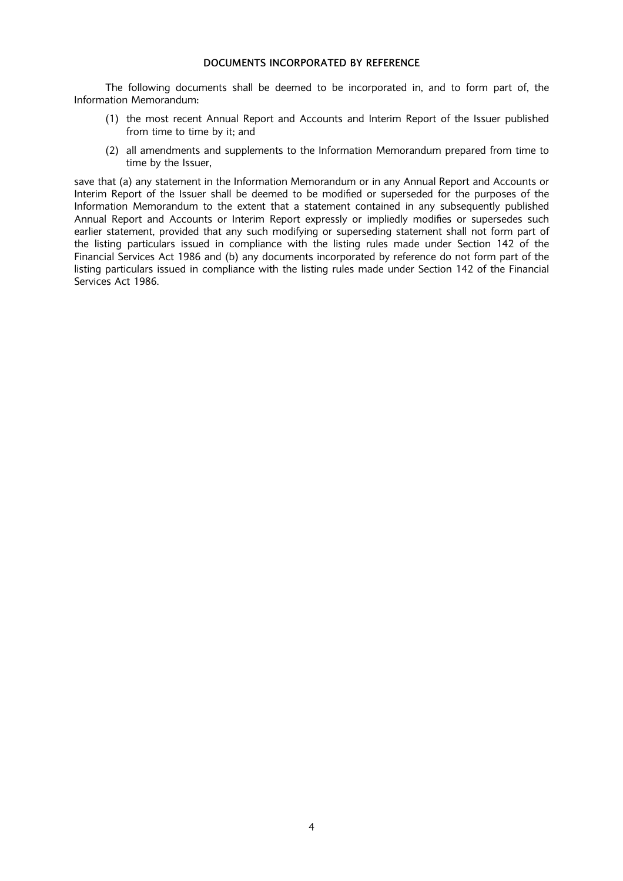## DOCUMENTS INCORPORATED BY REFERENCE

The following documents shall be deemed to be incorporated in, and to form part of, the Information Memorandum:

(1) the most recent Annual Report and Accounts and Interim Report of the Issuer published from time to time by it; and

(2) all amendments and supplements to the Information Memorandum prepared from time to time by the Issuer,

save that (a) any statement in the Information Memorandum or in any Annual Report and Accounts or Interim Report of the Issuer shall be deemed to be modified or superseded for the purposes of the Information Memorandum to the extent that a statement contained in any subsequently published Annual Report and Accounts or Interim Report expressly or impliedly modifies or supersedes such earlier statement, provided that any such modifying or superseding statement shall not form part of the listing particulars issued in compliance with the listing rules made under Section 142 of the Financial Services Act 1986 and (b) any documents incorporated by reference do not form part of the listing particulars issued in compliance with the listing rules made under Section 142 of the Financial Services Act 1986.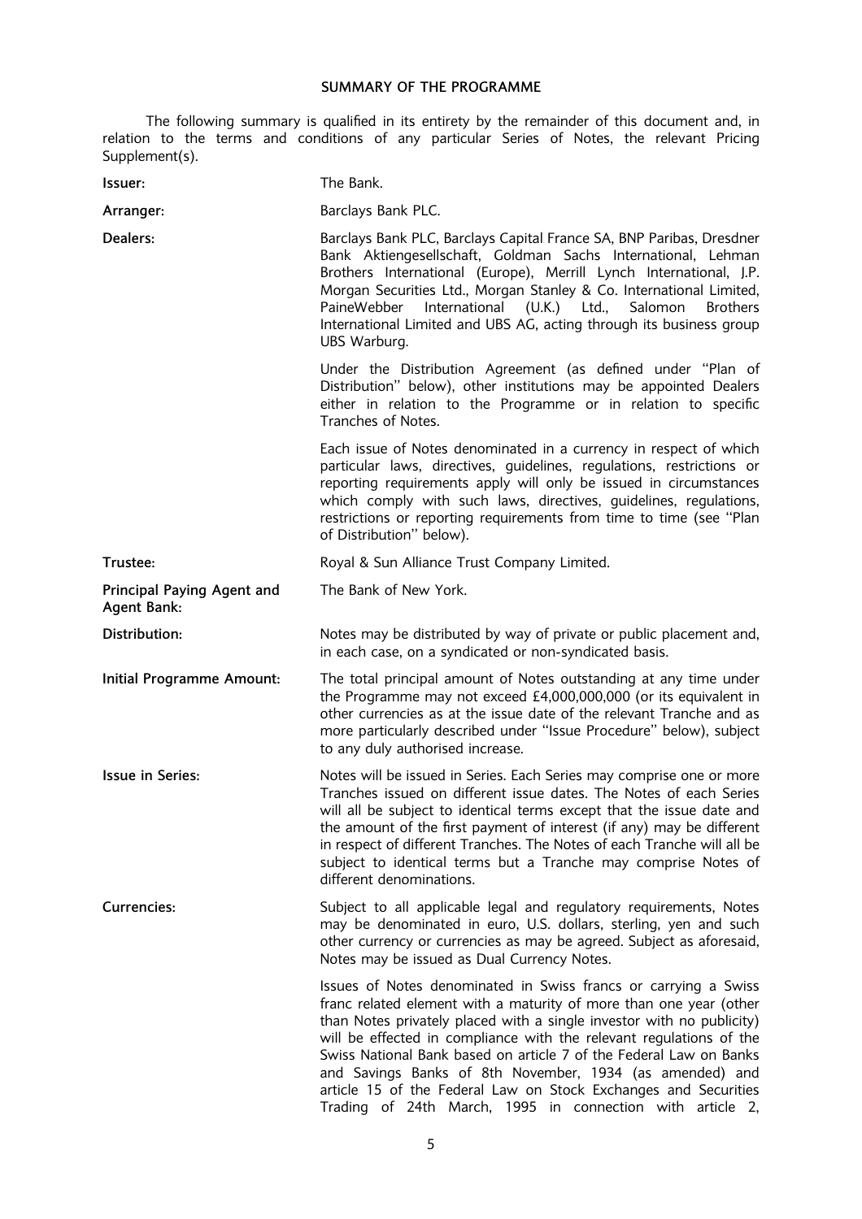## SUMMARY OF THE PROGRAMME

The following summary is qualified in its entirety by the remainder of this document and, in relation to the terms and conditions of any particular Series of Notes, the relevant Pricing Supplement(s).

**Issuer:** The Bank.

**Arranger:** Barclays Bank PLC.

**Dealers:** Barclays Bank PLC, Barclays Capital France SA, BNP Paribas, Dresdner Bank Aktiengesellschaft, Goldman Sachs International, Lehman Brothers International (Europe), Merrill Lynch International, J.P. Morgan Securities Ltd., Morgan Stanley & Co. International Limited, PaineWebber International (U.K.) Ltd., Salomon Brothers International Limited and UBS AG, acting through its business group UBS Warburg.

Under the Distribution Agreement (as defined under "Plan of Distribution" below), other institutions may be appointed Dealers either in relation to the Programme or in relation to specific Tranches of Notes.

Each issue of Notes denominated in a currency in respect of which particular laws, directives, guidelines, regulations, restrictions or reporting requirements apply will only be issued in circumstances which comply with such laws, directives, guidelines, regulations, restrictions or reporting requirements from time to time (see "Plan of Distribution" below).

**Trustee:** Royal & Sun Alliance Trust Company Limited.

**Principal Paying Agent and Agent Bank:** The Bank of New York.

**Distribution:** Notes may be distributed by way of private or public placement and, in each case, on a syndicated or non-syndicated basis.

**Initial Programme Amount:** The total principal amount of Notes outstanding at any time under the Programme may not exceed £4,000,000,000 (or its equivalent in other currencies as at the issue date of the relevant Tranche and as more particularly described under "Issue Procedure" below), subject to any duly authorised increase.

**Issue in Series:** Notes will be issued in Series. Each Series may comprise one or more Tranches issued on different issue dates. The Notes of each Series will all be subject to identical terms except that the issue date and the amount of the first payment of interest (if any) may be different in respect of different Tranches. The Notes of each Tranche will all be subject to identical terms but a Tranche may comprise Notes of different denominations.

**Currencies:** Subject to all applicable legal and regulatory requirements, Notes may be denominated in euro, U.S. dollars, sterling, yen and such other currency or currencies as may be agreed. Subject as aforesaid, Notes may be issued as Dual Currency Notes.

Issues of Notes denominated in Swiss francs or carrying a Swiss franc related element with a maturity of more than one year (other than Notes privately placed with a single investor with no publicity) will be effected in compliance with the relevant regulations of the Swiss National Bank based on article 7 of the Federal Law on Banks and Savings Banks of 8th November, 1934 (as amended) and article 15 of the Federal Law on Stock Exchanges and Securities Trading of 24th March, 1995 in connection with article 2,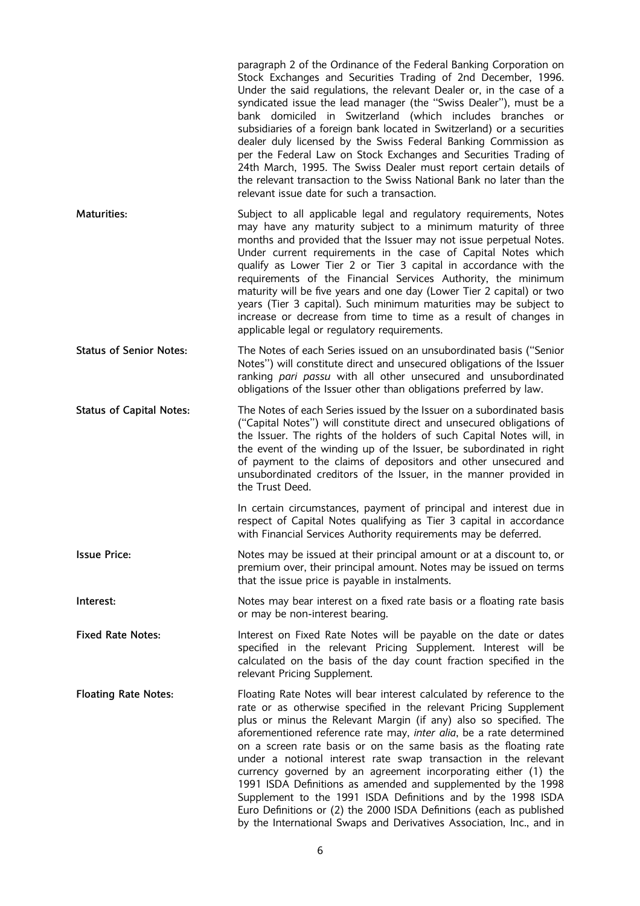paragraph 2 of the Ordinance of the Federal Banking Corporation on Stock Exchanges and Securities Trading of 2nd December, 1996. Under the said regulations, the relevant Dealer or, in the case of a syndicated issue the lead manager (the "Swiss Dealer"), must be a bank domiciled in Switzerland (which includes branches or subsidiaries of a foreign bank located in Switzerland) or a securities dealer duly licensed by the Swiss Federal Banking Commission as per the Federal Law on Stock Exchanges and Securities Trading of 24th March, 1995. The Swiss Dealer must report certain details of the relevant transaction to the Swiss National Bank no later than the relevant issue date for such a transaction.

**Maturities:** Subject to all applicable legal and regulatory requirements, Notes may have any maturity subject to a minimum maturity of three months and provided that the Issuer may not issue perpetual Notes. Under current requirements in the case of Capital Notes which qualify as Lower Tier 2 or Tier 3 capital in accordance with the requirements of the Financial Services Authority, the minimum maturity will be five years and one day (Lower Tier 2 capital) or two years (Tier 3 capital). Such minimum maturities may be subject to increase or decrease from time to time as a result of changes in applicable legal or regulatory requirements.

**Status of Senior Notes:** The Notes of each Series issued on an unsubordinated basis ("Senior Notes") will constitute direct and unsecured obligations of the Issuer ranking *pari passu* with all other unsecured and unsubordinated obligations of the Issuer other than obligations preferred by law.

**Status of Capital Notes:** The Notes of each Series issued by the Issuer on a subordinated basis ("Capital Notes") will constitute direct and unsecured obligations of the Issuer. The rights of the holders of such Capital Notes will, in the event of the winding up of the Issuer, be subordinated in right of payment to the claims of depositors and other unsecured and unsubordinated creditors of the Issuer, in the manner provided in the Trust Deed.

In certain circumstances, payment of principal and interest due in respect of Capital Notes qualifying as Tier 3 capital in accordance with Financial Services Authority requirements may be deferred.

**Issue Price:** Notes may be issued at their principal amount or at a discount to, or premium over, their principal amount. Notes may be issued on terms that the issue price is payable in instalments.

**Interest:** Notes may bear interest on a fixed rate basis or a floating rate basis or may be non-interest bearing.

**Fixed Rate Notes:** Interest on Fixed Rate Notes will be payable on the date or dates specified in the relevant Pricing Supplement. Interest will be calculated on the basis of the day count fraction specified in the relevant Pricing Supplement.

**Floating Rate Notes:** Floating Rate Notes will bear interest calculated by reference to the rate or as otherwise specified in the relevant Pricing Supplement plus or minus the Relevant Margin (if any) also so specified. The aforementioned reference rate may, *inter alia*, be a rate determined on a screen rate basis or on the same basis as the floating rate under a notional interest rate swap transaction in the relevant currency governed by an agreement incorporating either (1) the 1991 ISDA Definitions as amended and supplemented by the 1998 Supplement to the 1991 ISDA Definitions and by the 1998 ISDA Euro Definitions or (2) the 2000 ISDA Definitions (each as published by the International Swaps and Derivatives Association, Inc., and in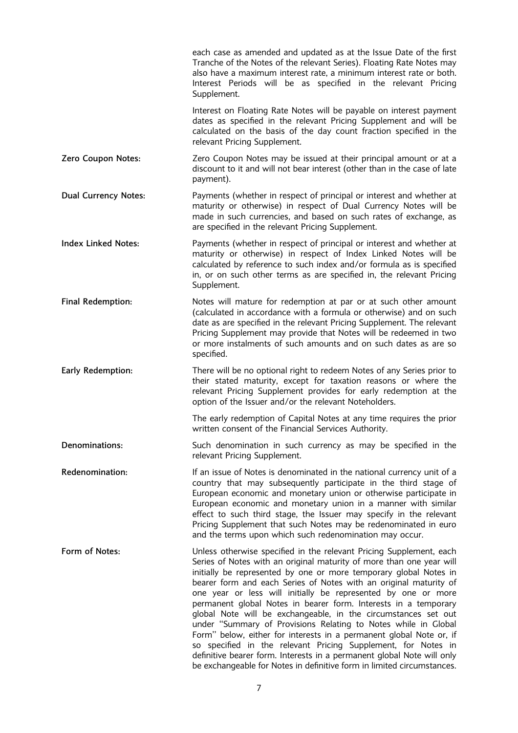each case as amended and updated as at the Issue Date of the first Tranche of the Notes of the relevant Series). Floating Rate Notes may also have a maximum interest rate, a minimum interest rate or both. Interest Periods will be as specified in the relevant Pricing Supplement.

Interest on Floating Rate Notes will be payable on interest payment dates as specified in the relevant Pricing Supplement and will be calculated on the basis of the day count fraction specified in the relevant Pricing Supplement.

**Zero Coupon Notes:** Zero Coupon Notes may be issued at their principal amount or at a discount to it and will not bear interest (other than in the case of late payment).

**Dual Currency Notes:** Payments (whether in respect of principal or interest and whether at maturity or otherwise) in respect of Dual Currency Notes will be made in such currencies, and based on such rates of exchange, as are specified in the relevant Pricing Supplement.

**Index Linked Notes:** Payments (whether in respect of principal or interest and whether at maturity or otherwise) in respect of Index Linked Notes will be calculated by reference to such index and/or formula as is specified in, or on such other terms as are specified in, the relevant Pricing Supplement.

**Final Redemption:** Notes will mature for redemption at par or at such other amount (calculated in accordance with a formula or otherwise) and on such date as are specified in the relevant Pricing Supplement. The relevant Pricing Supplement may provide that Notes will be redeemed in two or more instalments of such amounts and on such dates as are so specified.

**Early Redemption:** There will be no optional right to redeem Notes of any Series prior to their stated maturity, except for taxation reasons or where the relevant Pricing Supplement provides for early redemption at the option of the Issuer and/or the relevant Noteholders.

The early redemption of Capital Notes at any time requires the prior written consent of the Financial Services Authority.

**Denominations:** Such denomination in such currency as may be specified in the relevant Pricing Supplement.

**Redenomination:** If an issue of Notes is denominated in the national currency unit of a country that may subsequently participate in the third stage of European economic and monetary union or otherwise participate in European economic and monetary union in a manner with similar effect to such third stage, the Issuer may specify in the relevant Pricing Supplement that such Notes may be redenominated in euro and the terms upon which such redenomination may occur.

**Form of Notes:** Unless otherwise specified in the relevant Pricing Supplement, each Series of Notes with an original maturity of more than one year will initially be represented by one or more temporary global Notes in bearer form and each Series of Notes with an original maturity of one year or less will initially be represented by one or more permanent global Notes in bearer form. Interests in a temporary global Note will be exchangeable, in the circumstances set out under "Summary of Provisions Relating to Notes while in Global Form" below, either for interests in a permanent global Note or, if so specified in the relevant Pricing Supplement, for Notes in definitive bearer form. Interests in a permanent global Note will only be exchangeable for Notes in definitive form in limited circumstances.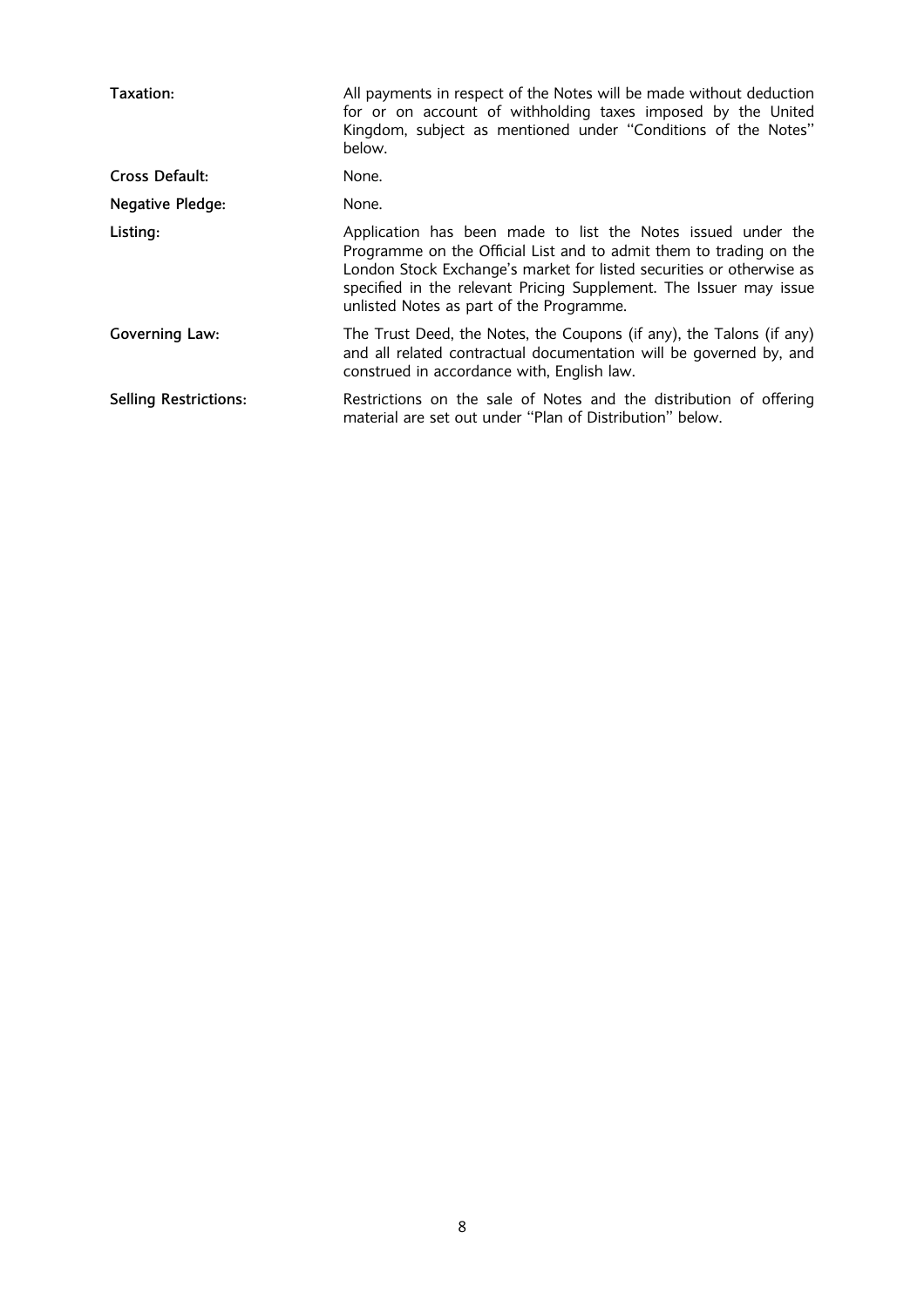**Taxation:** All payments in respect of the Notes will be made without deduction for or on account of withholding taxes imposed by the United Kingdom, subject as mentioned under "Conditions of the Notes" below.

**Cross Default:** None.

**Negative Pledge:** None.

**Listing:** Application has been made to list the Notes issued under the Programme on the Official List and to admit them to trading on the London Stock Exchange's market for listed securities or otherwise as specified in the relevant Pricing Supplement. The Issuer may issue unlisted Notes as part of the Programme.

**Governing Law:** The Trust Deed, the Notes, the Coupons (if any), the Talons (if any) and all related contractual documentation will be governed by, and construed in accordance with, English law.

**Selling Restrictions:** Restrictions on the sale of Notes and the distribution of offering material are set out under "Plan of Distribution" below.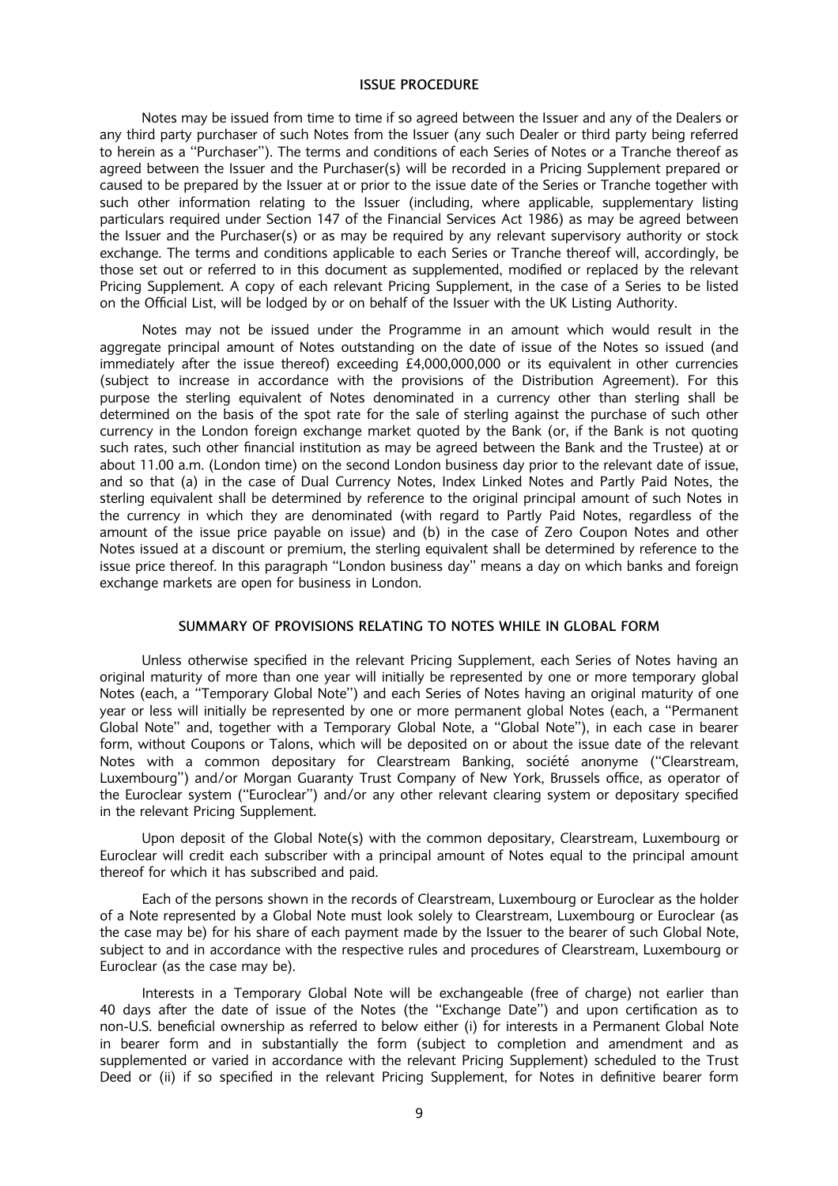## ISSUE PROCEDURE

Notes may be issued from time to time if so agreed between the Issuer and any of the Dealers or any third party purchaser of such Notes from the Issuer (any such Dealer or third party being referred to herein as a "Purchaser"). The terms and conditions of each Series of Notes or a Tranche thereof as agreed between the Issuer and the Purchaser(s) will be recorded in a Pricing Supplement prepared or caused to be prepared by the Issuer at or prior to the issue date of the Series or Tranche together with such other information relating to the Issuer (including, where applicable, supplementary listing particulars required under Section 147 of the Financial Services Act 1986) as may be agreed between the Issuer and the Purchaser(s) or as may be required by any relevant supervisory authority or stock exchange. The terms and conditions applicable to each Series or Tranche thereof will, accordingly, be those set out or referred to in this document as supplemented, modified or replaced by the relevant Pricing Supplement. A copy of each relevant Pricing Supplement, in the case of a Series to be listed on the Official List, will be lodged by or on behalf of the Issuer with the UK Listing Authority.

Notes may not be issued under the Programme in an amount which would result in the aggregate principal amount of Notes outstanding on the date of issue of the Notes so issued (and immediately after the issue thereof) exceeding £4,000,000,000 or its equivalent in other currencies (subject to increase in accordance with the provisions of the Distribution Agreement). For this purpose the sterling equivalent of Notes denominated in a currency other than sterling shall be determined on the basis of the spot rate for the sale of sterling against the purchase of such other currency in the London foreign exchange market quoted by the Bank (or, if the Bank is not quoting such rates, such other financial institution as may be agreed between the Bank and the Trustee) at or about 11.00 a.m. (London time) on the second London business day prior to the relevant date of issue, and so that (a) in the case of Dual Currency Notes, Index Linked Notes and Partly Paid Notes, the sterling equivalent shall be determined by reference to the original principal amount of such Notes in the currency in which they are denominated (with regard to Partly Paid Notes, regardless of the amount of the issue price payable on issue) and (b) in the case of Zero Coupon Notes and other Notes issued at a discount or premium, the sterling equivalent shall be determined by reference to the issue price thereof. In this paragraph "London business day" means a day on which banks and foreign exchange markets are open for business in London.

## SUMMARY OF PROVISIONS RELATING TO NOTES WHILE IN GLOBAL FORM

Unless otherwise specified in the relevant Pricing Supplement, each Series of Notes having an original maturity of more than one year will initially be represented by one or more temporary global Notes (each, a "Temporary Global Note") and each Series of Notes having an original maturity of one year or less will initially be represented by one or more permanent global Notes (each, a "Permanent Global Note" and, together with a Temporary Global Note, a "Global Note"), in each case in bearer form, without Coupons or Talons, which will be deposited on or about the issue date of the relevant Notes with a common depositary for Clearstream Banking, société anonyme ("Clearstream, Luxembourg") and/or Morgan Guaranty Trust Company of New York, Brussels office, as operator of the Euroclear system ("Euroclear") and/or any other relevant clearing system or depositary specified in the relevant Pricing Supplement.

Upon deposit of the Global Note(s) with the common depositary, Clearstream, Luxembourg or Euroclear will credit each subscriber with a principal amount of Notes equal to the principal amount thereof for which it has subscribed and paid.

Each of the persons shown in the records of Clearstream, Luxembourg or Euroclear as the holder of a Note represented by a Global Note must look solely to Clearstream, Luxembourg or Euroclear (as the case may be) for his share of each payment made by the Issuer to the bearer of such Global Note, subject to and in accordance with the respective rules and procedures of Clearstream, Luxembourg or Euroclear (as the case may be).

Interests in a Temporary Global Note will be exchangeable (free of charge) not earlier than 40 days after the date of issue of the Notes (the "Exchange Date") and upon certification as to non-U.S. beneficial ownership as referred to below either (i) for interests in a Permanent Global Note in bearer form and in substantially the form (subject to completion and amendment and as supplemented or varied in accordance with the relevant Pricing Supplement) scheduled to the Trust Deed or (ii) if so specified in the relevant Pricing Supplement, for Notes in definitive bearer form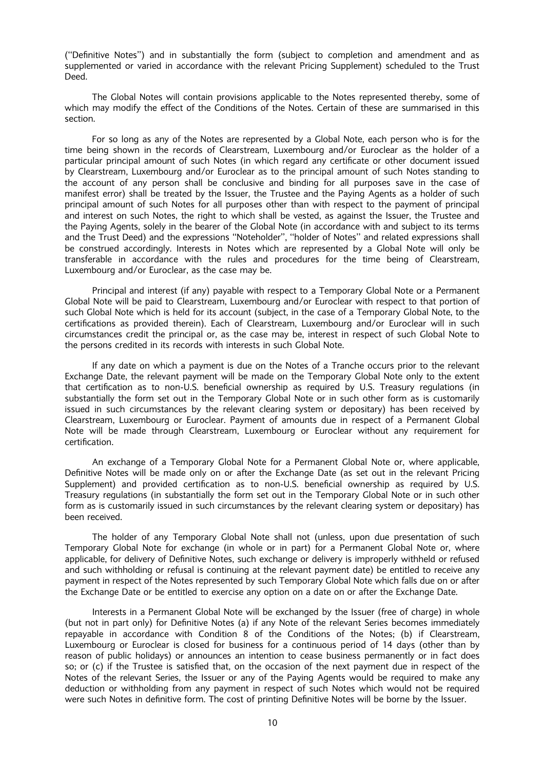("Definitive Notes") and in substantially the form (subject to completion and amendment and as supplemented or varied in accordance with the relevant Pricing Supplement) scheduled to the Trust Deed.

The Global Notes will contain provisions applicable to the Notes represented thereby, some of which may modify the effect of the Conditions of the Notes. Certain of these are summarised in this section.

For so long as any of the Notes are represented by a Global Note, each person who is for the time being shown in the records of Clearstream, Luxembourg and/or Euroclear as the holder of a particular principal amount of such Notes (in which regard any certificate or other document issued by Clearstream, Luxembourg and/or Euroclear as to the principal amount of such Notes standing to the account of any person shall be conclusive and binding for all purposes save in the case of manifest error) shall be treated by the Issuer, the Trustee and the Paying Agents as a holder of such principal amount of such Notes for all purposes other than with respect to the payment of principal and interest on such Notes, the right to which shall be vested, as against the Issuer, the Trustee and the Paying Agents, solely in the bearer of the Global Note (in accordance with and subject to its terms and the Trust Deed) and the expressions "Noteholder", "holder of Notes" and related expressions shall be construed accordingly. Interests in Notes which are represented by a Global Note will only be transferable in accordance with the rules and procedures for the time being of Clearstream, Luxembourg and/or Euroclear, as the case may be.

Principal and interest (if any) payable with respect to a Temporary Global Note or a Permanent Global Note will be paid to Clearstream, Luxembourg and/or Euroclear with respect to that portion of such Global Note which is held for its account (subject, in the case of a Temporary Global Note, to the certifications as provided therein). Each of Clearstream, Luxembourg and/or Euroclear will in such circumstances credit the principal or, as the case may be, interest in respect of such Global Note to the persons credited in its records with interests in such Global Note.

If any date on which a payment is due on the Notes of a Tranche occurs prior to the relevant Exchange Date, the relevant payment will be made on the Temporary Global Note only to the extent that certification as to non-U.S. beneficial ownership as required by U.S. Treasury regulations (in substantially the form set out in the Temporary Global Note or in such other form as is customarily issued in such circumstances by the relevant clearing system or depositary) has been received by Clearstream, Luxembourg or Euroclear. Payment of amounts due in respect of a Permanent Global Note will be made through Clearstream, Luxembourg or Euroclear without any requirement for certification.

An exchange of a Temporary Global Note for a Permanent Global Note or, where applicable, Definitive Notes will be made only on or after the Exchange Date (as set out in the relevant Pricing Supplement) and provided certification as to non-U.S. beneficial ownership as required by U.S. Treasury regulations (in substantially the form set out in the Temporary Global Note or in such other form as is customarily issued in such circumstances by the relevant clearing system or depositary) has been received.

The holder of any Temporary Global Note shall not (unless, upon due presentation of such Temporary Global Note for exchange (in whole or in part) for a Permanent Global Note or, where applicable, for delivery of Definitive Notes, such exchange or delivery is improperly withheld or refused and such withholding or refusal is continuing at the relevant payment date) be entitled to receive any payment in respect of the Notes represented by such Temporary Global Note which falls due on or after the Exchange Date or be entitled to exercise any option on a date on or after the Exchange Date.

Interests in a Permanent Global Note will be exchanged by the Issuer (free of charge) in whole (but not in part only) for Definitive Notes (a) if any Note of the relevant Series becomes immediately repayable in accordance with Condition 8 of the Conditions of the Notes; (b) if Clearstream, Luxembourg or Euroclear is closed for business for a continuous period of 14 days (other than by reason of public holidays) or announces an intention to cease business permanently or in fact does so; or (c) if the Trustee is satisfied that, on the occasion of the next payment due in respect of the Notes of the relevant Series, the Issuer or any of the Paying Agents would be required to make any deduction or withholding from any payment in respect of such Notes which would not be required were such Notes in definitive form. The cost of printing Definitive Notes will be borne by the Issuer.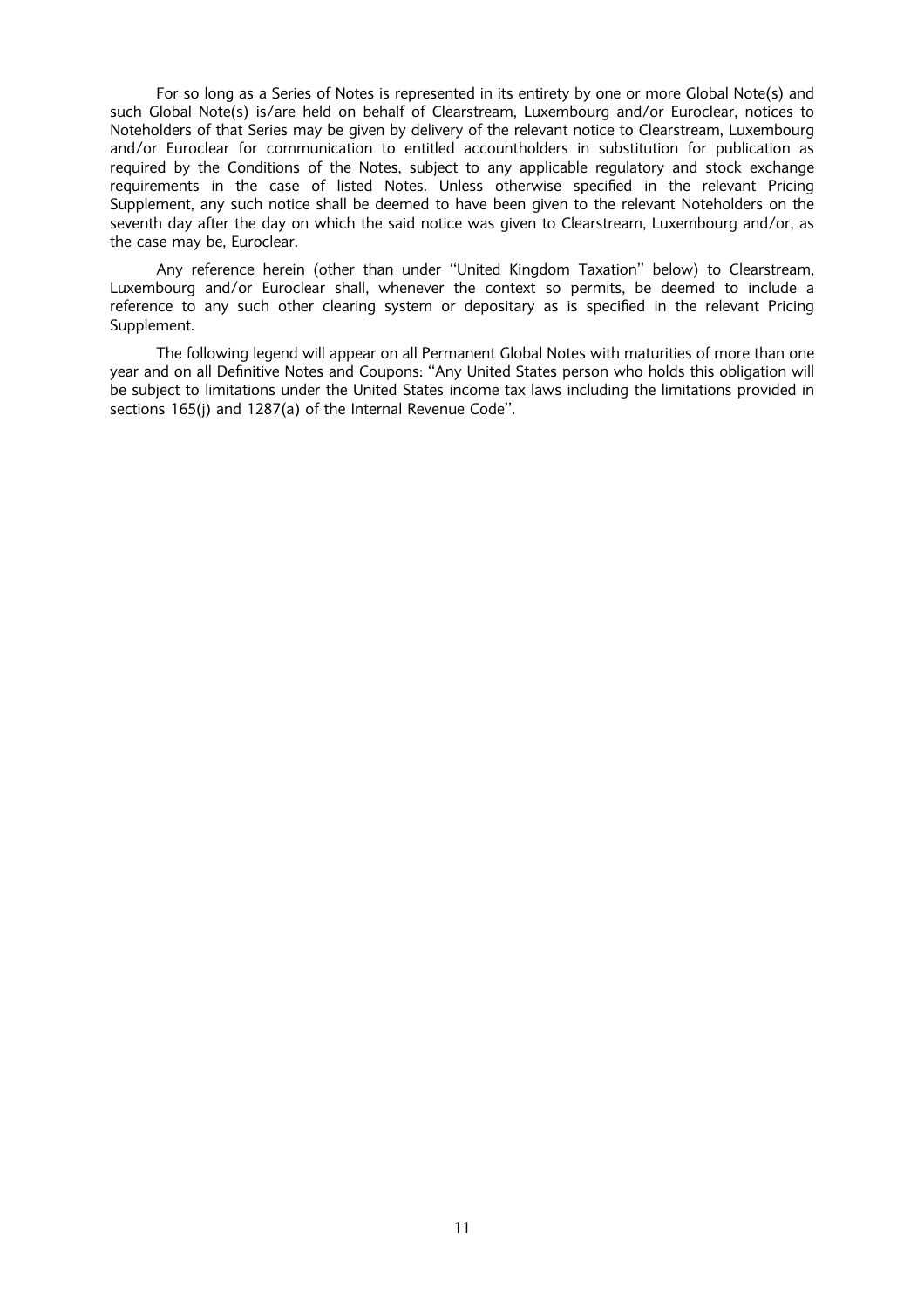For so long as a Series of Notes is represented in its entirety by one or more Global Note(s) and such Global Note(s) is/are held on behalf of Clearstream, Luxembourg and/or Euroclear, notices to Noteholders of that Series may be given by delivery of the relevant notice to Clearstream, Luxembourg and/or Euroclear for communication to entitled accountholders in substitution for publication as required by the Conditions of the Notes, subject to any applicable regulatory and stock exchange requirements in the case of listed Notes. Unless otherwise specified in the relevant Pricing Supplement, any such notice shall be deemed to have been given to the relevant Noteholders on the seventh day after the day on which the said notice was given to Clearstream, Luxembourg and/or, as the case may be, Euroclear.

Any reference herein (other than under "United Kingdom Taxation" below) to Clearstream, Luxembourg and/or Euroclear shall, whenever the context so permits, be deemed to include a reference to any such other clearing system or depositary as is specified in the relevant Pricing Supplement.

The following legend will appear on all Permanent Global Notes with maturities of more than one year and on all Definitive Notes and Coupons: "Any United States person who holds this obligation will be subject to limitations under the United States income tax laws including the limitations provided in sections 165(j) and 1287(a) of the Internal Revenue Code".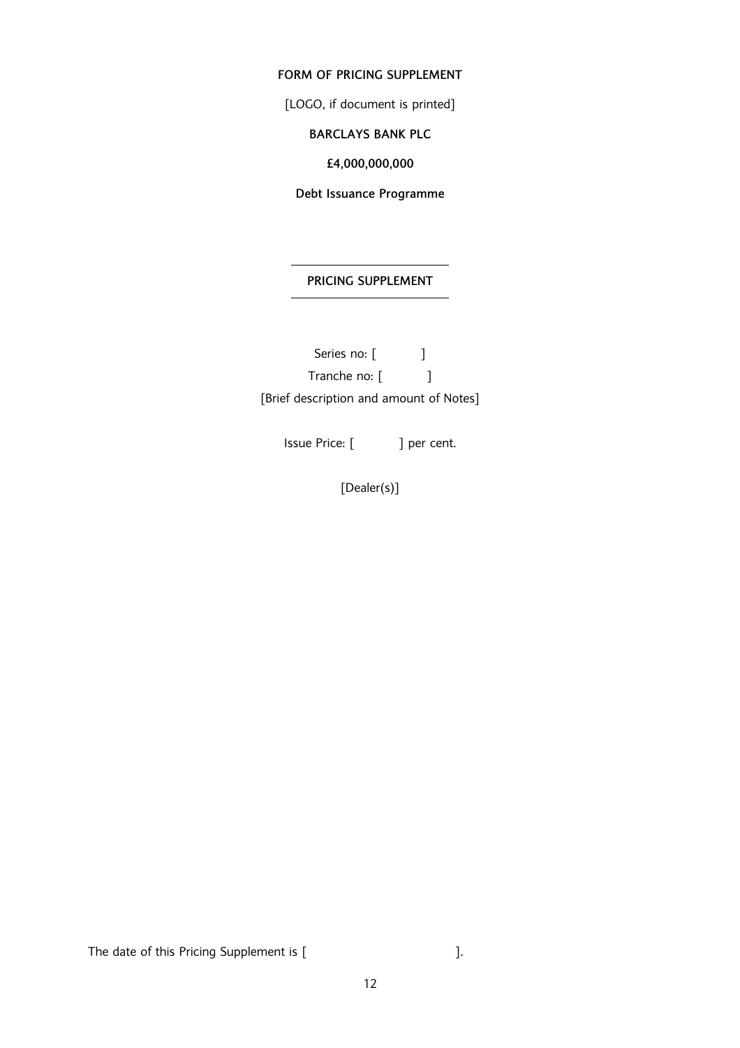**FORM OF PRICING SUPPLEMENT**

[LOGO, if document is printed]

**BARCLAYS BANK PLC**

**£4,000,000,000**

**Debt Issuance Programme**

---

**PRICING SUPPLEMENT**

---

Series no: [ ]

Tranche no: [ ]

[Brief description and amount of Notes]

Issue Price: [ ] per cent.

[Dealer(s)]

The date of this Pricing Supplement is [ ].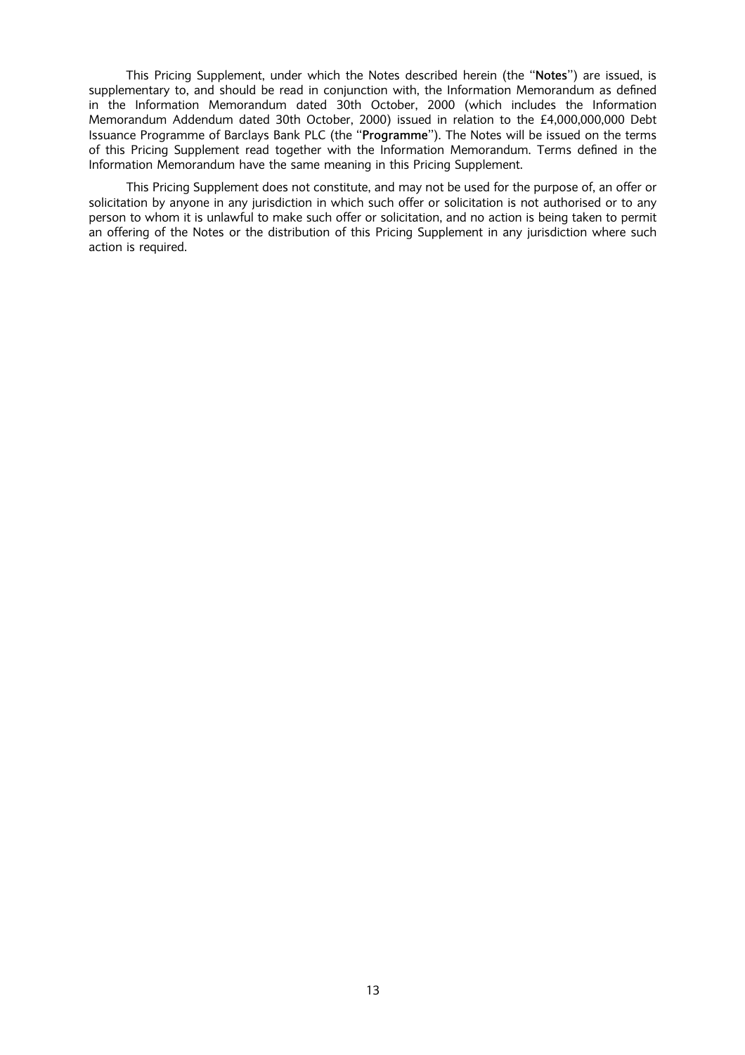This Pricing Supplement, under which the Notes described herein (the "**Notes**") are issued, is supplementary to, and should be read in conjunction with, the Information Memorandum as defined in the Information Memorandum dated 30th October, 2000 (which includes the Information Memorandum Addendum dated 30th October, 2000) issued in relation to the £4,000,000,000 Debt Issuance Programme of Barclays Bank PLC (the "**Programme**"). The Notes will be issued on the terms of this Pricing Supplement read together with the Information Memorandum. Terms defined in the Information Memorandum have the same meaning in this Pricing Supplement.

This Pricing Supplement does not constitute, and may not be used for the purpose of, an offer or solicitation by anyone in any jurisdiction in which such offer or solicitation is not authorised or to any person to whom it is unlawful to make such offer or solicitation, and no action is being taken to permit an offering of the Notes or the distribution of this Pricing Supplement in any jurisdiction where such action is required.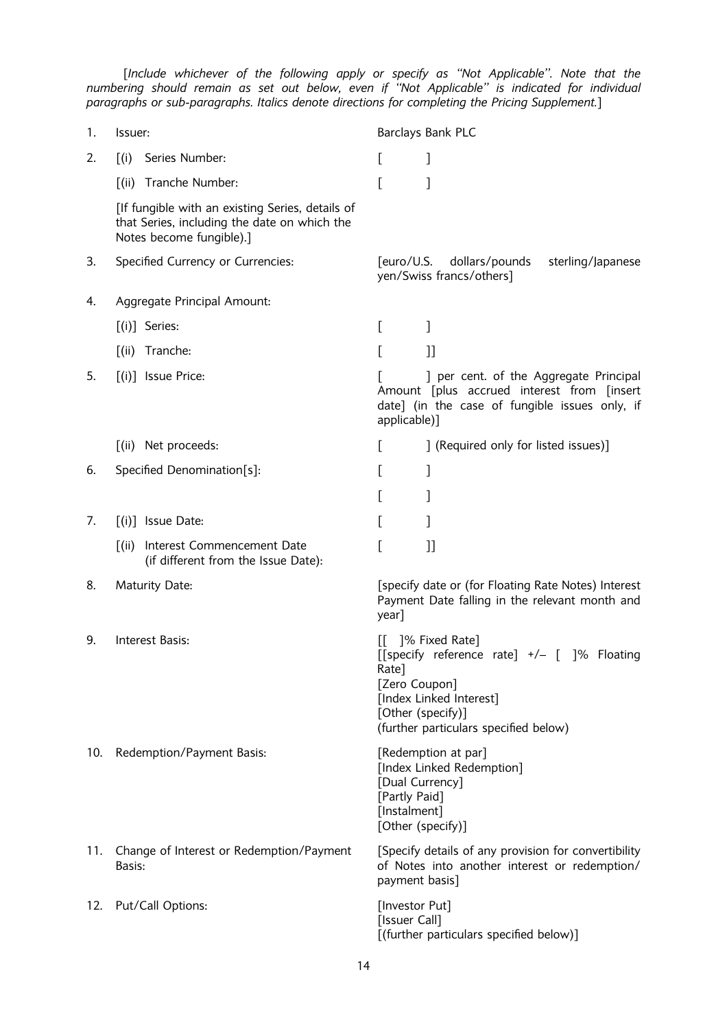[*Include whichever of the following apply or specify as "Not Applicable". Note that the numbering should remain as set out below, even if "Not Applicable" is indicated for individual paragraphs or sub-paragraphs. Italics denote directions for completing the Pricing Supplement.*]

| | | |
|---|---|---|
| 1. | Issuer: | Barclays Bank PLC |
| 2. | [(i) Series Number: | [ ] |
| | [(ii) Tranche Number: | [ ] |
| | [If fungible with an existing Series, details of that Series, including the date on which the Notes become fungible).] | |
| 3. | Specified Currency or Currencies: | [euro/U.S. dollars/pounds sterling/Japanese yen/Swiss francs/others] |
| 4. | Aggregate Principal Amount: | |
| | [(i)] Series: | [ ] |
| | [(ii) Tranche: | [ ]] |
| 5. | [(i)] Issue Price: | [ ] per cent. of the Aggregate Principal Amount [plus accrued interest from [insert date] (in the case of fungible issues only, if applicable)] |
| | [(ii) Net proceeds: | [ ] (Required only for listed issues)] |
| 6. | Specified Denomination[s]: | [ ] |
| | | [ ] |
| 7. | [(i)] Issue Date: | [ ] |
| | [(ii) Interest Commencement Date (if different from the Issue Date): | [ ]] |
| 8. | Maturity Date: | [specify date or (for Floating Rate Notes) Interest Payment Date falling in the relevant month and year] |
| 9. | Interest Basis: | [[ ]% Fixed Rate]<br>[[specify reference rate] +/– [ ]% Floating Rate]<br>[Zero Coupon]<br>[Index Linked Interest]<br>[Other (specify)]<br>(further particulars specified below) |
| 10. | Redemption/Payment Basis: | [Redemption at par]<br>[Index Linked Redemption]<br>[Dual Currency]<br>[Partly Paid]<br>[Instalment]<br>[Other (specify)] |
| 11. | Change of Interest or Redemption/Payment Basis: | [Specify details of any provision for convertibility of Notes into another interest or redemption/payment basis] |
| 12. | Put/Call Options: | [Investor Put]<br>[Issuer Call]<br>[(further particulars specified below)] |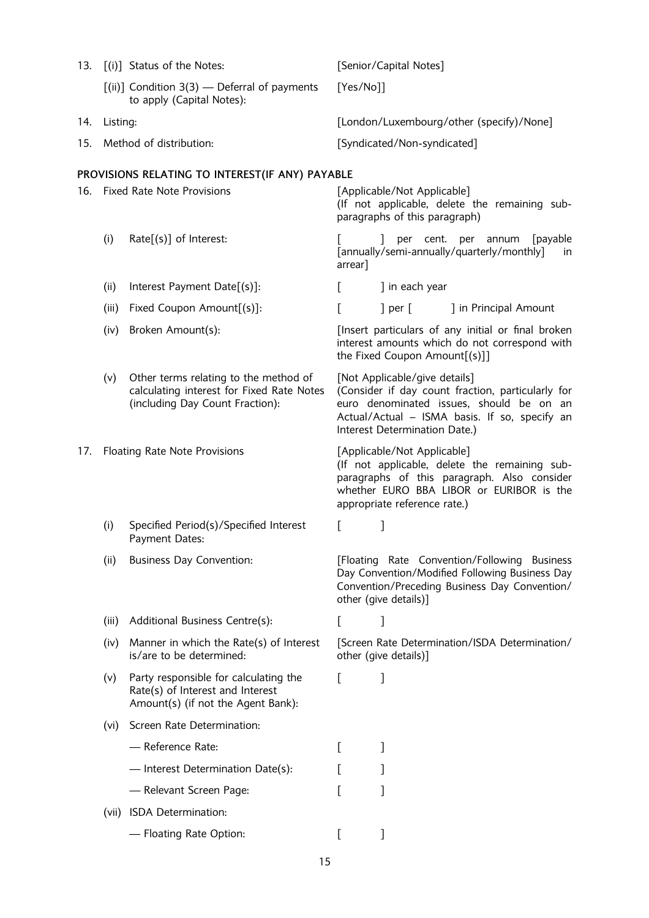| | | | |
|---|---|---|---|
| 13. | [(i)] | Status of the Notes: | [Senior/Capital Notes] |
| | [(ii)] | Condition 3(3) — Deferral of payments to apply (Capital Notes): | [Yes/No]] |
| 14. | Listing: | | [London/Luxembourg/other (specify)/None] |
| 15. | Method of distribution: | | [Syndicated/Non-syndicated] |

**PROVISIONS RELATING TO INTEREST(IF ANY) PAYABLE**

| | | | |
|---|---|---|---|
| 16. | Fixed Rate Note Provisions | | [Applicable/Not Applicable] (If not applicable, delete the remaining sub-paragraphs of this paragraph) |
| | (i) | Rate[(s)] of Interest: | [ ] per cent. per annum [payable [annually/semi-annually/quarterly/monthly] in arrear] |
| | (ii) | Interest Payment Date[(s)]: | [ ] in each year |
| | (iii) | Fixed Coupon Amount[(s)]: | [ ] per [ ] in Principal Amount |
| | (iv) | Broken Amount(s): | [Insert particulars of any initial or final broken interest amounts which do not correspond with the Fixed Coupon Amount[(s)]] |
| | (v) | Other terms relating to the method of calculating interest for Fixed Rate Notes (including Day Count Fraction): | [Not Applicable/give details] (Consider if day count fraction, particularly for euro denominated issues, should be on an Actual/Actual – ISMA basis. If so, specify an Interest Determination Date.) |
| 17. | Floating Rate Note Provisions | | [Applicable/Not Applicable] (If not applicable, delete the remaining sub-paragraphs of this paragraph. Also consider whether EURO BBA LIBOR or EURIBOR is the appropriate reference rate.) |
| | (i) | Specified Period(s)/Specified Interest Payment Dates: | [ ] |
| | (ii) | Business Day Convention: | [Floating Rate Convention/Following Business Day Convention/Modified Following Business Day Convention/Preceding Business Day Convention/ other (give details)] |
| | (iii) | Additional Business Centre(s): | [ ] |
| | (iv) | Manner in which the Rate(s) of Interest is/are to be determined: | [Screen Rate Determination/ISDA Determination/ other (give details)] |
| | (v) | Party responsible for calculating the Rate(s) of Interest and Interest Amount(s) (if not the Agent Bank): | [ ] |
| | (vi) | Screen Rate Determination: | |
| | | — Reference Rate: | [ ] |
| | | — Interest Determination Date(s): | [ ] |
| | | — Relevant Screen Page: | [ ] |
| | (vii) | ISDA Determination: | |
| | | — Floating Rate Option: | [ ] |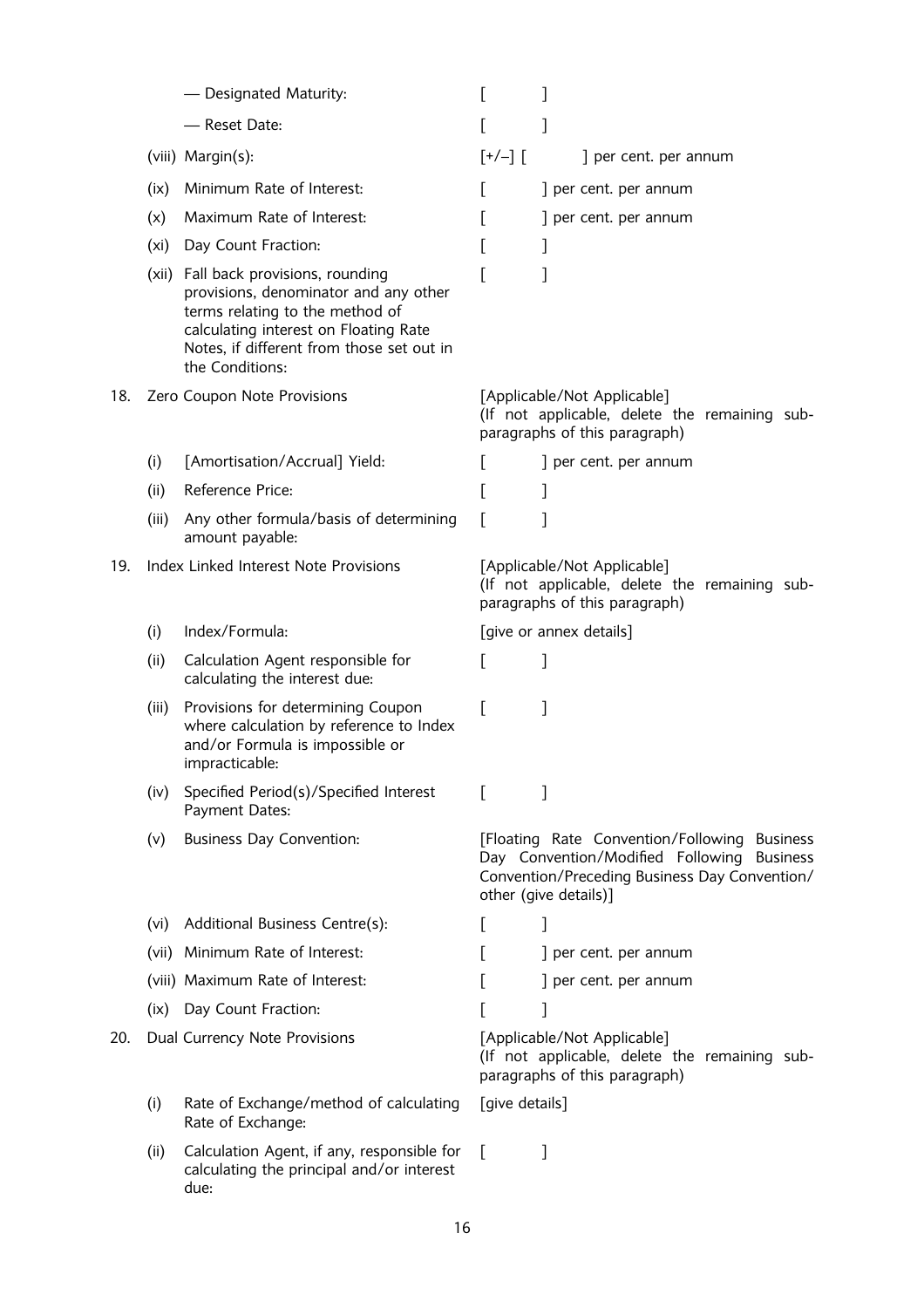| | | | |
|---|---|---|---|
| | | — Designated Maturity: | [ ] |
| | | — Reset Date: | [ ] |
| | (viii) | Margin(s): | [+/–] [ ] per cent. per annum |
| | (ix) | Minimum Rate of Interest: | [ ] per cent. per annum |
| | (x) | Maximum Rate of Interest: | [ ] per cent. per annum |
| | (xi) | Day Count Fraction: | [ ] |
| | (xii) | Fall back provisions, rounding provisions, denominator and any other terms relating to the method of calculating interest on Floating Rate Notes, if different from those set out in the Conditions: | [ ] |
| 18. | | Zero Coupon Note Provisions | [Applicable/Not Applicable] (If not applicable, delete the remaining sub-paragraphs of this paragraph) |
| | (i) | [Amortisation/Accrual] Yield: | [ ] per cent. per annum |
| | (ii) | Reference Price: | [ ] |
| | (iii) | Any other formula/basis of determining amount payable: | [ ] |
| 19. | | Index Linked Interest Note Provisions | [Applicable/Not Applicable] (If not applicable, delete the remaining sub-paragraphs of this paragraph) |
| | (i) | Index/Formula: | [give or annex details] |
| | (ii) | Calculation Agent responsible for calculating the interest due: | [ ] |
| | (iii) | Provisions for determining Coupon where calculation by reference to Index and/or Formula is impossible or impracticable: | [ ] |
| | (iv) | Specified Period(s)/Specified Interest Payment Dates: | [ ] |
| | (v) | Business Day Convention: | [Floating Rate Convention/Following Business Day Convention/Modified Following Business Convention/Preceding Business Day Convention/ other (give details)] |
| | (vi) | Additional Business Centre(s): | [ ] |
| | (vii) | Minimum Rate of Interest: | [ ] per cent. per annum |
| | (viii) | Maximum Rate of Interest: | [ ] per cent. per annum |
| | (ix) | Day Count Fraction: | [ ] |
| 20. | | Dual Currency Note Provisions | [Applicable/Not Applicable] (If not applicable, delete the remaining sub-paragraphs of this paragraph) |
| | (i) | Rate of Exchange/method of calculating Rate of Exchange: | [give details] |
| | (ii) | Calculation Agent, if any, responsible for calculating the principal and/or interest due: | [ ] |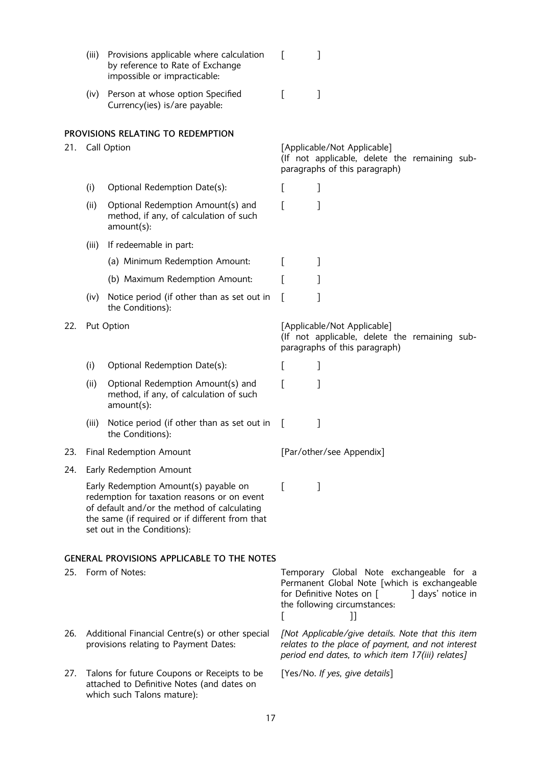| | | | |
|---|---|---|---|
| | (iii) | Provisions applicable where calculation by reference to Rate of Exchange impossible or impracticable: | [ ] |
| | (iv) | Person at whose option Specified Currency(ies) is/are payable: | [ ] |

## PROVISIONS RELATING TO REDEMPTION

| | | | |
|---|---|---|---|
| 21. | Call Option | | [Applicable/Not Applicable] (If not applicable, delete the remaining sub-paragraphs of this paragraph) |
| | (i) | Optional Redemption Date(s): | [ ] |
| | (ii) | Optional Redemption Amount(s) and method, if any, of calculation of such amount(s): | [ ] |
| | (iii) | If redeemable in part: | |
| | | (a) Minimum Redemption Amount: | [ ] |
| | | (b) Maximum Redemption Amount: | [ ] |
| | (iv) | Notice period (if other than as set out in the Conditions): | [ ] |
| 22. | Put Option | | [Applicable/Not Applicable] (If not applicable, delete the remaining sub-paragraphs of this paragraph) |
| | (i) | Optional Redemption Date(s): | [ ] |
| | (ii) | Optional Redemption Amount(s) and method, if any, of calculation of such amount(s): | [ ] |
| | (iii) | Notice period (if other than as set out in the Conditions): | [ ] |
| 23. | Final Redemption Amount | | [Par/other/see Appendix] |
| 24. | Early Redemption Amount | | |
| | Early Redemption Amount(s) payable on redemption for taxation reasons or on event of default and/or the method of calculating the same (if required or if different from that set out in the Conditions): | | [ ] |

## GENERAL PROVISIONS APPLICABLE TO THE NOTES

| | | |
|---|---|---|
| 25. | Form of Notes: | Temporary Global Note exchangeable for a Permanent Global Note [which is exchangeable for Definitive Notes on [ ] days' notice in the following circumstances: [ ]] |
| 26. | Additional Financial Centre(s) or other special provisions relating to Payment Dates: | *[Not Applicable/give details. Note that this item relates to the place of payment, and not interest period end dates, to which item 17(iii) relates]* |
| 27. | Talons for future Coupons or Receipts to be attached to Definitive Notes (and dates on which such Talons mature): | [Yes/No. *If yes, give details*] |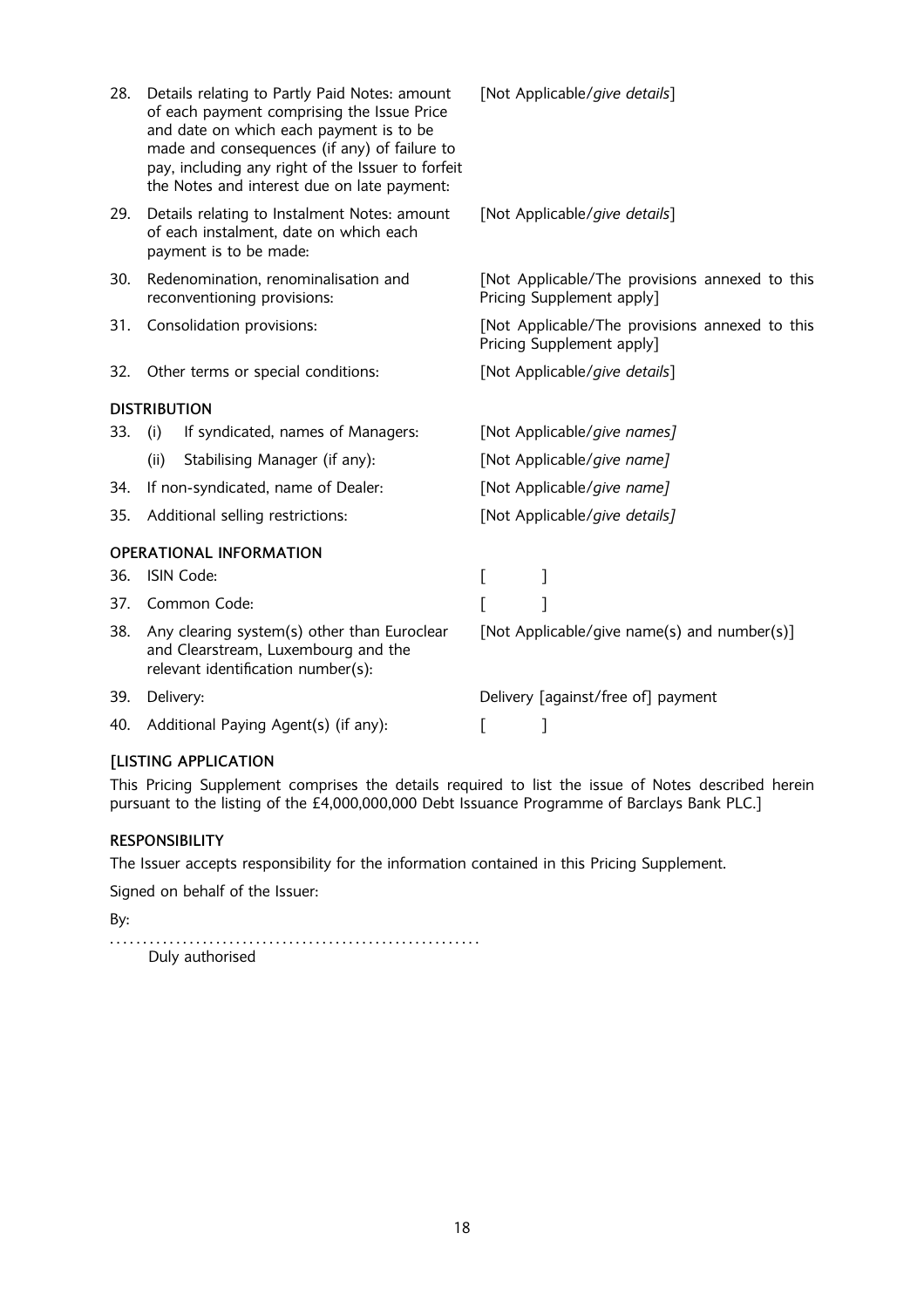| | | |
|---|---|---|
| 28. | Details relating to Partly Paid Notes: amount of each payment comprising the Issue Price and date on which each payment is to be made and consequences (if any) of failure to pay, including any right of the Issuer to forfeit the Notes and interest due on late payment: | [Not Applicable/*give details*] |
| 29. | Details relating to Instalment Notes: amount of each instalment, date on which each payment is to be made: | [Not Applicable/*give details*] |
| 30. | Redenomination, renominalisation and reconventioning provisions: | [Not Applicable/The provisions annexed to this Pricing Supplement apply] |
| 31. | Consolidation provisions: | [Not Applicable/The provisions annexed to this Pricing Supplement apply] |
| 32. | Other terms or special conditions: | [Not Applicable/*give details*] |

**DISTRIBUTION**

| | | |
|---|---|---|
| 33. | (i) If syndicated, names of Managers: | [Not Applicable/*give names]* |
| | (ii) Stabilising Manager (if any): | [Not Applicable/*give name]* |
| 34. | If non-syndicated, name of Dealer: | [Not Applicable/*give name]* |
| 35. | Additional selling restrictions: | [Not Applicable/*give details]* |

**OPERATIONAL INFORMATION**

| | | |
|---|---|---|
| 36. | ISIN Code: | [ ] |
| 37. | Common Code: | [ ] |
| 38. | Any clearing system(s) other than Euroclear and Clearstream, Luxembourg and the relevant identification number(s): | [Not Applicable/give name(s) and number(s)] |
| 39. | Delivery: | Delivery [against/free of] payment |
| 40. | Additional Paying Agent(s) (if any): | [ ] |

**[LISTING APPLICATION**

This Pricing Supplement comprises the details required to list the issue of Notes described herein pursuant to the listing of the £4,000,000,000 Debt Issuance Programme of Barclays Bank PLC.]

**RESPONSIBILITY**

The Issuer accepts responsibility for the information contained in this Pricing Supplement.

Signed on behalf of the Issuer:

By:

.......................................................

Duly authorised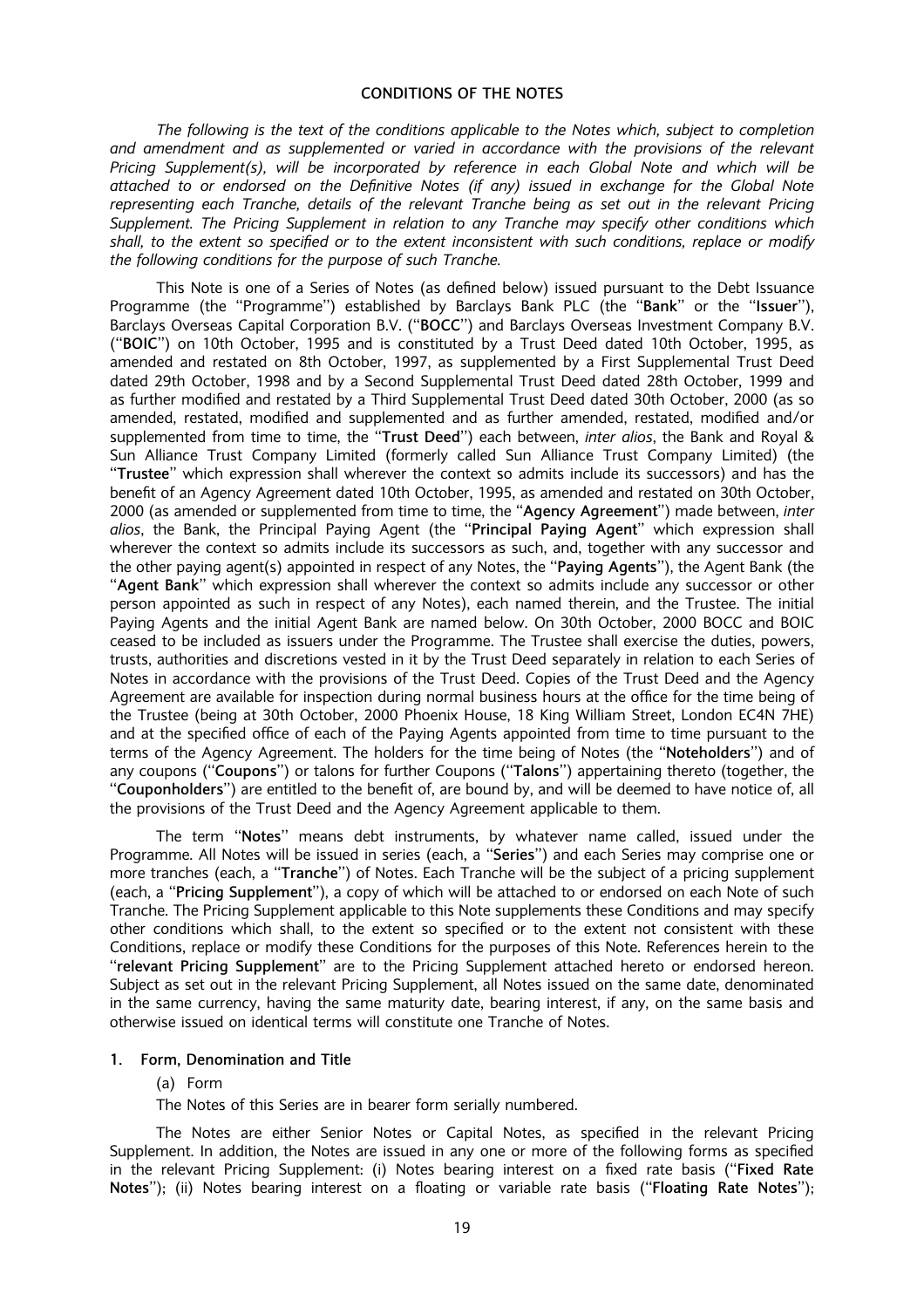## CONDITIONS OF THE NOTES

*The following is the text of the conditions applicable to the Notes which, subject to completion and amendment and as supplemented or varied in accordance with the provisions of the relevant Pricing Supplement(s), will be incorporated by reference in each Global Note and which will be attached to or endorsed on the Definitive Notes (if any) issued in exchange for the Global Note representing each Tranche, details of the relevant Tranche being as set out in the relevant Pricing Supplement. The Pricing Supplement in relation to any Tranche may specify other conditions which shall, to the extent so specified or to the extent inconsistent with such conditions, replace or modify the following conditions for the purpose of such Tranche.*

This Note is one of a Series of Notes (as defined below) issued pursuant to the Debt Issuance Programme (the ''Programme'') established by Barclays Bank PLC (the ''**Bank**'' or the ''**Issuer**''), Barclays Overseas Capital Corporation B.V. (''**BOCC**'') and Barclays Overseas Investment Company B.V. (''**BOIC**'') on 10th October, 1995 and is constituted by a Trust Deed dated 10th October, 1995, as amended and restated on 8th October, 1997, as supplemented by a First Supplemental Trust Deed dated 29th October, 1998 and by a Second Supplemental Trust Deed dated 28th October, 1999 and as further modified and restated by a Third Supplemental Trust Deed dated 30th October, 2000 (as so amended, restated, modified and supplemented and as further amended, restated, modified and/or supplemented from time to time, the ''**Trust Deed**'') each between, *inter alios*, the Bank and Royal & Sun Alliance Trust Company Limited (formerly called Sun Alliance Trust Company Limited) (the ''**Trustee**'' which expression shall wherever the context so admits include its successors) and has the benefit of an Agency Agreement dated 10th October, 1995, as amended and restated on 30th October, 2000 (as amended or supplemented from time to time, the ''**Agency Agreement**'') made between, *inter alios*, the Bank, the Principal Paying Agent (the ''**Principal Paying Agent**'' which expression shall wherever the context so admits include its successors as such, and, together with any successor and the other paying agent(s) appointed in respect of any Notes, the ''**Paying Agents**''), the Agent Bank (the ''**Agent Bank**'' which expression shall wherever the context so admits include any successor or other person appointed as such in respect of any Notes), each named therein, and the Trustee. The initial Paying Agents and the initial Agent Bank are named below. On 30th October, 2000 BOCC and BOIC ceased to be included as issuers under the Programme. The Trustee shall exercise the duties, powers, trusts, authorities and discretions vested in it by the Trust Deed separately in relation to each Series of Notes in accordance with the provisions of the Trust Deed. Copies of the Trust Deed and the Agency Agreement are available for inspection during normal business hours at the office for the time being of the Trustee (being at 30th October, 2000 Phoenix House, 18 King William Street, London EC4N 7HE) and at the specified office of each of the Paying Agents appointed from time to time pursuant to the terms of the Agency Agreement. The holders for the time being of Notes (the ''**Noteholders**'') and of any coupons (''**Coupons**'') or talons for further Coupons (''**Talons**'') appertaining thereto (together, the ''**Couponholders**'') are entitled to the benefit of, are bound by, and will be deemed to have notice of, all the provisions of the Trust Deed and the Agency Agreement applicable to them.

The term ''**Notes**'' means debt instruments, by whatever name called, issued under the Programme. All Notes will be issued in series (each, a ''**Series**'') and each Series may comprise one or more tranches (each, a ''**Tranche**'') of Notes. Each Tranche will be the subject of a pricing supplement (each, a ''**Pricing Supplement**''), a copy of which will be attached to or endorsed on each Note of such Tranche. The Pricing Supplement applicable to this Note supplements these Conditions and may specify other conditions which shall, to the extent so specified or to the extent not consistent with these Conditions, replace or modify these Conditions for the purposes of this Note. References herein to the ''**relevant Pricing Supplement**'' are to the Pricing Supplement attached hereto or endorsed hereon. Subject as set out in the relevant Pricing Supplement, all Notes issued on the same date, denominated in the same currency, having the same maturity date, bearing interest, if any, on the same basis and otherwise issued on identical terms will constitute one Tranche of Notes.

### 1. Form, Denomination and Title

(a) Form

The Notes of this Series are in bearer form serially numbered.

The Notes are either Senior Notes or Capital Notes, as specified in the relevant Pricing Supplement. In addition, the Notes are issued in any one or more of the following forms as specified in the relevant Pricing Supplement: (i) Notes bearing interest on a fixed rate basis (''**Fixed Rate Notes**''); (ii) Notes bearing interest on a floating or variable rate basis (''**Floating Rate Notes**'');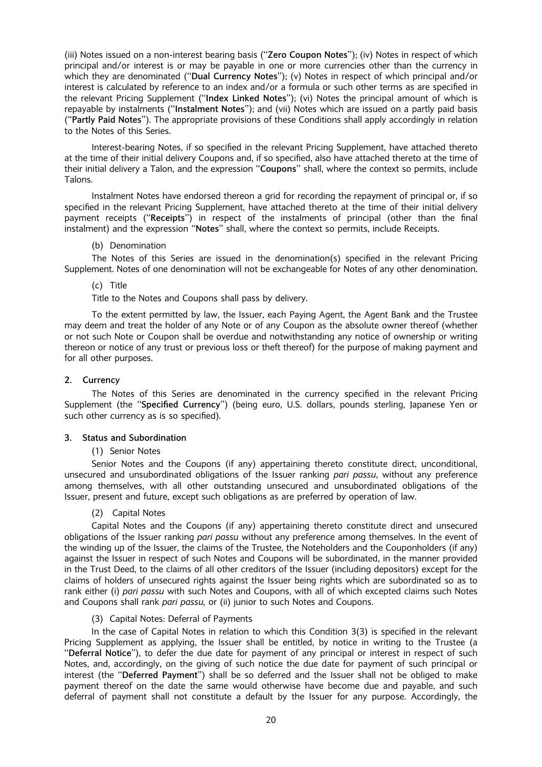(iii) Notes issued on a non-interest bearing basis ("**Zero Coupon Notes**"); (iv) Notes in respect of which principal and/or interest is or may be payable in one or more currencies other than the currency in which they are denominated ("**Dual Currency Notes**"); (v) Notes in respect of which principal and/or interest is calculated by reference to an index and/or a formula or such other terms as are specified in the relevant Pricing Supplement ("**Index Linked Notes**"); (vi) Notes the principal amount of which is repayable by instalments ("**Instalment Notes**"); and (vii) Notes which are issued on a partly paid basis ("**Partly Paid Notes**"). The appropriate provisions of these Conditions shall apply accordingly in relation to the Notes of this Series.

Interest-bearing Notes, if so specified in the relevant Pricing Supplement, have attached thereto at the time of their initial delivery Coupons and, if so specified, also have attached thereto at the time of their initial delivery a Talon, and the expression "**Coupons**" shall, where the context so permits, include Talons.

Instalment Notes have endorsed thereon a grid for recording the repayment of principal or, if so specified in the relevant Pricing Supplement, have attached thereto at the time of their initial delivery payment receipts ("**Receipts**") in respect of the instalments of principal (other than the final instalment) and the expression "**Notes**" shall, where the context so permits, include Receipts.

(b) Denomination

The Notes of this Series are issued in the denomination(s) specified in the relevant Pricing Supplement. Notes of one denomination will not be exchangeable for Notes of any other denomination.

(c) Title

Title to the Notes and Coupons shall pass by delivery.

To the extent permitted by law, the Issuer, each Paying Agent, the Agent Bank and the Trustee may deem and treat the holder of any Note or of any Coupon as the absolute owner thereof (whether or not such Note or Coupon shall be overdue and notwithstanding any notice of ownership or writing thereon or notice of any trust or previous loss or theft thereof) for the purpose of making payment and for all other purposes.

## 2. Currency

The Notes of this Series are denominated in the currency specified in the relevant Pricing Supplement (the "**Specified Currency**") (being euro, U.S. dollars, pounds sterling, Japanese Yen or such other currency as is so specified).

## 3. Status and Subordination

(1) Senior Notes

Senior Notes and the Coupons (if any) appertaining thereto constitute direct, unconditional, unsecured and unsubordinated obligations of the Issuer ranking *pari passu*, without any preference among themselves, with all other outstanding unsecured and unsubordinated obligations of the Issuer, present and future, except such obligations as are preferred by operation of law.

(2) Capital Notes

Capital Notes and the Coupons (if any) appertaining thereto constitute direct and unsecured obligations of the Issuer ranking *pari passu* without any preference among themselves. In the event of the winding up of the Issuer, the claims of the Trustee, the Noteholders and the Couponholders (if any) against the Issuer in respect of such Notes and Coupons will be subordinated, in the manner provided in the Trust Deed, to the claims of all other creditors of the Issuer (including depositors) except for the claims of holders of unsecured rights against the Issuer being rights which are subordinated so as to rank either (i) *pari passu* with such Notes and Coupons, with all of which excepted claims such Notes and Coupons shall rank *pari passu,* or (ii) junior to such Notes and Coupons.

(3) Capital Notes: Deferral of Payments

In the case of Capital Notes in relation to which this Condition 3(3) is specified in the relevant Pricing Supplement as applying, the Issuer shall be entitled, by notice in writing to the Trustee (a "**Deferral Notice**"), to defer the due date for payment of any principal or interest in respect of such Notes, and, accordingly, on the giving of such notice the due date for payment of such principal or interest (the "**Deferred Payment**") shall be so deferred and the Issuer shall not be obliged to make payment thereof on the date the same would otherwise have become due and payable, and such deferral of payment shall not constitute a default by the Issuer for any purpose. Accordingly, the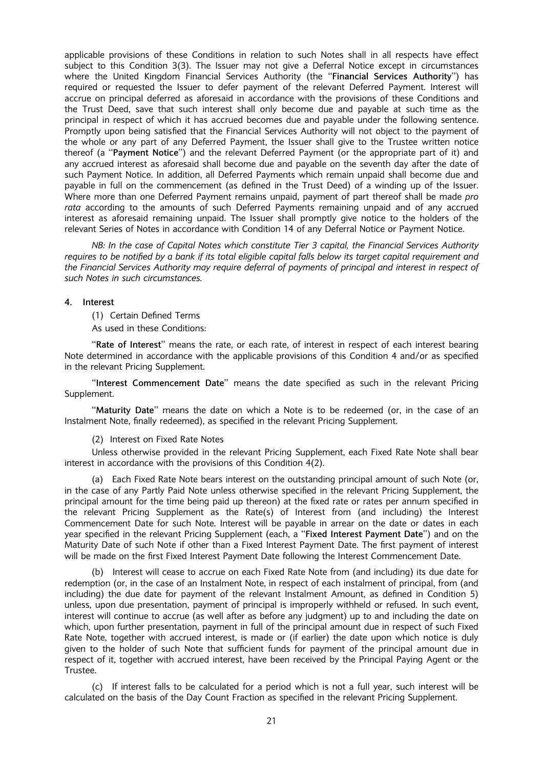applicable provisions of these Conditions in relation to such Notes shall in all respects have effect subject to this Condition 3(3). The Issuer may not give a Deferral Notice except in circumstances where the United Kingdom Financial Services Authority (the "**Financial Services Authority**") has required or requested the Issuer to defer payment of the relevant Deferred Payment. Interest will accrue on principal deferred as aforesaid in accordance with the provisions of these Conditions and the Trust Deed, save that such interest shall only become due and payable at such time as the principal in respect of which it has accrued becomes due and payable under the following sentence. Promptly upon being satisfied that the Financial Services Authority will not object to the payment of the whole or any part of any Deferred Payment, the Issuer shall give to the Trustee written notice thereof (a "**Payment Notice**") and the relevant Deferred Payment (or the appropriate part of it) and any accrued interest as aforesaid shall become due and payable on the seventh day after the date of such Payment Notice. In addition, all Deferred Payments which remain unpaid shall become due and payable in full on the commencement (as defined in the Trust Deed) of a winding up of the Issuer. Where more than one Deferred Payment remains unpaid, payment of part thereof shall be made *pro rata* according to the amounts of such Deferred Payments remaining unpaid and of any accrued interest as aforesaid remaining unpaid. The Issuer shall promptly give notice to the holders of the relevant Series of Notes in accordance with Condition 14 of any Deferral Notice or Payment Notice.

*NB: In the case of Capital Notes which constitute Tier 3 capital, the Financial Services Authority requires to be notified by a bank if its total eligible capital falls below its target capital requirement and the Financial Services Authority may require deferral of payments of principal and interest in respect of such Notes in such circumstances.*

## 4. Interest

(1) Certain Defined Terms

As used in these Conditions:

"**Rate of Interest**" means the rate, or each rate, of interest in respect of each interest bearing Note determined in accordance with the applicable provisions of this Condition 4 and/or as specified in the relevant Pricing Supplement.

"**Interest Commencement Date**" means the date specified as such in the relevant Pricing Supplement.

"**Maturity Date**" means the date on which a Note is to be redeemed (or, in the case of an Instalment Note, finally redeemed), as specified in the relevant Pricing Supplement.

(2) Interest on Fixed Rate Notes

Unless otherwise provided in the relevant Pricing Supplement, each Fixed Rate Note shall bear interest in accordance with the provisions of this Condition 4(2).

(a) Each Fixed Rate Note bears interest on the outstanding principal amount of such Note (or, in the case of any Partly Paid Note unless otherwise specified in the relevant Pricing Supplement, the principal amount for the time being paid up thereon) at the fixed rate or rates per annum specified in the relevant Pricing Supplement as the Rate(s) of Interest from (and including) the Interest Commencement Date for such Note. Interest will be payable in arrear on the date or dates in each year specified in the relevant Pricing Supplement (each, a "**Fixed Interest Payment Date**") and on the Maturity Date of such Note if other than a Fixed Interest Payment Date. The first payment of interest will be made on the first Fixed Interest Payment Date following the Interest Commencement Date.

(b) Interest will cease to accrue on each Fixed Rate Note from (and including) its due date for redemption (or, in the case of an Instalment Note, in respect of each instalment of principal, from (and including) the due date for payment of the relevant Instalment Amount, as defined in Condition 5) unless, upon due presentation, payment of principal is improperly withheld or refused. In such event, interest will continue to accrue (as well after as before any judgment) up to and including the date on which, upon further presentation, payment in full of the principal amount due in respect of such Fixed Rate Note, together with accrued interest, is made or (if earlier) the date upon which notice is duly given to the holder of such Note that sufficient funds for payment of the principal amount due in respect of it, together with accrued interest, have been received by the Principal Paying Agent or the Trustee.

(c) If interest falls to be calculated for a period which is not a full year, such interest will be calculated on the basis of the Day Count Fraction as specified in the relevant Pricing Supplement.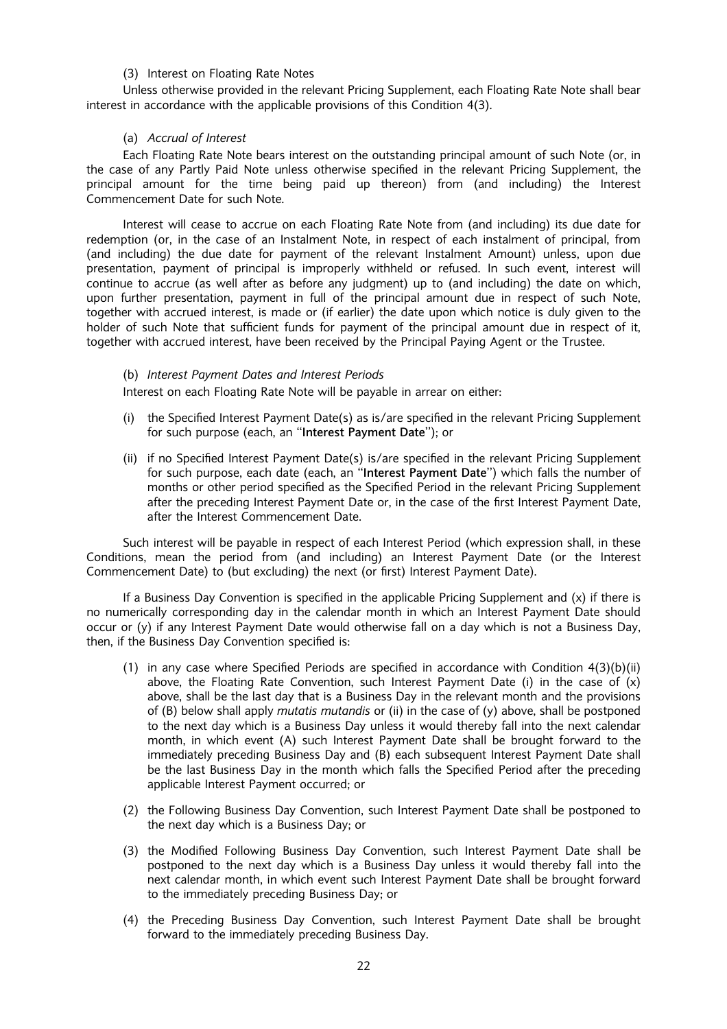(3) Interest on Floating Rate Notes

Unless otherwise provided in the relevant Pricing Supplement, each Floating Rate Note shall bear interest in accordance with the applicable provisions of this Condition 4(3).

(a) *Accrual of Interest*

Each Floating Rate Note bears interest on the outstanding principal amount of such Note (or, in the case of any Partly Paid Note unless otherwise specified in the relevant Pricing Supplement, the principal amount for the time being paid up thereon) from (and including) the Interest Commencement Date for such Note.

Interest will cease to accrue on each Floating Rate Note from (and including) its due date for redemption (or, in the case of an Instalment Note, in respect of each instalment of principal, from (and including) the due date for payment of the relevant Instalment Amount) unless, upon due presentation, payment of principal is improperly withheld or refused. In such event, interest will continue to accrue (as well after as before any judgment) up to (and including) the date on which, upon further presentation, payment in full of the principal amount due in respect of such Note, together with accrued interest, is made or (if earlier) the date upon which notice is duly given to the holder of such Note that sufficient funds for payment of the principal amount due in respect of it, together with accrued interest, have been received by the Principal Paying Agent or the Trustee.

(b) *Interest Payment Dates and Interest Periods*

Interest on each Floating Rate Note will be payable in arrear on either:

(i) the Specified Interest Payment Date(s) as is/are specified in the relevant Pricing Supplement for such purpose (each, an "**Interest Payment Date**"); or

(ii) if no Specified Interest Payment Date(s) is/are specified in the relevant Pricing Supplement for such purpose, each date (each, an "**Interest Payment Date**") which falls the number of months or other period specified as the Specified Period in the relevant Pricing Supplement after the preceding Interest Payment Date or, in the case of the first Interest Payment Date, after the Interest Commencement Date.

Such interest will be payable in respect of each Interest Period (which expression shall, in these Conditions, mean the period from (and including) an Interest Payment Date (or the Interest Commencement Date) to (but excluding) the next (or first) Interest Payment Date).

If a Business Day Convention is specified in the applicable Pricing Supplement and (x) if there is no numerically corresponding day in the calendar month in which an Interest Payment Date should occur or (y) if any Interest Payment Date would otherwise fall on a day which is not a Business Day, then, if the Business Day Convention specified is:

(1) in any case where Specified Periods are specified in accordance with Condition 4(3)(b)(ii) above, the Floating Rate Convention, such Interest Payment Date (i) in the case of (x) above, shall be the last day that is a Business Day in the relevant month and the provisions of (B) below shall apply *mutatis mutandis* or (ii) in the case of (y) above, shall be postponed to the next day which is a Business Day unless it would thereby fall into the next calendar month, in which event (A) such Interest Payment Date shall be brought forward to the immediately preceding Business Day and (B) each subsequent Interest Payment Date shall be the last Business Day in the month which falls the Specified Period after the preceding applicable Interest Payment occurred; or

(2) the Following Business Day Convention, such Interest Payment Date shall be postponed to the next day which is a Business Day; or

(3) the Modified Following Business Day Convention, such Interest Payment Date shall be postponed to the next day which is a Business Day unless it would thereby fall into the next calendar month, in which event such Interest Payment Date shall be brought forward to the immediately preceding Business Day; or

(4) the Preceding Business Day Convention, such Interest Payment Date shall be brought forward to the immediately preceding Business Day.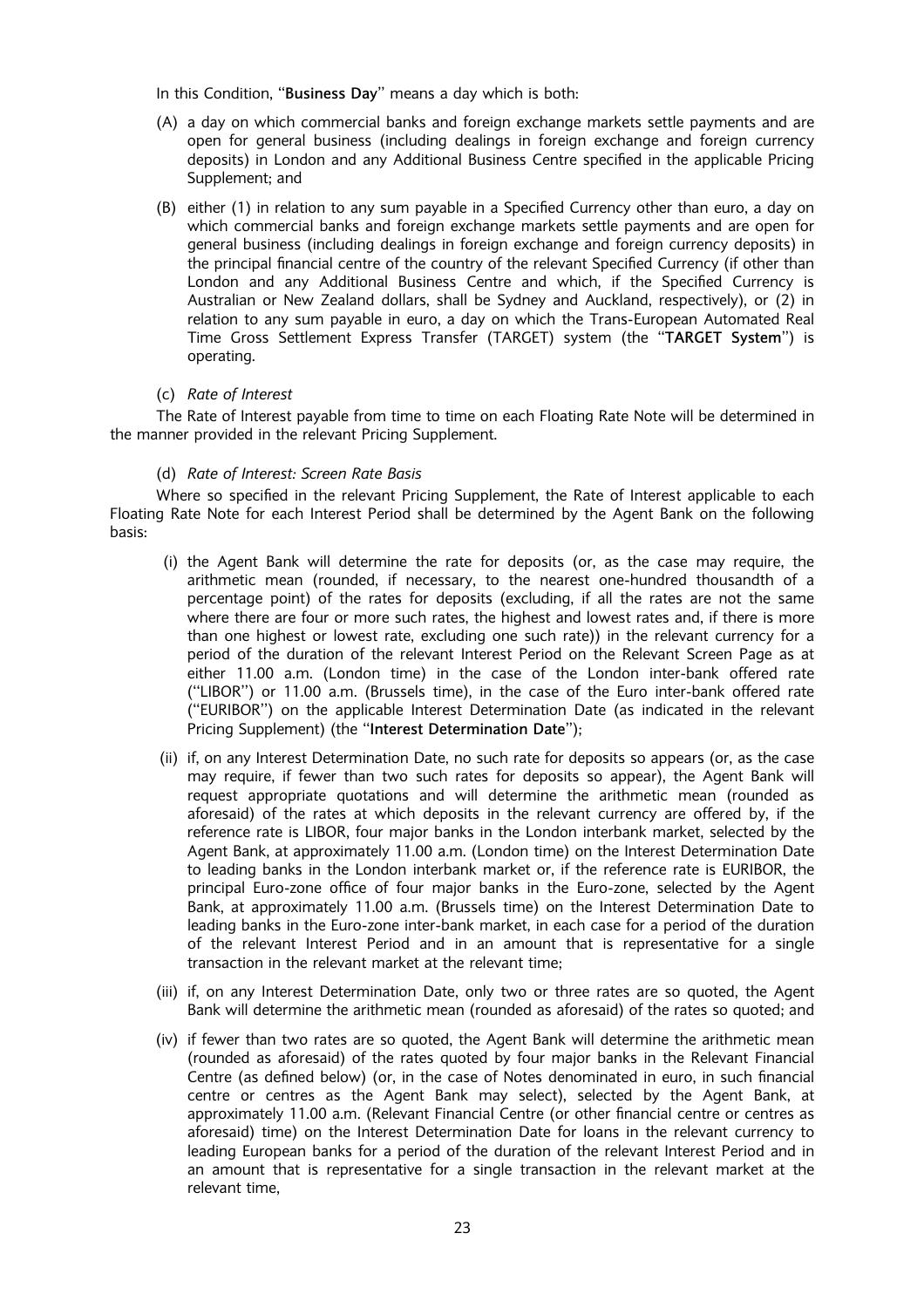In this Condition, "**Business Day**" means a day which is both:

(A) a day on which commercial banks and foreign exchange markets settle payments and are open for general business (including dealings in foreign exchange and foreign currency deposits) in London and any Additional Business Centre specified in the applicable Pricing Supplement; and

(B) either (1) in relation to any sum payable in a Specified Currency other than euro, a day on which commercial banks and foreign exchange markets settle payments and are open for general business (including dealings in foreign exchange and foreign currency deposits) in the principal financial centre of the country of the relevant Specified Currency (if other than London and any Additional Business Centre and which, if the Specified Currency is Australian or New Zealand dollars, shall be Sydney and Auckland, respectively), or (2) in relation to any sum payable in euro, a day on which the Trans-European Automated Real Time Gross Settlement Express Transfer (TARGET) system (the "**TARGET System**") is operating.

(c) *Rate of Interest*

The Rate of Interest payable from time to time on each Floating Rate Note will be determined in the manner provided in the relevant Pricing Supplement.

(d) *Rate of Interest: Screen Rate Basis*

Where so specified in the relevant Pricing Supplement, the Rate of Interest applicable to each Floating Rate Note for each Interest Period shall be determined by the Agent Bank on the following basis:

(i) the Agent Bank will determine the rate for deposits (or, as the case may require, the arithmetic mean (rounded, if necessary, to the nearest one-hundred thousandth of a percentage point) of the rates for deposits (excluding, if all the rates are not the same where there are four or more such rates, the highest and lowest rates and, if there is more than one highest or lowest rate, excluding one such rate)) in the relevant currency for a period of the duration of the relevant Interest Period on the Relevant Screen Page as at either 11.00 a.m. (London time) in the case of the London inter-bank offered rate ("LIBOR") or 11.00 a.m. (Brussels time), in the case of the Euro inter-bank offered rate ("EURIBOR") on the applicable Interest Determination Date (as indicated in the relevant Pricing Supplement) (the "**Interest Determination Date**");

(ii) if, on any Interest Determination Date, no such rate for deposits so appears (or, as the case may require, if fewer than two such rates for deposits so appear), the Agent Bank will request appropriate quotations and will determine the arithmetic mean (rounded as aforesaid) of the rates at which deposits in the relevant currency are offered by, if the reference rate is LIBOR, four major banks in the London interbank market, selected by the Agent Bank, at approximately 11.00 a.m. (London time) on the Interest Determination Date to leading banks in the London interbank market or, if the reference rate is EURIBOR, the principal Euro-zone office of four major banks in the Euro-zone, selected by the Agent Bank, at approximately 11.00 a.m. (Brussels time) on the Interest Determination Date to leading banks in the Euro-zone inter-bank market, in each case for a period of the duration of the relevant Interest Period and in an amount that is representative for a single transaction in the relevant market at the relevant time;

(iii) if, on any Interest Determination Date, only two or three rates are so quoted, the Agent Bank will determine the arithmetic mean (rounded as aforesaid) of the rates so quoted; and

(iv) if fewer than two rates are so quoted, the Agent Bank will determine the arithmetic mean (rounded as aforesaid) of the rates quoted by four major banks in the Relevant Financial Centre (as defined below) (or, in the case of Notes denominated in euro, in such financial centre or centres as the Agent Bank may select), selected by the Agent Bank, at approximately 11.00 a.m. (Relevant Financial Centre (or other financial centre or centres as aforesaid) time) on the Interest Determination Date for loans in the relevant currency to leading European banks for a period of the duration of the relevant Interest Period and in an amount that is representative for a single transaction in the relevant market at the relevant time,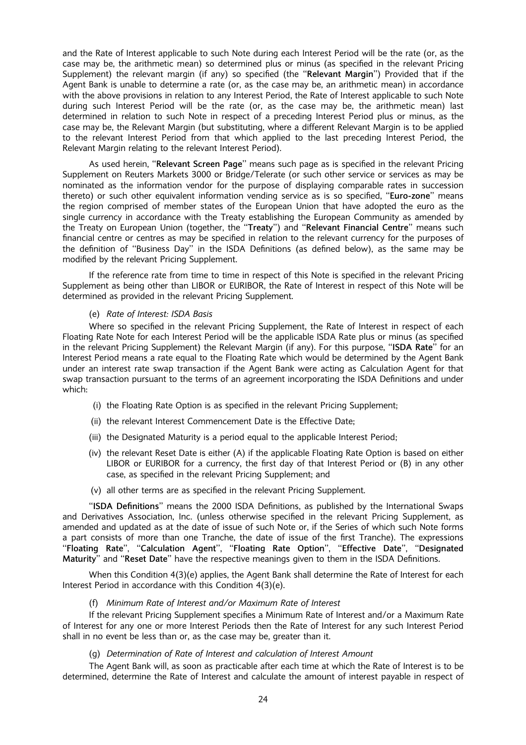and the Rate of Interest applicable to such Note during each Interest Period will be the rate (or, as the case may be, the arithmetic mean) so determined plus or minus (as specified in the relevant Pricing Supplement) the relevant margin (if any) so specified (the "**Relevant Margin**") Provided that if the Agent Bank is unable to determine a rate (or, as the case may be, an arithmetic mean) in accordance with the above provisions in relation to any Interest Period, the Rate of Interest applicable to such Note during such Interest Period will be the rate (or, as the case may be, the arithmetic mean) last determined in relation to such Note in respect of a preceding Interest Period plus or minus, as the case may be, the Relevant Margin (but substituting, where a different Relevant Margin is to be applied to the relevant Interest Period from that which applied to the last preceding Interest Period, the Relevant Margin relating to the relevant Interest Period).

As used herein, "**Relevant Screen Page**" means such page as is specified in the relevant Pricing Supplement on Reuters Markets 3000 or Bridge/Telerate (or such other service or services as may be nominated as the information vendor for the purpose of displaying comparable rates in succession thereto) or such other equivalent information vending service as is so specified, "**Euro-zone**" means the region comprised of member states of the European Union that have adopted the euro as the single currency in accordance with the Treaty establishing the European Community as amended by the Treaty on European Union (together, the "**Treaty**") and "**Relevant Financial Centre**" means such financial centre or centres as may be specified in relation to the relevant currency for the purposes of the definition of "Business Day" in the ISDA Definitions (as defined below), as the same may be modified by the relevant Pricing Supplement.

If the reference rate from time to time in respect of this Note is specified in the relevant Pricing Supplement as being other than LIBOR or EURIBOR, the Rate of Interest in respect of this Note will be determined as provided in the relevant Pricing Supplement.

(e) *Rate of Interest: ISDA Basis*

Where so specified in the relevant Pricing Supplement, the Rate of Interest in respect of each Floating Rate Note for each Interest Period will be the applicable ISDA Rate plus or minus (as specified in the relevant Pricing Supplement) the Relevant Margin (if any). For this purpose, "**ISDA Rate**" for an Interest Period means a rate equal to the Floating Rate which would be determined by the Agent Bank under an interest rate swap transaction if the Agent Bank were acting as Calculation Agent for that swap transaction pursuant to the terms of an agreement incorporating the ISDA Definitions and under which:

(i) the Floating Rate Option is as specified in the relevant Pricing Supplement;

(ii) the relevant Interest Commencement Date is the Effective Date;

(iii) the Designated Maturity is a period equal to the applicable Interest Period;

(iv) the relevant Reset Date is either (A) if the applicable Floating Rate Option is based on either LIBOR or EURIBOR for a currency, the first day of that Interest Period or (B) in any other case, as specified in the relevant Pricing Supplement; and

(v) all other terms are as specified in the relevant Pricing Supplement.

"**ISDA Definitions**" means the 2000 ISDA Definitions, as published by the International Swaps and Derivatives Association, Inc. (unless otherwise specified in the relevant Pricing Supplement, as amended and updated as at the date of issue of such Note or, if the Series of which such Note forms a part consists of more than one Tranche, the date of issue of the first Tranche). The expressions "**Floating Rate**", "**Calculation Agent**", "**Floating Rate Option**", "**Effective Date**", "**Designated Maturity**" and "**Reset Date**" have the respective meanings given to them in the ISDA Definitions.

When this Condition 4(3)(e) applies, the Agent Bank shall determine the Rate of Interest for each Interest Period in accordance with this Condition 4(3)(e).

(f) *Minimum Rate of Interest and/or Maximum Rate of Interest*

If the relevant Pricing Supplement specifies a Minimum Rate of Interest and/or a Maximum Rate of Interest for any one or more Interest Periods then the Rate of Interest for any such Interest Period shall in no event be less than or, as the case may be, greater than it.

(g) *Determination of Rate of Interest and calculation of Interest Amount*

The Agent Bank will, as soon as practicable after each time at which the Rate of Interest is to be determined, determine the Rate of Interest and calculate the amount of interest payable in respect of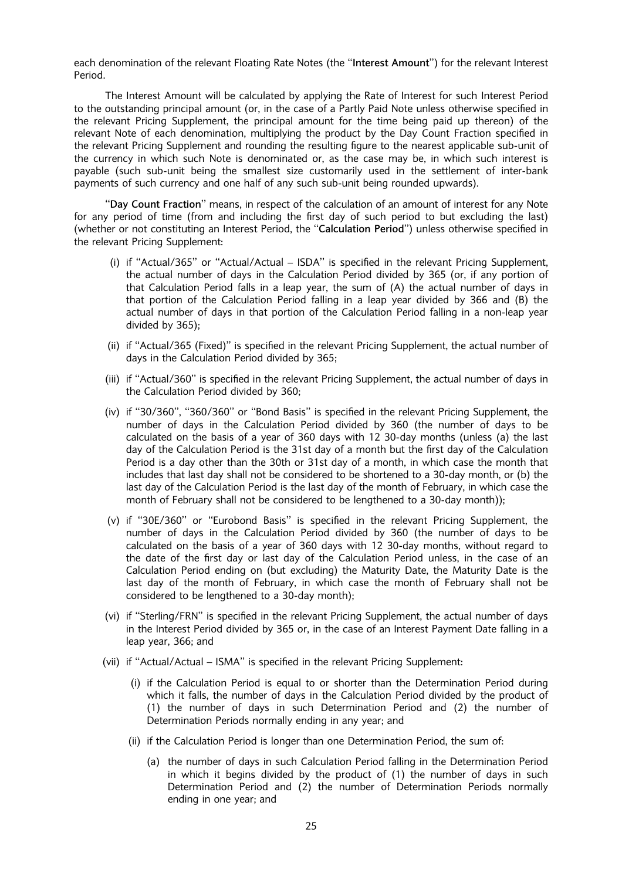each denomination of the relevant Floating Rate Notes (the "**Interest Amount**") for the relevant Interest Period.

The Interest Amount will be calculated by applying the Rate of Interest for such Interest Period to the outstanding principal amount (or, in the case of a Partly Paid Note unless otherwise specified in the relevant Pricing Supplement, the principal amount for the time being paid up thereon) of the relevant Note of each denomination, multiplying the product by the Day Count Fraction specified in the relevant Pricing Supplement and rounding the resulting figure to the nearest applicable sub-unit of the currency in which such Note is denominated or, as the case may be, in which such interest is payable (such sub-unit being the smallest size customarily used in the settlement of inter-bank payments of such currency and one half of any such sub-unit being rounded upwards).

"**Day Count Fraction**" means, in respect of the calculation of an amount of interest for any Note for any period of time (from and including the first day of such period to but excluding the last) (whether or not constituting an Interest Period, the "**Calculation Period**") unless otherwise specified in the relevant Pricing Supplement:

(i) if "Actual/365" or "Actual/Actual – ISDA" is specified in the relevant Pricing Supplement, the actual number of days in the Calculation Period divided by 365 (or, if any portion of that Calculation Period falls in a leap year, the sum of (A) the actual number of days in that portion of the Calculation Period falling in a leap year divided by 366 and (B) the actual number of days in that portion of the Calculation Period falling in a non-leap year divided by 365);

(ii) if "Actual/365 (Fixed)" is specified in the relevant Pricing Supplement, the actual number of days in the Calculation Period divided by 365;

(iii) if "Actual/360" is specified in the relevant Pricing Supplement, the actual number of days in the Calculation Period divided by 360;

(iv) if "30/360", "360/360" or "Bond Basis" is specified in the relevant Pricing Supplement, the number of days in the Calculation Period divided by 360 (the number of days to be calculated on the basis of a year of 360 days with 12 30-day months (unless (a) the last day of the Calculation Period is the 31st day of a month but the first day of the Calculation Period is a day other than the 30th or 31st day of a month, in which case the month that includes that last day shall not be considered to be shortened to a 30-day month, or (b) the last day of the Calculation Period is the last day of the month of February, in which case the month of February shall not be considered to be lengthened to a 30-day month));

(v) if "30E/360" or "Eurobond Basis" is specified in the relevant Pricing Supplement, the number of days in the Calculation Period divided by 360 (the number of days to be calculated on the basis of a year of 360 days with 12 30-day months, without regard to the date of the first day or last day of the Calculation Period unless, in the case of an Calculation Period ending on (but excluding) the Maturity Date, the Maturity Date is the last day of the month of February, in which case the month of February shall not be considered to be lengthened to a 30-day month);

(vi) if "Sterling/FRN" is specified in the relevant Pricing Supplement, the actual number of days in the Interest Period divided by 365 or, in the case of an Interest Payment Date falling in a leap year, 366; and

(vii) if "Actual/Actual – ISMA" is specified in the relevant Pricing Supplement:

   (i) if the Calculation Period is equal to or shorter than the Determination Period during which it falls, the number of days in the Calculation Period divided by the product of (1) the number of days in such Determination Period and (2) the number of Determination Periods normally ending in any year; and

   (ii) if the Calculation Period is longer than one Determination Period, the sum of:

      (a) the number of days in such Calculation Period falling in the Determination Period in which it begins divided by the product of (1) the number of days in such Determination Period and (2) the number of Determination Periods normally ending in one year; and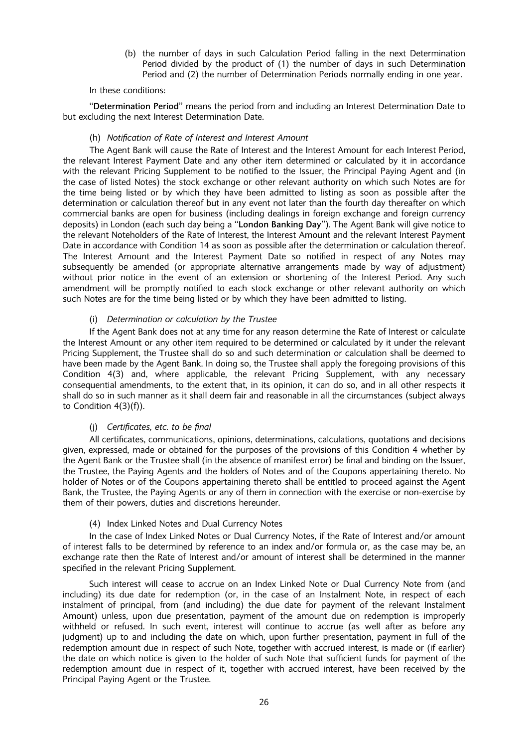(b) the number of days in such Calculation Period falling in the next Determination Period divided by the product of (1) the number of days in such Determination Period and (2) the number of Determination Periods normally ending in one year.

In these conditions:

"**Determination Period**" means the period from and including an Interest Determination Date to but excluding the next Interest Determination Date.

(h) *Notification of Rate of Interest and Interest Amount*

The Agent Bank will cause the Rate of Interest and the Interest Amount for each Interest Period, the relevant Interest Payment Date and any other item determined or calculated by it in accordance with the relevant Pricing Supplement to be notified to the Issuer, the Principal Paying Agent and (in the case of listed Notes) the stock exchange or other relevant authority on which such Notes are for the time being listed or by which they have been admitted to listing as soon as possible after the determination or calculation thereof but in any event not later than the fourth day thereafter on which commercial banks are open for business (including dealings in foreign exchange and foreign currency deposits) in London (each such day being a "**London Banking Day**"). The Agent Bank will give notice to the relevant Noteholders of the Rate of Interest, the Interest Amount and the relevant Interest Payment Date in accordance with Condition 14 as soon as possible after the determination or calculation thereof. The Interest Amount and the Interest Payment Date so notified in respect of any Notes may subsequently be amended (or appropriate alternative arrangements made by way of adjustment) without prior notice in the event of an extension or shortening of the Interest Period. Any such amendment will be promptly notified to each stock exchange or other relevant authority on which such Notes are for the time being listed or by which they have been admitted to listing.

(i) *Determination or calculation by the Trustee*

If the Agent Bank does not at any time for any reason determine the Rate of Interest or calculate the Interest Amount or any other item required to be determined or calculated by it under the relevant Pricing Supplement, the Trustee shall do so and such determination or calculation shall be deemed to have been made by the Agent Bank. In doing so, the Trustee shall apply the foregoing provisions of this Condition 4(3) and, where applicable, the relevant Pricing Supplement, with any necessary consequential amendments, to the extent that, in its opinion, it can do so, and in all other respects it shall do so in such manner as it shall deem fair and reasonable in all the circumstances (subject always to Condition 4(3)(f)).

(j) *Certificates, etc. to be final*

All certificates, communications, opinions, determinations, calculations, quotations and decisions given, expressed, made or obtained for the purposes of the provisions of this Condition 4 whether by the Agent Bank or the Trustee shall (in the absence of manifest error) be final and binding on the Issuer, the Trustee, the Paying Agents and the holders of Notes and of the Coupons appertaining thereto. No holder of Notes or of the Coupons appertaining thereto shall be entitled to proceed against the Agent Bank, the Trustee, the Paying Agents or any of them in connection with the exercise or non-exercise by them of their powers, duties and discretions hereunder.

(4) Index Linked Notes and Dual Currency Notes

In the case of Index Linked Notes or Dual Currency Notes, if the Rate of Interest and/or amount of interest falls to be determined by reference to an index and/or formula or, as the case may be, an exchange rate then the Rate of Interest and/or amount of interest shall be determined in the manner specified in the relevant Pricing Supplement.

Such interest will cease to accrue on an Index Linked Note or Dual Currency Note from (and including) its due date for redemption (or, in the case of an Instalment Note, in respect of each instalment of principal, from (and including) the due date for payment of the relevant Instalment Amount) unless, upon due presentation, payment of the amount due on redemption is improperly withheld or refused. In such event, interest will continue to accrue (as well after as before any judgment) up to and including the date on which, upon further presentation, payment in full of the redemption amount due in respect of such Note, together with accrued interest, is made or (if earlier) the date on which notice is given to the holder of such Note that sufficient funds for payment of the redemption amount due in respect of it, together with accrued interest, have been received by the Principal Paying Agent or the Trustee.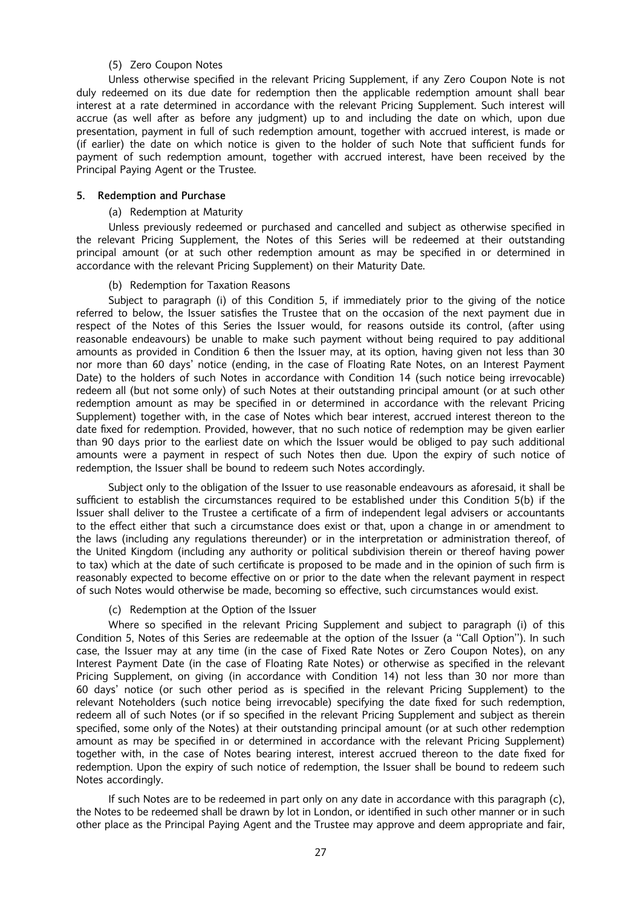(5) Zero Coupon Notes

Unless otherwise specified in the relevant Pricing Supplement, if any Zero Coupon Note is not duly redeemed on its due date for redemption then the applicable redemption amount shall bear interest at a rate determined in accordance with the relevant Pricing Supplement. Such interest will accrue (as well after as before any judgment) up to and including the date on which, upon due presentation, payment in full of such redemption amount, together with accrued interest, is made or (if earlier) the date on which notice is given to the holder of such Note that sufficient funds for payment of such redemption amount, together with accrued interest, have been received by the Principal Paying Agent or the Trustee.

## 5. Redemption and Purchase

(a) Redemption at Maturity

Unless previously redeemed or purchased and cancelled and subject as otherwise specified in the relevant Pricing Supplement, the Notes of this Series will be redeemed at their outstanding principal amount (or at such other redemption amount as may be specified in or determined in accordance with the relevant Pricing Supplement) on their Maturity Date.

(b) Redemption for Taxation Reasons

Subject to paragraph (i) of this Condition 5, if immediately prior to the giving of the notice referred to below, the Issuer satisfies the Trustee that on the occasion of the next payment due in respect of the Notes of this Series the Issuer would, for reasons outside its control, (after using reasonable endeavours) be unable to make such payment without being required to pay additional amounts as provided in Condition 6 then the Issuer may, at its option, having given not less than 30 nor more than 60 days' notice (ending, in the case of Floating Rate Notes, on an Interest Payment Date) to the holders of such Notes in accordance with Condition 14 (such notice being irrevocable) redeem all (but not some only) of such Notes at their outstanding principal amount (or at such other redemption amount as may be specified in or determined in accordance with the relevant Pricing Supplement) together with, in the case of Notes which bear interest, accrued interest thereon to the date fixed for redemption. Provided, however, that no such notice of redemption may be given earlier than 90 days prior to the earliest date on which the Issuer would be obliged to pay such additional amounts were a payment in respect of such Notes then due. Upon the expiry of such notice of redemption, the Issuer shall be bound to redeem such Notes accordingly.

Subject only to the obligation of the Issuer to use reasonable endeavours as aforesaid, it shall be sufficient to establish the circumstances required to be established under this Condition 5(b) if the Issuer shall deliver to the Trustee a certificate of a firm of independent legal advisers or accountants to the effect either that such a circumstance does exist or that, upon a change in or amendment to the laws (including any regulations thereunder) or in the interpretation or administration thereof, of the United Kingdom (including any authority or political subdivision therein or thereof having power to tax) which at the date of such certificate is proposed to be made and in the opinion of such firm is reasonably expected to become effective on or prior to the date when the relevant payment in respect of such Notes would otherwise be made, becoming so effective, such circumstances would exist.

(c) Redemption at the Option of the Issuer

Where so specified in the relevant Pricing Supplement and subject to paragraph (i) of this Condition 5, Notes of this Series are redeemable at the option of the Issuer (a "Call Option"). In such case, the Issuer may at any time (in the case of Fixed Rate Notes or Zero Coupon Notes), on any Interest Payment Date (in the case of Floating Rate Notes) or otherwise as specified in the relevant Pricing Supplement, on giving (in accordance with Condition 14) not less than 30 nor more than 60 days' notice (or such other period as is specified in the relevant Pricing Supplement) to the relevant Noteholders (such notice being irrevocable) specifying the date fixed for such redemption, redeem all of such Notes (or if so specified in the relevant Pricing Supplement and subject as therein specified, some only of the Notes) at their outstanding principal amount (or at such other redemption amount as may be specified in or determined in accordance with the relevant Pricing Supplement) together with, in the case of Notes bearing interest, interest accrued thereon to the date fixed for redemption. Upon the expiry of such notice of redemption, the Issuer shall be bound to redeem such Notes accordingly.

If such Notes are to be redeemed in part only on any date in accordance with this paragraph (c), the Notes to be redeemed shall be drawn by lot in London, or identified in such other manner or in such other place as the Principal Paying Agent and the Trustee may approve and deem appropriate and fair,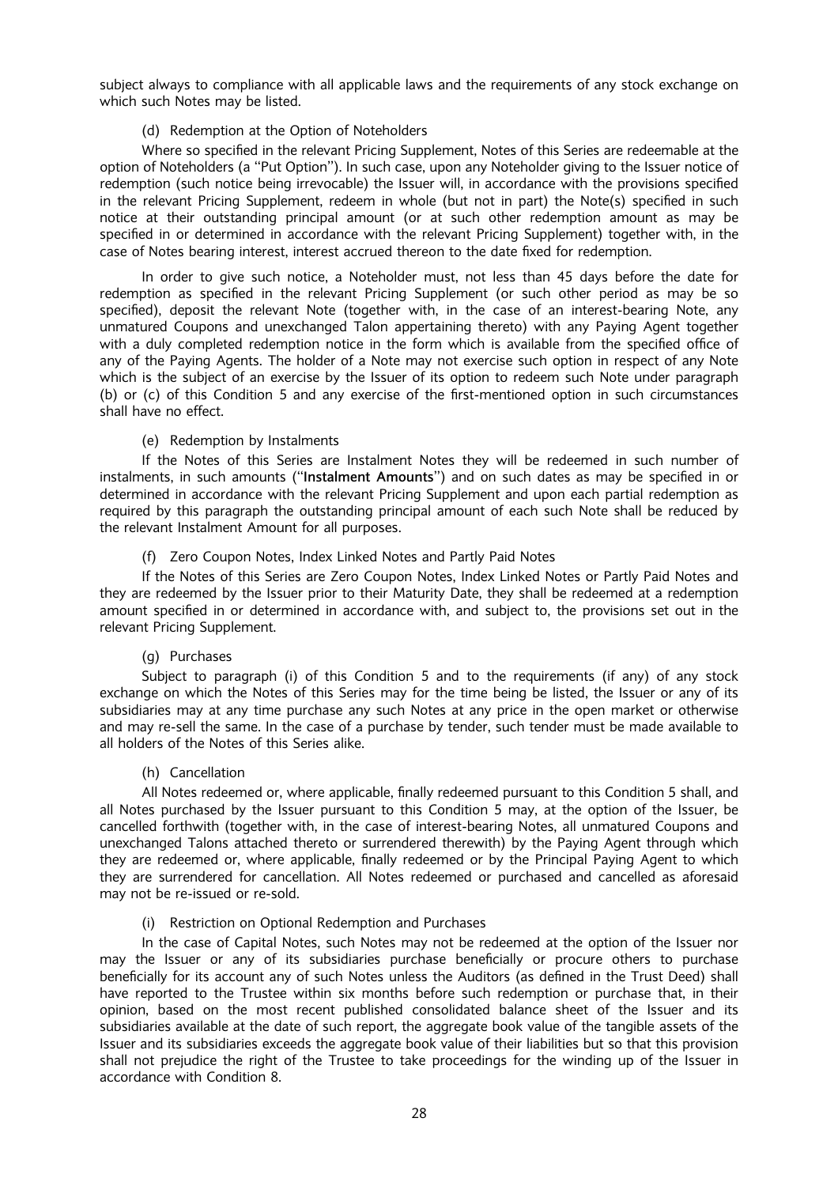subject always to compliance with all applicable laws and the requirements of any stock exchange on which such Notes may be listed.

(d) Redemption at the Option of Noteholders

Where so specified in the relevant Pricing Supplement, Notes of this Series are redeemable at the option of Noteholders (a "Put Option"). In such case, upon any Noteholder giving to the Issuer notice of redemption (such notice being irrevocable) the Issuer will, in accordance with the provisions specified in the relevant Pricing Supplement, redeem in whole (but not in part) the Note(s) specified in such notice at their outstanding principal amount (or at such other redemption amount as may be specified in or determined in accordance with the relevant Pricing Supplement) together with, in the case of Notes bearing interest, interest accrued thereon to the date fixed for redemption.

In order to give such notice, a Noteholder must, not less than 45 days before the date for redemption as specified in the relevant Pricing Supplement (or such other period as may be so specified), deposit the relevant Note (together with, in the case of an interest-bearing Note, any unmatured Coupons and unexchanged Talon appertaining thereto) with any Paying Agent together with a duly completed redemption notice in the form which is available from the specified office of any of the Paying Agents. The holder of a Note may not exercise such option in respect of any Note which is the subject of an exercise by the Issuer of its option to redeem such Note under paragraph (b) or (c) of this Condition 5 and any exercise of the first-mentioned option in such circumstances shall have no effect.

(e) Redemption by Instalments

If the Notes of this Series are Instalment Notes they will be redeemed in such number of instalments, in such amounts ("**Instalment Amounts**") and on such dates as may be specified in or determined in accordance with the relevant Pricing Supplement and upon each partial redemption as required by this paragraph the outstanding principal amount of each such Note shall be reduced by the relevant Instalment Amount for all purposes.

(f) Zero Coupon Notes, Index Linked Notes and Partly Paid Notes

If the Notes of this Series are Zero Coupon Notes, Index Linked Notes or Partly Paid Notes and they are redeemed by the Issuer prior to their Maturity Date, they shall be redeemed at a redemption amount specified in or determined in accordance with, and subject to, the provisions set out in the relevant Pricing Supplement.

(g) Purchases

Subject to paragraph (i) of this Condition 5 and to the requirements (if any) of any stock exchange on which the Notes of this Series may for the time being be listed, the Issuer or any of its subsidiaries may at any time purchase any such Notes at any price in the open market or otherwise and may re-sell the same. In the case of a purchase by tender, such tender must be made available to all holders of the Notes of this Series alike.

(h) Cancellation

All Notes redeemed or, where applicable, finally redeemed pursuant to this Condition 5 shall, and all Notes purchased by the Issuer pursuant to this Condition 5 may, at the option of the Issuer, be cancelled forthwith (together with, in the case of interest-bearing Notes, all unmatured Coupons and unexchanged Talons attached thereto or surrendered therewith) by the Paying Agent through which they are redeemed or, where applicable, finally redeemed or by the Principal Paying Agent to which they are surrendered for cancellation. All Notes redeemed or purchased and cancelled as aforesaid may not be re-issued or re-sold.

(i) Restriction on Optional Redemption and Purchases

In the case of Capital Notes, such Notes may not be redeemed at the option of the Issuer nor may the Issuer or any of its subsidiaries purchase beneficially or procure others to purchase beneficially for its account any of such Notes unless the Auditors (as defined in the Trust Deed) shall have reported to the Trustee within six months before such redemption or purchase that, in their opinion, based on the most recent published consolidated balance sheet of the Issuer and its subsidiaries available at the date of such report, the aggregate book value of the tangible assets of the Issuer and its subsidiaries exceeds the aggregate book value of their liabilities but so that this provision shall not prejudice the right of the Trustee to take proceedings for the winding up of the Issuer in accordance with Condition 8.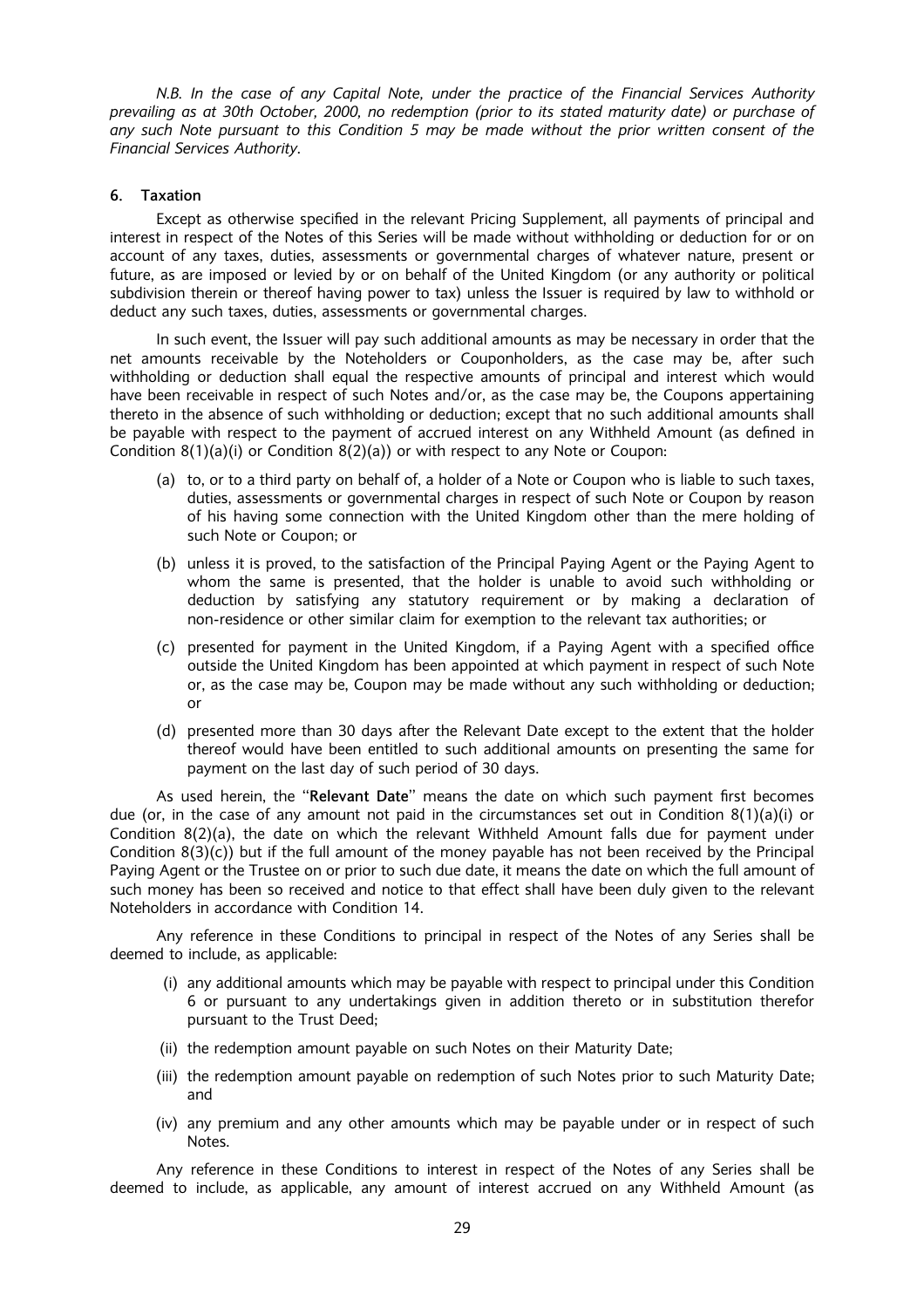*N.B. In the case of any Capital Note, under the practice of the Financial Services Authority prevailing as at 30th October, 2000, no redemption (prior to its stated maturity date) or purchase of any such Note pursuant to this Condition 5 may be made without the prior written consent of the Financial Services Authority.*

## 6. Taxation

Except as otherwise specified in the relevant Pricing Supplement, all payments of principal and interest in respect of the Notes of this Series will be made without withholding or deduction for or on account of any taxes, duties, assessments or governmental charges of whatever nature, present or future, as are imposed or levied by or on behalf of the United Kingdom (or any authority or political subdivision therein or thereof having power to tax) unless the Issuer is required by law to withhold or deduct any such taxes, duties, assessments or governmental charges.

In such event, the Issuer will pay such additional amounts as may be necessary in order that the net amounts receivable by the Noteholders or Couponholders, as the case may be, after such withholding or deduction shall equal the respective amounts of principal and interest which would have been receivable in respect of such Notes and/or, as the case may be, the Coupons appertaining thereto in the absence of such withholding or deduction; except that no such additional amounts shall be payable with respect to the payment of accrued interest on any Withheld Amount (as defined in Condition 8(1)(a)(i) or Condition 8(2)(a)) or with respect to any Note or Coupon:

(a) to, or to a third party on behalf of, a holder of a Note or Coupon who is liable to such taxes, duties, assessments or governmental charges in respect of such Note or Coupon by reason of his having some connection with the United Kingdom other than the mere holding of such Note or Coupon; or

(b) unless it is proved, to the satisfaction of the Principal Paying Agent or the Paying Agent to whom the same is presented, that the holder is unable to avoid such withholding or deduction by satisfying any statutory requirement or by making a declaration of non-residence or other similar claim for exemption to the relevant tax authorities; or

(c) presented for payment in the United Kingdom, if a Paying Agent with a specified office outside the United Kingdom has been appointed at which payment in respect of such Note or, as the case may be, Coupon may be made without any such withholding or deduction; or

(d) presented more than 30 days after the Relevant Date except to the extent that the holder thereof would have been entitled to such additional amounts on presenting the same for payment on the last day of such period of 30 days.

As used herein, the "**Relevant Date**" means the date on which such payment first becomes due (or, in the case of any amount not paid in the circumstances set out in Condition 8(1)(a)(i) or Condition 8(2)(a), the date on which the relevant Withheld Amount falls due for payment under Condition 8(3)(c)) but if the full amount of the money payable has not been received by the Principal Paying Agent or the Trustee on or prior to such due date, it means the date on which the full amount of such money has been so received and notice to that effect shall have been duly given to the relevant Noteholders in accordance with Condition 14.

Any reference in these Conditions to principal in respect of the Notes of any Series shall be deemed to include, as applicable:

(i) any additional amounts which may be payable with respect to principal under this Condition 6 or pursuant to any undertakings given in addition thereto or in substitution therefor pursuant to the Trust Deed;

(ii) the redemption amount payable on such Notes on their Maturity Date;

(iii) the redemption amount payable on redemption of such Notes prior to such Maturity Date; and

(iv) any premium and any other amounts which may be payable under or in respect of such Notes.

Any reference in these Conditions to interest in respect of the Notes of any Series shall be deemed to include, as applicable, any amount of interest accrued on any Withheld Amount (as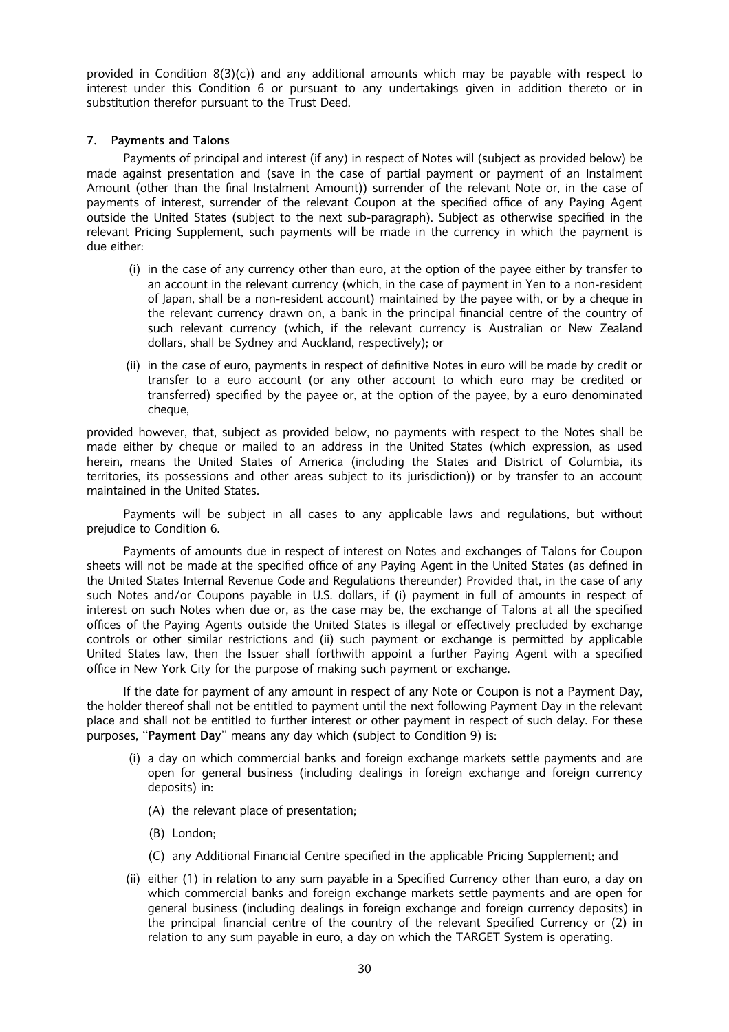provided in Condition 8(3)(c)) and any additional amounts which may be payable with respect to interest under this Condition 6 or pursuant to any undertakings given in addition thereto or in substitution therefor pursuant to the Trust Deed.

### 7. Payments and Talons

Payments of principal and interest (if any) in respect of Notes will (subject as provided below) be made against presentation and (save in the case of partial payment or payment of an Instalment Amount (other than the final Instalment Amount)) surrender of the relevant Note or, in the case of payments of interest, surrender of the relevant Coupon at the specified office of any Paying Agent outside the United States (subject to the next sub-paragraph). Subject as otherwise specified in the relevant Pricing Supplement, such payments will be made in the currency in which the payment is due either:

(i) in the case of any currency other than euro, at the option of the payee either by transfer to an account in the relevant currency (which, in the case of payment in Yen to a non-resident of Japan, shall be a non-resident account) maintained by the payee with, or by a cheque in the relevant currency drawn on, a bank in the principal financial centre of the country of such relevant currency (which, if the relevant currency is Australian or New Zealand dollars, shall be Sydney and Auckland, respectively); or

(ii) in the case of euro, payments in respect of definitive Notes in euro will be made by credit or transfer to a euro account (or any other account to which euro may be credited or transferred) specified by the payee or, at the option of the payee, by a euro denominated cheque,

provided however, that, subject as provided below, no payments with respect to the Notes shall be made either by cheque or mailed to an address in the United States (which expression, as used herein, means the United States of America (including the States and District of Columbia, its territories, its possessions and other areas subject to its jurisdiction)) or by transfer to an account maintained in the United States.

Payments will be subject in all cases to any applicable laws and regulations, but without prejudice to Condition 6.

Payments of amounts due in respect of interest on Notes and exchanges of Talons for Coupon sheets will not be made at the specified office of any Paying Agent in the United States (as defined in the United States Internal Revenue Code and Regulations thereunder) Provided that, in the case of any such Notes and/or Coupons payable in U.S. dollars, if (i) payment in full of amounts in respect of interest on such Notes when due or, as the case may be, the exchange of Talons at all the specified offices of the Paying Agents outside the United States is illegal or effectively precluded by exchange controls or other similar restrictions and (ii) such payment or exchange is permitted by applicable United States law, then the Issuer shall forthwith appoint a further Paying Agent with a specified office in New York City for the purpose of making such payment or exchange.

If the date for payment of any amount in respect of any Note or Coupon is not a Payment Day, the holder thereof shall not be entitled to payment until the next following Payment Day in the relevant place and shall not be entitled to further interest or other payment in respect of such delay. For these purposes, "**Payment Day**" means any day which (subject to Condition 9) is:

(i) a day on which commercial banks and foreign exchange markets settle payments and are open for general business (including dealings in foreign exchange and foreign currency deposits) in:

   (A) the relevant place of presentation;

   (B) London;

   (C) any Additional Financial Centre specified in the applicable Pricing Supplement; and

(ii) either (1) in relation to any sum payable in a Specified Currency other than euro, a day on which commercial banks and foreign exchange markets settle payments and are open for general business (including dealings in foreign exchange and foreign currency deposits) in the principal financial centre of the country of the relevant Specified Currency or (2) in relation to any sum payable in euro, a day on which the TARGET System is operating.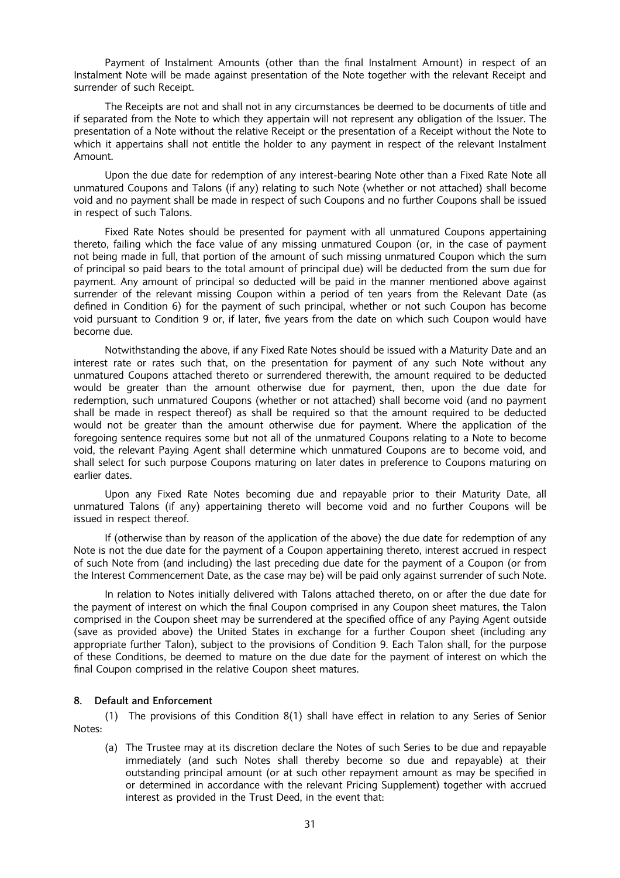Payment of Instalment Amounts (other than the final Instalment Amount) in respect of an Instalment Note will be made against presentation of the Note together with the relevant Receipt and surrender of such Receipt.

The Receipts are not and shall not in any circumstances be deemed to be documents of title and if separated from the Note to which they appertain will not represent any obligation of the Issuer. The presentation of a Note without the relative Receipt or the presentation of a Receipt without the Note to which it appertains shall not entitle the holder to any payment in respect of the relevant Instalment Amount.

Upon the due date for redemption of any interest-bearing Note other than a Fixed Rate Note all unmatured Coupons and Talons (if any) relating to such Note (whether or not attached) shall become void and no payment shall be made in respect of such Coupons and no further Coupons shall be issued in respect of such Talons.

Fixed Rate Notes should be presented for payment with all unmatured Coupons appertaining thereto, failing which the face value of any missing unmatured Coupon (or, in the case of payment not being made in full, that portion of the amount of such missing unmatured Coupon which the sum of principal so paid bears to the total amount of principal due) will be deducted from the sum due for payment. Any amount of principal so deducted will be paid in the manner mentioned above against surrender of the relevant missing Coupon within a period of ten years from the Relevant Date (as defined in Condition 6) for the payment of such principal, whether or not such Coupon has become void pursuant to Condition 9 or, if later, five years from the date on which such Coupon would have become due.

Notwithstanding the above, if any Fixed Rate Notes should be issued with a Maturity Date and an interest rate or rates such that, on the presentation for payment of any such Note without any unmatured Coupons attached thereto or surrendered therewith, the amount required to be deducted would be greater than the amount otherwise due for payment, then, upon the due date for redemption, such unmatured Coupons (whether or not attached) shall become void (and no payment shall be made in respect thereof) as shall be required so that the amount required to be deducted would not be greater than the amount otherwise due for payment. Where the application of the foregoing sentence requires some but not all of the unmatured Coupons relating to a Note to become void, the relevant Paying Agent shall determine which unmatured Coupons are to become void, and shall select for such purpose Coupons maturing on later dates in preference to Coupons maturing on earlier dates.

Upon any Fixed Rate Notes becoming due and repayable prior to their Maturity Date, all unmatured Talons (if any) appertaining thereto will become void and no further Coupons will be issued in respect thereof.

If (otherwise than by reason of the application of the above) the due date for redemption of any Note is not the due date for the payment of a Coupon appertaining thereto, interest accrued in respect of such Note from (and including) the last preceding due date for the payment of a Coupon (or from the Interest Commencement Date, as the case may be) will be paid only against surrender of such Note.

In relation to Notes initially delivered with Talons attached thereto, on or after the due date for the payment of interest on which the final Coupon comprised in any Coupon sheet matures, the Talon comprised in the Coupon sheet may be surrendered at the specified office of any Paying Agent outside (save as provided above) the United States in exchange for a further Coupon sheet (including any appropriate further Talon), subject to the provisions of Condition 9. Each Talon shall, for the purpose of these Conditions, be deemed to mature on the due date for the payment of interest on which the final Coupon comprised in the relative Coupon sheet matures.

## 8. Default and Enforcement

(1) The provisions of this Condition 8(1) shall have effect in relation to any Series of Senior Notes:

(a) The Trustee may at its discretion declare the Notes of such Series to be due and repayable immediately (and such Notes shall thereby become so due and repayable) at their outstanding principal amount (or at such other repayment amount as may be specified in or determined in accordance with the relevant Pricing Supplement) together with accrued interest as provided in the Trust Deed, in the event that: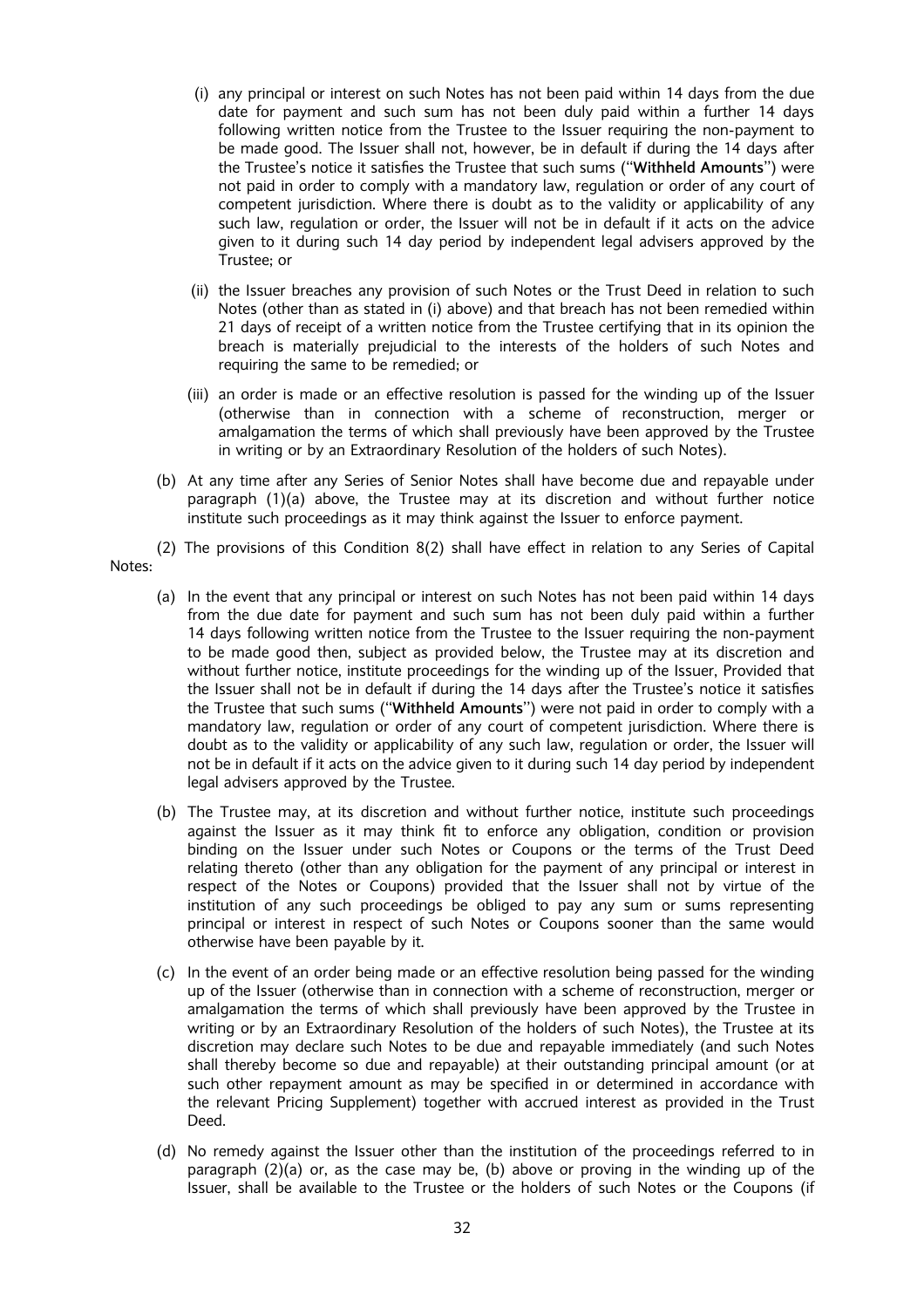(i) any principal or interest on such Notes has not been paid within 14 days from the due date for payment and such sum has not been duly paid within a further 14 days following written notice from the Trustee to the Issuer requiring the non-payment to be made good. The Issuer shall not, however, be in default if during the 14 days after the Trustee's notice it satisfies the Trustee that such sums ("**Withheld Amounts**") were not paid in order to comply with a mandatory law, regulation or order of any court of competent jurisdiction. Where there is doubt as to the validity or applicability of any such law, regulation or order, the Issuer will not be in default if it acts on the advice given to it during such 14 day period by independent legal advisers approved by the Trustee; or

(ii) the Issuer breaches any provision of such Notes or the Trust Deed in relation to such Notes (other than as stated in (i) above) and that breach has not been remedied within 21 days of receipt of a written notice from the Trustee certifying that in its opinion the breach is materially prejudicial to the interests of the holders of such Notes and requiring the same to be remedied; or

(iii) an order is made or an effective resolution is passed for the winding up of the Issuer (otherwise than in connection with a scheme of reconstruction, merger or amalgamation the terms of which shall previously have been approved by the Trustee in writing or by an Extraordinary Resolution of the holders of such Notes).

(b) At any time after any Series of Senior Notes shall have become due and repayable under paragraph (1)(a) above, the Trustee may at its discretion and without further notice institute such proceedings as it may think against the Issuer to enforce payment.

(2) The provisions of this Condition 8(2) shall have effect in relation to any Series of Capital Notes:

(a) In the event that any principal or interest on such Notes has not been paid within 14 days from the due date for payment and such sum has not been duly paid within a further 14 days following written notice from the Trustee to the Issuer requiring the non-payment to be made good then, subject as provided below, the Trustee may at its discretion and without further notice, institute proceedings for the winding up of the Issuer, Provided that the Issuer shall not be in default if during the 14 days after the Trustee's notice it satisfies the Trustee that such sums ("**Withheld Amounts**") were not paid in order to comply with a mandatory law, regulation or order of any court of competent jurisdiction. Where there is doubt as to the validity or applicability of any such law, regulation or order, the Issuer will not be in default if it acts on the advice given to it during such 14 day period by independent legal advisers approved by the Trustee.

(b) The Trustee may, at its discretion and without further notice, institute such proceedings against the Issuer as it may think fit to enforce any obligation, condition or provision binding on the Issuer under such Notes or Coupons or the terms of the Trust Deed relating thereto (other than any obligation for the payment of any principal or interest in respect of the Notes or Coupons) provided that the Issuer shall not by virtue of the institution of any such proceedings be obliged to pay any sum or sums representing principal or interest in respect of such Notes or Coupons sooner than the same would otherwise have been payable by it.

(c) In the event of an order being made or an effective resolution being passed for the winding up of the Issuer (otherwise than in connection with a scheme of reconstruction, merger or amalgamation the terms of which shall previously have been approved by the Trustee in writing or by an Extraordinary Resolution of the holders of such Notes), the Trustee at its discretion may declare such Notes to be due and repayable immediately (and such Notes shall thereby become so due and repayable) at their outstanding principal amount (or at such other repayment amount as may be specified in or determined in accordance with the relevant Pricing Supplement) together with accrued interest as provided in the Trust Deed.

(d) No remedy against the Issuer other than the institution of the proceedings referred to in paragraph (2)(a) or, as the case may be, (b) above or proving in the winding up of the Issuer, shall be available to the Trustee or the holders of such Notes or the Coupons (if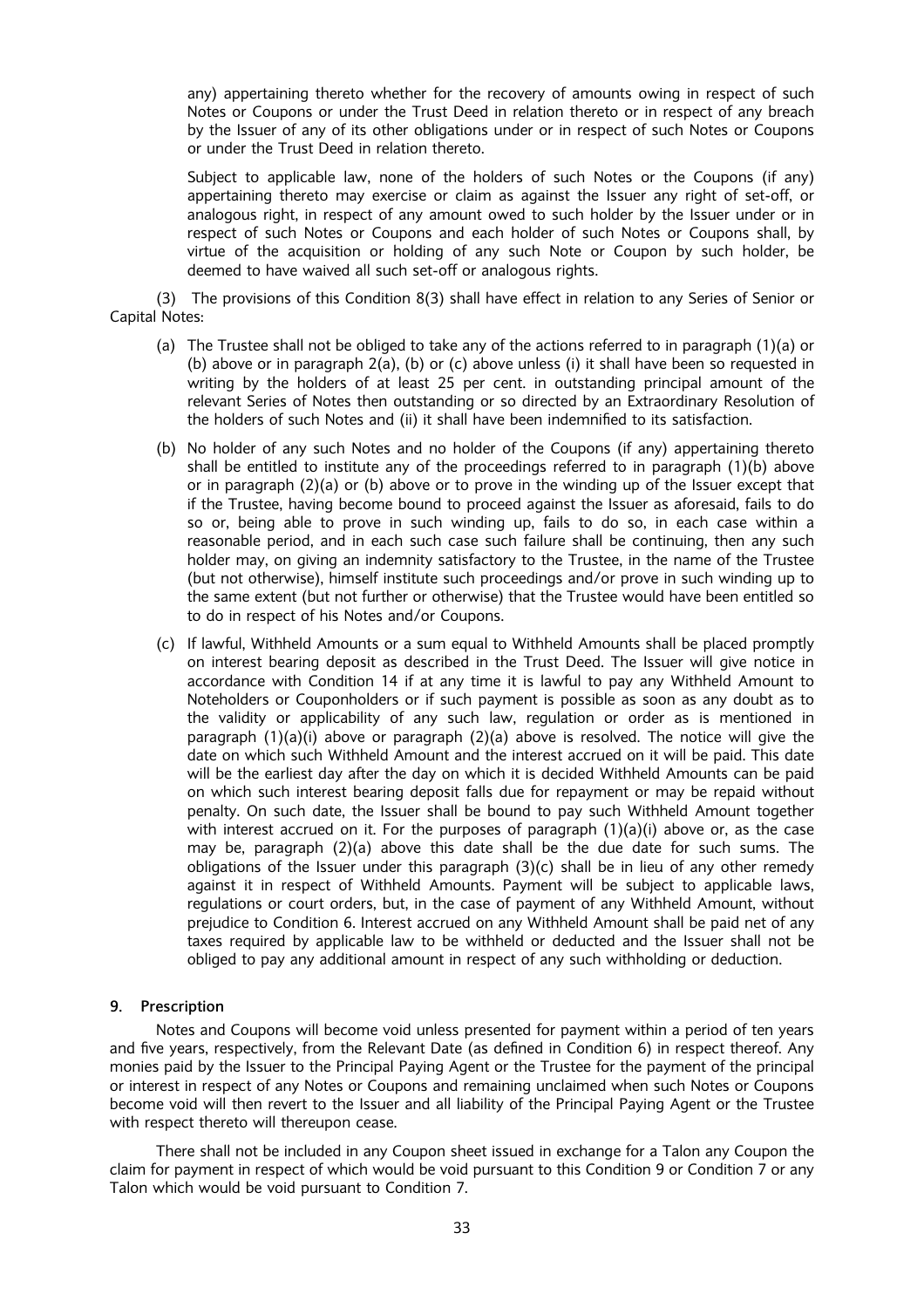any) appertaining thereto whether for the recovery of amounts owing in respect of such Notes or Coupons or under the Trust Deed in relation thereto or in respect of any breach by the Issuer of any of its other obligations under or in respect of such Notes or Coupons or under the Trust Deed in relation thereto.

Subject to applicable law, none of the holders of such Notes or the Coupons (if any) appertaining thereto may exercise or claim as against the Issuer any right of set-off, or analogous right, in respect of any amount owed to such holder by the Issuer under or in respect of such Notes or Coupons and each holder of such Notes or Coupons shall, by virtue of the acquisition or holding of any such Note or Coupon by such holder, be deemed to have waived all such set-off or analogous rights.

(3) The provisions of this Condition 8(3) shall have effect in relation to any Series of Senior or Capital Notes:

(a) The Trustee shall not be obliged to take any of the actions referred to in paragraph (1)(a) or (b) above or in paragraph 2(a), (b) or (c) above unless (i) it shall have been so requested in writing by the holders of at least 25 per cent. in outstanding principal amount of the relevant Series of Notes then outstanding or so directed by an Extraordinary Resolution of the holders of such Notes and (ii) it shall have been indemnified to its satisfaction.

(b) No holder of any such Notes and no holder of the Coupons (if any) appertaining thereto shall be entitled to institute any of the proceedings referred to in paragraph (1)(b) above or in paragraph (2)(a) or (b) above or to prove in the winding up of the Issuer except that if the Trustee, having become bound to proceed against the Issuer as aforesaid, fails to do so or, being able to prove in such winding up, fails to do so, in each case within a reasonable period, and in each such case such failure shall be continuing, then any such holder may, on giving an indemnity satisfactory to the Trustee, in the name of the Trustee (but not otherwise), himself institute such proceedings and/or prove in such winding up to the same extent (but not further or otherwise) that the Trustee would have been entitled so to do in respect of his Notes and/or Coupons.

(c) If lawful, Withheld Amounts or a sum equal to Withheld Amounts shall be placed promptly on interest bearing deposit as described in the Trust Deed. The Issuer will give notice in accordance with Condition 14 if at any time it is lawful to pay any Withheld Amount to Noteholders or Couponholders or if such payment is possible as soon as any doubt as to the validity or applicability of any such law, regulation or order as is mentioned in paragraph (1)(a)(i) above or paragraph (2)(a) above is resolved. The notice will give the date on which such Withheld Amount and the interest accrued on it will be paid. This date will be the earliest day after the day on which it is decided Withheld Amounts can be paid on which such interest bearing deposit falls due for repayment or may be repaid without penalty. On such date, the Issuer shall be bound to pay such Withheld Amount together with interest accrued on it. For the purposes of paragraph (1)(a)(i) above or, as the case may be, paragraph (2)(a) above this date shall be the due date for such sums. The obligations of the Issuer under this paragraph (3)(c) shall be in lieu of any other remedy against it in respect of Withheld Amounts. Payment will be subject to applicable laws, regulations or court orders, but, in the case of payment of any Withheld Amount, without prejudice to Condition 6. Interest accrued on any Withheld Amount shall be paid net of any taxes required by applicable law to be withheld or deducted and the Issuer shall not be obliged to pay any additional amount in respect of any such withholding or deduction.

## 9. Prescription

Notes and Coupons will become void unless presented for payment within a period of ten years and five years, respectively, from the Relevant Date (as defined in Condition 6) in respect thereof. Any monies paid by the Issuer to the Principal Paying Agent or the Trustee for the payment of the principal or interest in respect of any Notes or Coupons and remaining unclaimed when such Notes or Coupons become void will then revert to the Issuer and all liability of the Principal Paying Agent or the Trustee with respect thereto will thereupon cease.

There shall not be included in any Coupon sheet issued in exchange for a Talon any Coupon the claim for payment in respect of which would be void pursuant to this Condition 9 or Condition 7 or any Talon which would be void pursuant to Condition 7.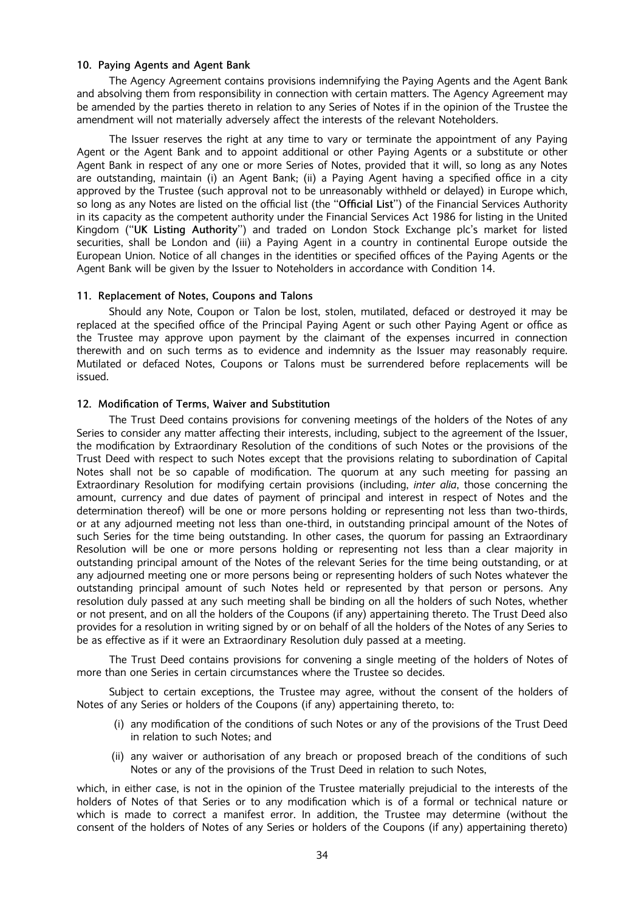#### 10. Paying Agents and Agent Bank

The Agency Agreement contains provisions indemnifying the Paying Agents and the Agent Bank and absolving them from responsibility in connection with certain matters. The Agency Agreement may be amended by the parties thereto in relation to any Series of Notes if in the opinion of the Trustee the amendment will not materially adversely affect the interests of the relevant Noteholders.

The Issuer reserves the right at any time to vary or terminate the appointment of any Paying Agent or the Agent Bank and to appoint additional or other Paying Agents or a substitute or other Agent Bank in respect of any one or more Series of Notes, provided that it will, so long as any Notes are outstanding, maintain (i) an Agent Bank; (ii) a Paying Agent having a specified office in a city approved by the Trustee (such approval not to be unreasonably withheld or delayed) in Europe which, so long as any Notes are listed on the official list (the ''**Official List**'') of the Financial Services Authority in its capacity as the competent authority under the Financial Services Act 1986 for listing in the United Kingdom (''**UK Listing Authority**'') and traded on London Stock Exchange plc's market for listed securities, shall be London and (iii) a Paying Agent in a country in continental Europe outside the European Union. Notice of all changes in the identities or specified offices of the Paying Agents or the Agent Bank will be given by the Issuer to Noteholders in accordance with Condition 14.

#### 11. Replacement of Notes, Coupons and Talons

Should any Note, Coupon or Talon be lost, stolen, mutilated, defaced or destroyed it may be replaced at the specified office of the Principal Paying Agent or such other Paying Agent or office as the Trustee may approve upon payment by the claimant of the expenses incurred in connection therewith and on such terms as to evidence and indemnity as the Issuer may reasonably require. Mutilated or defaced Notes, Coupons or Talons must be surrendered before replacements will be issued.

#### 12. Modification of Terms, Waiver and Substitution

The Trust Deed contains provisions for convening meetings of the holders of the Notes of any Series to consider any matter affecting their interests, including, subject to the agreement of the Issuer, the modification by Extraordinary Resolution of the conditions of such Notes or the provisions of the Trust Deed with respect to such Notes except that the provisions relating to subordination of Capital Notes shall not be so capable of modification. The quorum at any such meeting for passing an Extraordinary Resolution for modifying certain provisions (including, *inter alia*, those concerning the amount, currency and due dates of payment of principal and interest in respect of Notes and the determination thereof) will be one or more persons holding or representing not less than two-thirds, or at any adjourned meeting not less than one-third, in outstanding principal amount of the Notes of such Series for the time being outstanding. In other cases, the quorum for passing an Extraordinary Resolution will be one or more persons holding or representing not less than a clear majority in outstanding principal amount of the Notes of the relevant Series for the time being outstanding, or at any adjourned meeting one or more persons being or representing holders of such Notes whatever the outstanding principal amount of such Notes held or represented by that person or persons. Any resolution duly passed at any such meeting shall be binding on all the holders of such Notes, whether or not present, and on all the holders of the Coupons (if any) appertaining thereto. The Trust Deed also provides for a resolution in writing signed by or on behalf of all the holders of the Notes of any Series to be as effective as if it were an Extraordinary Resolution duly passed at a meeting.

The Trust Deed contains provisions for convening a single meeting of the holders of Notes of more than one Series in certain circumstances where the Trustee so decides.

Subject to certain exceptions, the Trustee may agree, without the consent of the holders of Notes of any Series or holders of the Coupons (if any) appertaining thereto, to:

(i) any modification of the conditions of such Notes or any of the provisions of the Trust Deed in relation to such Notes; and

(ii) any waiver or authorisation of any breach or proposed breach of the conditions of such Notes or any of the provisions of the Trust Deed in relation to such Notes,

which, in either case, is not in the opinion of the Trustee materially prejudicial to the interests of the holders of Notes of that Series or to any modification which is of a formal or technical nature or which is made to correct a manifest error. In addition, the Trustee may determine (without the consent of the holders of Notes of any Series or holders of the Coupons (if any) appertaining thereto)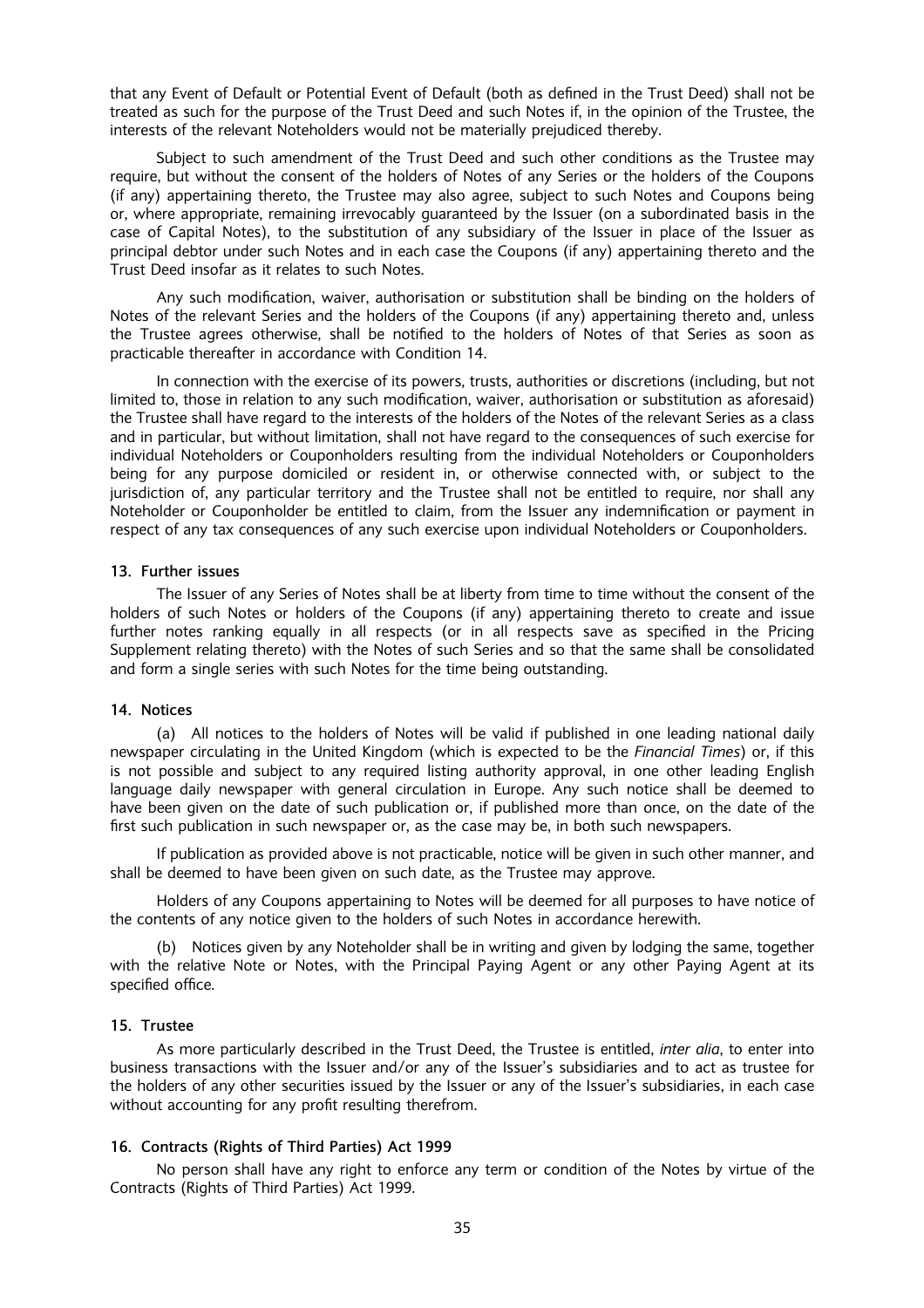that any Event of Default or Potential Event of Default (both as defined in the Trust Deed) shall not be treated as such for the purpose of the Trust Deed and such Notes if, in the opinion of the Trustee, the interests of the relevant Noteholders would not be materially prejudiced thereby.

Subject to such amendment of the Trust Deed and such other conditions as the Trustee may require, but without the consent of the holders of Notes of any Series or the holders of the Coupons (if any) appertaining thereto, the Trustee may also agree, subject to such Notes and Coupons being or, where appropriate, remaining irrevocably guaranteed by the Issuer (on a subordinated basis in the case of Capital Notes), to the substitution of any subsidiary of the Issuer in place of the Issuer as principal debtor under such Notes and in each case the Coupons (if any) appertaining thereto and the Trust Deed insofar as it relates to such Notes.

Any such modification, waiver, authorisation or substitution shall be binding on the holders of Notes of the relevant Series and the holders of the Coupons (if any) appertaining thereto and, unless the Trustee agrees otherwise, shall be notified to the holders of Notes of that Series as soon as practicable thereafter in accordance with Condition 14.

In connection with the exercise of its powers, trusts, authorities or discretions (including, but not limited to, those in relation to any such modification, waiver, authorisation or substitution as aforesaid) the Trustee shall have regard to the interests of the holders of the Notes of the relevant Series as a class and in particular, but without limitation, shall not have regard to the consequences of such exercise for individual Noteholders or Couponholders resulting from the individual Noteholders or Couponholders being for any purpose domiciled or resident in, or otherwise connected with, or subject to the jurisdiction of, any particular territory and the Trustee shall not be entitled to require, nor shall any Noteholder or Couponholder be entitled to claim, from the Issuer any indemnification or payment in respect of any tax consequences of any such exercise upon individual Noteholders or Couponholders.

#### 13. Further issues

The Issuer of any Series of Notes shall be at liberty from time to time without the consent of the holders of such Notes or holders of the Coupons (if any) appertaining thereto to create and issue further notes ranking equally in all respects (or in all respects save as specified in the Pricing Supplement relating thereto) with the Notes of such Series and so that the same shall be consolidated and form a single series with such Notes for the time being outstanding.

#### 14. Notices

(a) All notices to the holders of Notes will be valid if published in one leading national daily newspaper circulating in the United Kingdom (which is expected to be the *Financial Times*) or, if this is not possible and subject to any required listing authority approval, in one other leading English language daily newspaper with general circulation in Europe. Any such notice shall be deemed to have been given on the date of such publication or, if published more than once, on the date of the first such publication in such newspaper or, as the case may be, in both such newspapers.

If publication as provided above is not practicable, notice will be given in such other manner, and shall be deemed to have been given on such date, as the Trustee may approve.

Holders of any Coupons appertaining to Notes will be deemed for all purposes to have notice of the contents of any notice given to the holders of such Notes in accordance herewith.

(b) Notices given by any Noteholder shall be in writing and given by lodging the same, together with the relative Note or Notes, with the Principal Paying Agent or any other Paying Agent at its specified office.

#### 15. Trustee

As more particularly described in the Trust Deed, the Trustee is entitled, *inter alia*, to enter into business transactions with the Issuer and/or any of the Issuer's subsidiaries and to act as trustee for the holders of any other securities issued by the Issuer or any of the Issuer's subsidiaries, in each case without accounting for any profit resulting therefrom.

#### 16. Contracts (Rights of Third Parties) Act 1999

No person shall have any right to enforce any term or condition of the Notes by virtue of the Contracts (Rights of Third Parties) Act 1999.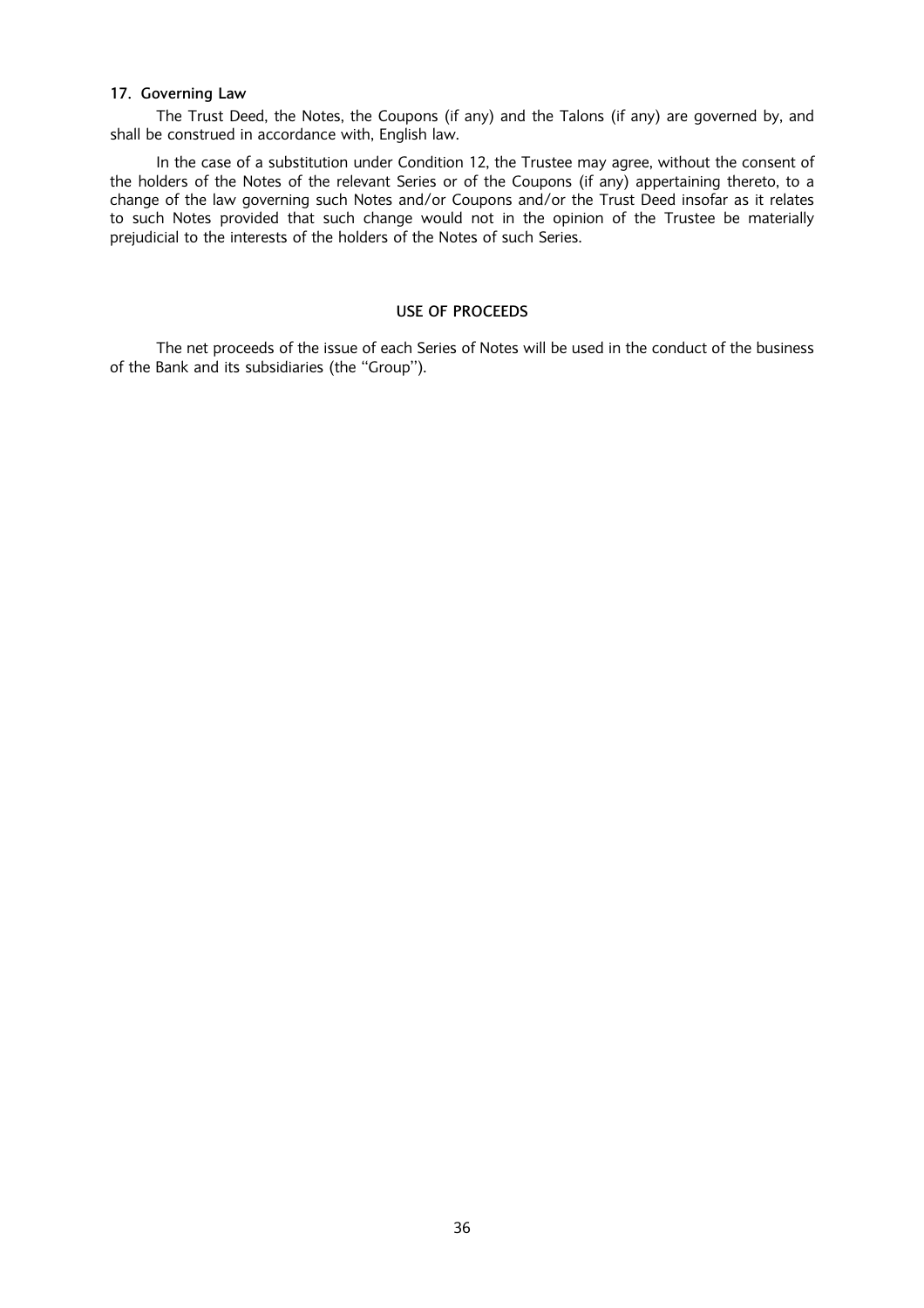### 17. Governing Law

The Trust Deed, the Notes, the Coupons (if any) and the Talons (if any) are governed by, and shall be construed in accordance with, English law.

In the case of a substitution under Condition 12, the Trustee may agree, without the consent of the holders of the Notes of the relevant Series or of the Coupons (if any) appertaining thereto, to a change of the law governing such Notes and/or Coupons and/or the Trust Deed insofar as it relates to such Notes provided that such change would not in the opinion of the Trustee be materially prejudicial to the interests of the holders of the Notes of such Series.

## USE OF PROCEEDS

The net proceeds of the issue of each Series of Notes will be used in the conduct of the business of the Bank and its subsidiaries (the "Group").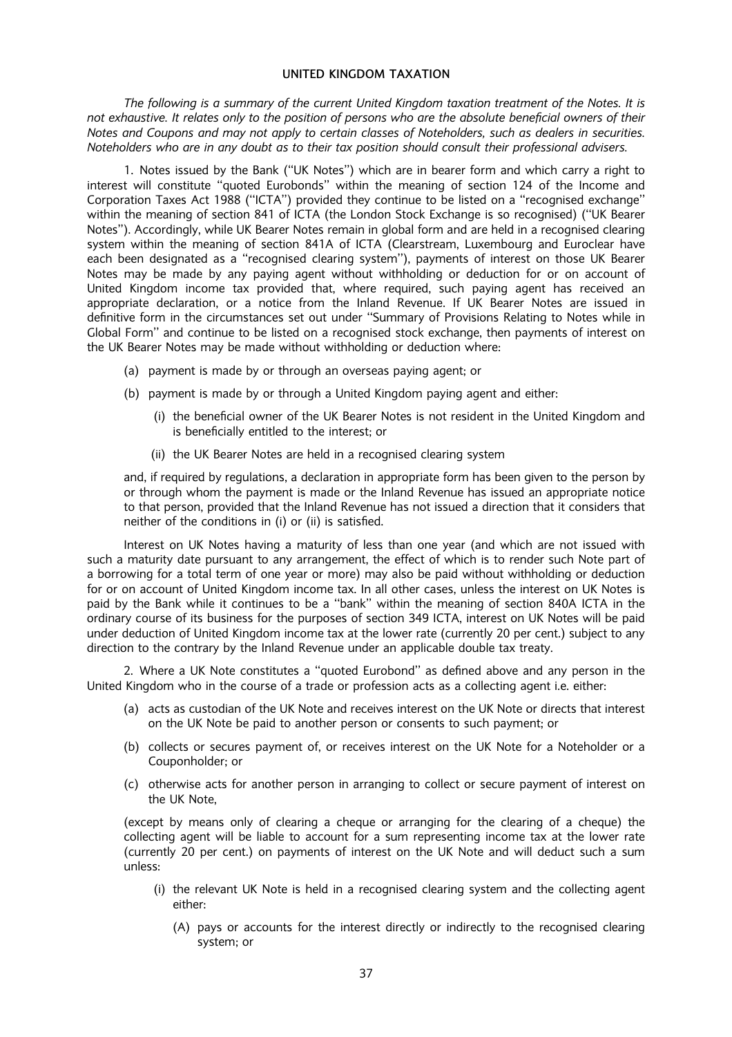## UNITED KINGDOM TAXATION

*The following is a summary of the current United Kingdom taxation treatment of the Notes. It is not exhaustive. It relates only to the position of persons who are the absolute beneficial owners of their Notes and Coupons and may not apply to certain classes of Noteholders, such as dealers in securities. Noteholders who are in any doubt as to their tax position should consult their professional advisers.*

1. Notes issued by the Bank (''UK Notes'') which are in bearer form and which carry a right to interest will constitute ''quoted Eurobonds'' within the meaning of section 124 of the Income and Corporation Taxes Act 1988 (''ICTA'') provided they continue to be listed on a ''recognised exchange'' within the meaning of section 841 of ICTA (the London Stock Exchange is so recognised) (''UK Bearer Notes''). Accordingly, while UK Bearer Notes remain in global form and are held in a recognised clearing system within the meaning of section 841A of ICTA (Clearstream, Luxembourg and Euroclear have each been designated as a ''recognised clearing system''), payments of interest on those UK Bearer Notes may be made by any paying agent without withholding or deduction for or on account of United Kingdom income tax provided that, where required, such paying agent has received an appropriate declaration, or a notice from the Inland Revenue. If UK Bearer Notes are issued in definitive form in the circumstances set out under ''Summary of Provisions Relating to Notes while in Global Form'' and continue to be listed on a recognised stock exchange, then payments of interest on the UK Bearer Notes may be made without withholding or deduction where:

(a) payment is made by or through an overseas paying agent; or

(b) payment is made by or through a United Kingdom paying agent and either:

   (i) the beneficial owner of the UK Bearer Notes is not resident in the United Kingdom and is beneficially entitled to the interest; or

   (ii) the UK Bearer Notes are held in a recognised clearing system

and, if required by regulations, a declaration in appropriate form has been given to the person by or through whom the payment is made or the Inland Revenue has issued an appropriate notice to that person, provided that the Inland Revenue has not issued a direction that it considers that neither of the conditions in (i) or (ii) is satisfied.

Interest on UK Notes having a maturity of less than one year (and which are not issued with such a maturity date pursuant to any arrangement, the effect of which is to render such Note part of a borrowing for a total term of one year or more) may also be paid without withholding or deduction for or on account of United Kingdom income tax. In all other cases, unless the interest on UK Notes is paid by the Bank while it continues to be a ''bank'' within the meaning of section 840A ICTA in the ordinary course of its business for the purposes of section 349 ICTA, interest on UK Notes will be paid under deduction of United Kingdom income tax at the lower rate (currently 20 per cent.) subject to any direction to the contrary by the Inland Revenue under an applicable double tax treaty.

2. Where a UK Note constitutes a ''quoted Eurobond'' as defined above and any person in the United Kingdom who in the course of a trade or profession acts as a collecting agent i.e. either:

(a) acts as custodian of the UK Note and receives interest on the UK Note or directs that interest on the UK Note be paid to another person or consents to such payment; or

(b) collects or secures payment of, or receives interest on the UK Note for a Noteholder or a Couponholder; or

(c) otherwise acts for another person in arranging to collect or secure payment of interest on the UK Note,

(except by means only of clearing a cheque or arranging for the clearing of a cheque) the collecting agent will be liable to account for a sum representing income tax at the lower rate (currently 20 per cent.) on payments of interest on the UK Note and will deduct such a sum unless:

   (i) the relevant UK Note is held in a recognised clearing system and the collecting agent either:

      (A) pays or accounts for the interest directly or indirectly to the recognised clearing system; or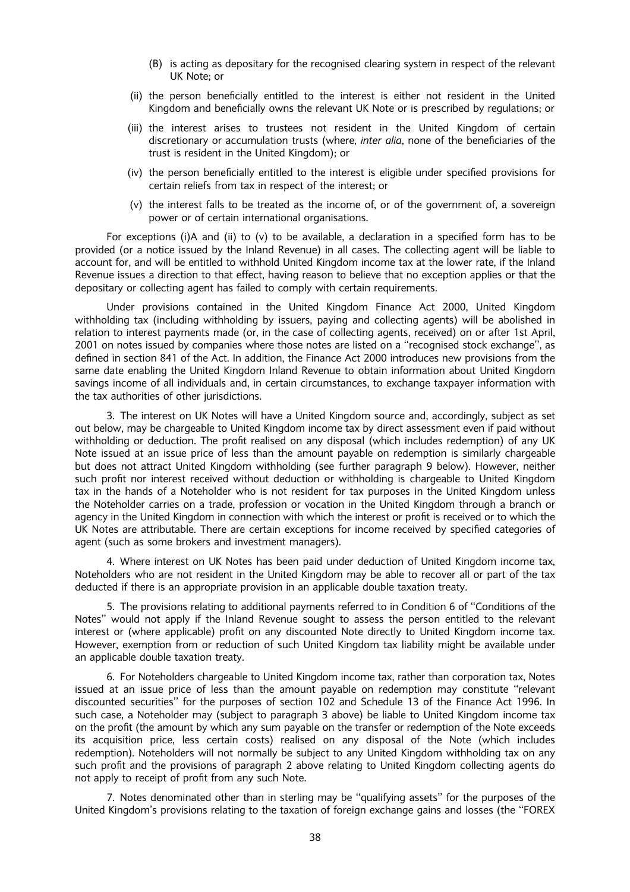(B) is acting as depositary for the recognised clearing system in respect of the relevant UK Note; or

(ii) the person beneficially entitled to the interest is either not resident in the United Kingdom and beneficially owns the relevant UK Note or is prescribed by regulations; or

(iii) the interest arises to trustees not resident in the United Kingdom of certain discretionary or accumulation trusts (where, *inter alia*, none of the beneficiaries of the trust is resident in the United Kingdom); or

(iv) the person beneficially entitled to the interest is eligible under specified provisions for certain reliefs from tax in respect of the interest; or

(v) the interest falls to be treated as the income of, or of the government of, a sovereign power or of certain international organisations.

For exceptions (i)A and (ii) to (v) to be available, a declaration in a specified form has to be provided (or a notice issued by the Inland Revenue) in all cases. The collecting agent will be liable to account for, and will be entitled to withhold United Kingdom income tax at the lower rate, if the Inland Revenue issues a direction to that effect, having reason to believe that no exception applies or that the depositary or collecting agent has failed to comply with certain requirements.

Under provisions contained in the United Kingdom Finance Act 2000, United Kingdom withholding tax (including withholding by issuers, paying and collecting agents) will be abolished in relation to interest payments made (or, in the case of collecting agents, received) on or after 1st April, 2001 on notes issued by companies where those notes are listed on a "recognised stock exchange", as defined in section 841 of the Act. In addition, the Finance Act 2000 introduces new provisions from the same date enabling the United Kingdom Inland Revenue to obtain information about United Kingdom savings income of all individuals and, in certain circumstances, to exchange taxpayer information with the tax authorities of other jurisdictions.

3. The interest on UK Notes will have a United Kingdom source and, accordingly, subject as set out below, may be chargeable to United Kingdom income tax by direct assessment even if paid without withholding or deduction. The profit realised on any disposal (which includes redemption) of any UK Note issued at an issue price of less than the amount payable on redemption is similarly chargeable but does not attract United Kingdom withholding (see further paragraph 9 below). However, neither such profit nor interest received without deduction or withholding is chargeable to United Kingdom tax in the hands of a Noteholder who is not resident for tax purposes in the United Kingdom unless the Noteholder carries on a trade, profession or vocation in the United Kingdom through a branch or agency in the United Kingdom in connection with which the interest or profit is received or to which the UK Notes are attributable. There are certain exceptions for income received by specified categories of agent (such as some brokers and investment managers).

4. Where interest on UK Notes has been paid under deduction of United Kingdom income tax, Noteholders who are not resident in the United Kingdom may be able to recover all or part of the tax deducted if there is an appropriate provision in an applicable double taxation treaty.

5. The provisions relating to additional payments referred to in Condition 6 of "Conditions of the Notes" would not apply if the Inland Revenue sought to assess the person entitled to the relevant interest or (where applicable) profit on any discounted Note directly to United Kingdom income tax. However, exemption from or reduction of such United Kingdom tax liability might be available under an applicable double taxation treaty.

6. For Noteholders chargeable to United Kingdom income tax, rather than corporation tax, Notes issued at an issue price of less than the amount payable on redemption may constitute "relevant discounted securities" for the purposes of section 102 and Schedule 13 of the Finance Act 1996. In such case, a Noteholder may (subject to paragraph 3 above) be liable to United Kingdom income tax on the profit (the amount by which any sum payable on the transfer or redemption of the Note exceeds its acquisition price, less certain costs) realised on any disposal of the Note (which includes redemption). Noteholders will not normally be subject to any United Kingdom withholding tax on any such profit and the provisions of paragraph 2 above relating to United Kingdom collecting agents do not apply to receipt of profit from any such Note.

7. Notes denominated other than in sterling may be "qualifying assets" for the purposes of the United Kingdom's provisions relating to the taxation of foreign exchange gains and losses (the "FOREX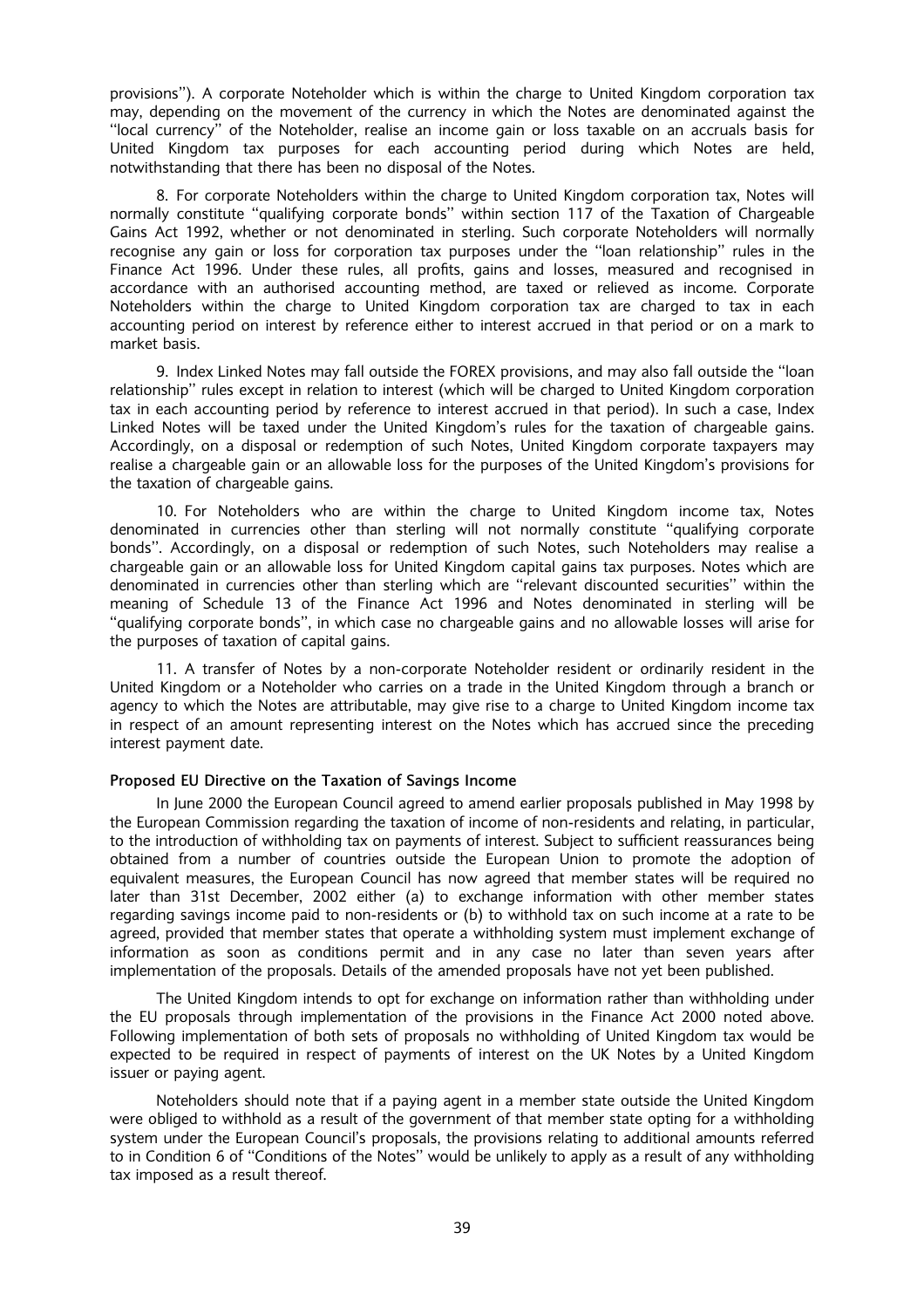provisions"). A corporate Noteholder which is within the charge to United Kingdom corporation tax may, depending on the movement of the currency in which the Notes are denominated against the "local currency" of the Noteholder, realise an income gain or loss taxable on an accruals basis for United Kingdom tax purposes for each accounting period during which Notes are held, notwithstanding that there has been no disposal of the Notes.

8. For corporate Noteholders within the charge to United Kingdom corporation tax, Notes will normally constitute "qualifying corporate bonds" within section 117 of the Taxation of Chargeable Gains Act 1992, whether or not denominated in sterling. Such corporate Noteholders will normally recognise any gain or loss for corporation tax purposes under the "loan relationship" rules in the Finance Act 1996. Under these rules, all profits, gains and losses, measured and recognised in accordance with an authorised accounting method, are taxed or relieved as income. Corporate Noteholders within the charge to United Kingdom corporation tax are charged to tax in each accounting period on interest by reference either to interest accrued in that period or on a mark to market basis.

9. Index Linked Notes may fall outside the FOREX provisions, and may also fall outside the "loan relationship" rules except in relation to interest (which will be charged to United Kingdom corporation tax in each accounting period by reference to interest accrued in that period). In such a case, Index Linked Notes will be taxed under the United Kingdom's rules for the taxation of chargeable gains. Accordingly, on a disposal or redemption of such Notes, United Kingdom corporate taxpayers may realise a chargeable gain or an allowable loss for the purposes of the United Kingdom's provisions for the taxation of chargeable gains.

10. For Noteholders who are within the charge to United Kingdom income tax, Notes denominated in currencies other than sterling will not normally constitute "qualifying corporate bonds". Accordingly, on a disposal or redemption of such Notes, such Noteholders may realise a chargeable gain or an allowable loss for United Kingdom capital gains tax purposes. Notes which are denominated in currencies other than sterling which are "relevant discounted securities" within the meaning of Schedule 13 of the Finance Act 1996 and Notes denominated in sterling will be "qualifying corporate bonds", in which case no chargeable gains and no allowable losses will arise for the purposes of taxation of capital gains.

11. A transfer of Notes by a non-corporate Noteholder resident or ordinarily resident in the United Kingdom or a Noteholder who carries on a trade in the United Kingdom through a branch or agency to which the Notes are attributable, may give rise to a charge to United Kingdom income tax in respect of an amount representing interest on the Notes which has accrued since the preceding interest payment date.

**Proposed EU Directive on the Taxation of Savings Income**

In June 2000 the European Council agreed to amend earlier proposals published in May 1998 by the European Commission regarding the taxation of income of non-residents and relating, in particular, to the introduction of withholding tax on payments of interest. Subject to sufficient reassurances being obtained from a number of countries outside the European Union to promote the adoption of equivalent measures, the European Council has now agreed that member states will be required no later than 31st December, 2002 either (a) to exchange information with other member states regarding savings income paid to non-residents or (b) to withhold tax on such income at a rate to be agreed, provided that member states that operate a withholding system must implement exchange of information as soon as conditions permit and in any case no later than seven years after implementation of the proposals. Details of the amended proposals have not yet been published.

The United Kingdom intends to opt for exchange on information rather than withholding under the EU proposals through implementation of the provisions in the Finance Act 2000 noted above. Following implementation of both sets of proposals no withholding of United Kingdom tax would be expected to be required in respect of payments of interest on the UK Notes by a United Kingdom issuer or paying agent.

Noteholders should note that if a paying agent in a member state outside the United Kingdom were obliged to withhold as a result of the government of that member state opting for a withholding system under the European Council's proposals, the provisions relating to additional amounts referred to in Condition 6 of "Conditions of the Notes" would be unlikely to apply as a result of any withholding tax imposed as a result thereof.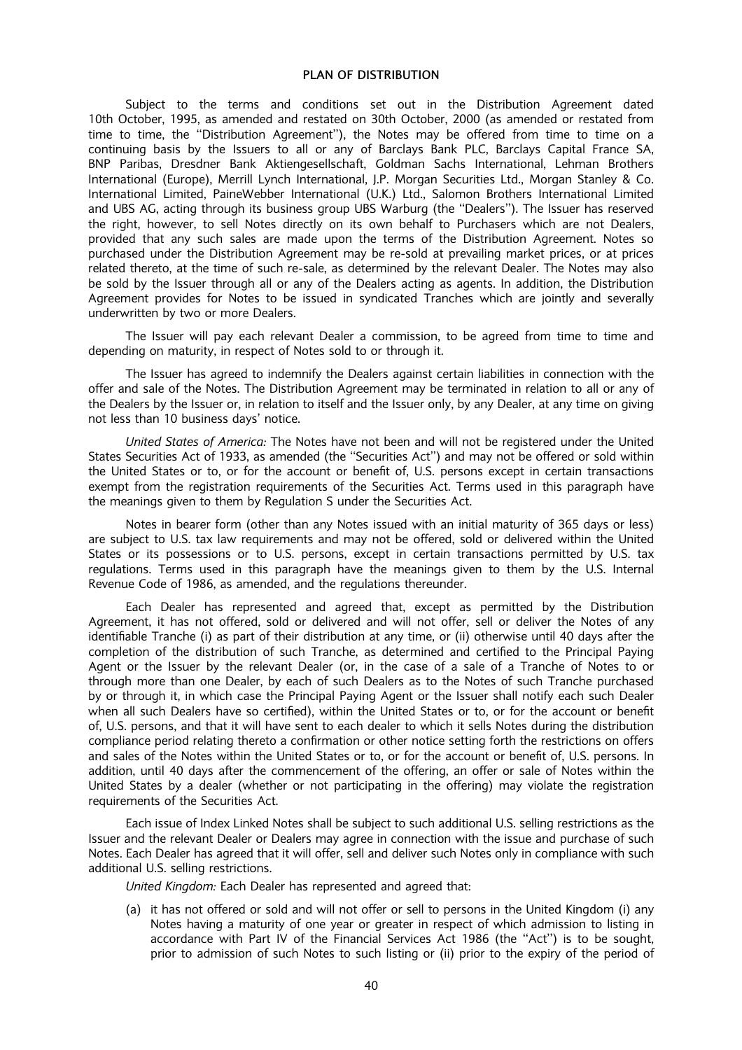## PLAN OF DISTRIBUTION

Subject to the terms and conditions set out in the Distribution Agreement dated 10th October, 1995, as amended and restated on 30th October, 2000 (as amended or restated from time to time, the "Distribution Agreement"), the Notes may be offered from time to time on a continuing basis by the Issuers to all or any of Barclays Bank PLC, Barclays Capital France SA, BNP Paribas, Dresdner Bank Aktiengesellschaft, Goldman Sachs International, Lehman Brothers International (Europe), Merrill Lynch International, J.P. Morgan Securities Ltd., Morgan Stanley & Co. International Limited, PaineWebber International (U.K.) Ltd., Salomon Brothers International Limited and UBS AG, acting through its business group UBS Warburg (the "Dealers"). The Issuer has reserved the right, however, to sell Notes directly on its own behalf to Purchasers which are not Dealers, provided that any such sales are made upon the terms of the Distribution Agreement. Notes so purchased under the Distribution Agreement may be re-sold at prevailing market prices, or at prices related thereto, at the time of such re-sale, as determined by the relevant Dealer. The Notes may also be sold by the Issuer through all or any of the Dealers acting as agents. In addition, the Distribution Agreement provides for Notes to be issued in syndicated Tranches which are jointly and severally underwritten by two or more Dealers.

The Issuer will pay each relevant Dealer a commission, to be agreed from time to time and depending on maturity, in respect of Notes sold to or through it.

The Issuer has agreed to indemnify the Dealers against certain liabilities in connection with the offer and sale of the Notes. The Distribution Agreement may be terminated in relation to all or any of the Dealers by the Issuer or, in relation to itself and the Issuer only, by any Dealer, at any time on giving not less than 10 business days' notice.

*United States of America:* The Notes have not been and will not be registered under the United States Securities Act of 1933, as amended (the "Securities Act") and may not be offered or sold within the United States or to, or for the account or benefit of, U.S. persons except in certain transactions exempt from the registration requirements of the Securities Act. Terms used in this paragraph have the meanings given to them by Regulation S under the Securities Act.

Notes in bearer form (other than any Notes issued with an initial maturity of 365 days or less) are subject to U.S. tax law requirements and may not be offered, sold or delivered within the United States or its possessions or to U.S. persons, except in certain transactions permitted by U.S. tax regulations. Terms used in this paragraph have the meanings given to them by the U.S. Internal Revenue Code of 1986, as amended, and the regulations thereunder.

Each Dealer has represented and agreed that, except as permitted by the Distribution Agreement, it has not offered, sold or delivered and will not offer, sell or deliver the Notes of any identifiable Tranche (i) as part of their distribution at any time, or (ii) otherwise until 40 days after the completion of the distribution of such Tranche, as determined and certified to the Principal Paying Agent or the Issuer by the relevant Dealer (or, in the case of a sale of a Tranche of Notes to or through more than one Dealer, by each of such Dealers as to the Notes of such Tranche purchased by or through it, in which case the Principal Paying Agent or the Issuer shall notify each such Dealer when all such Dealers have so certified), within the United States or to, or for the account or benefit of, U.S. persons, and that it will have sent to each dealer to which it sells Notes during the distribution compliance period relating thereto a confirmation or other notice setting forth the restrictions on offers and sales of the Notes within the United States or to, or for the account or benefit of, U.S. persons. In addition, until 40 days after the commencement of the offering, an offer or sale of Notes within the United States by a dealer (whether or not participating in the offering) may violate the registration requirements of the Securities Act.

Each issue of Index Linked Notes shall be subject to such additional U.S. selling restrictions as the Issuer and the relevant Dealer or Dealers may agree in connection with the issue and purchase of such Notes. Each Dealer has agreed that it will offer, sell and deliver such Notes only in compliance with such additional U.S. selling restrictions.

*United Kingdom:* Each Dealer has represented and agreed that:

(a) it has not offered or sold and will not offer or sell to persons in the United Kingdom (i) any Notes having a maturity of one year or greater in respect of which admission to listing in accordance with Part IV of the Financial Services Act 1986 (the "Act") is to be sought, prior to admission of such Notes to such listing or (ii) prior to the expiry of the period of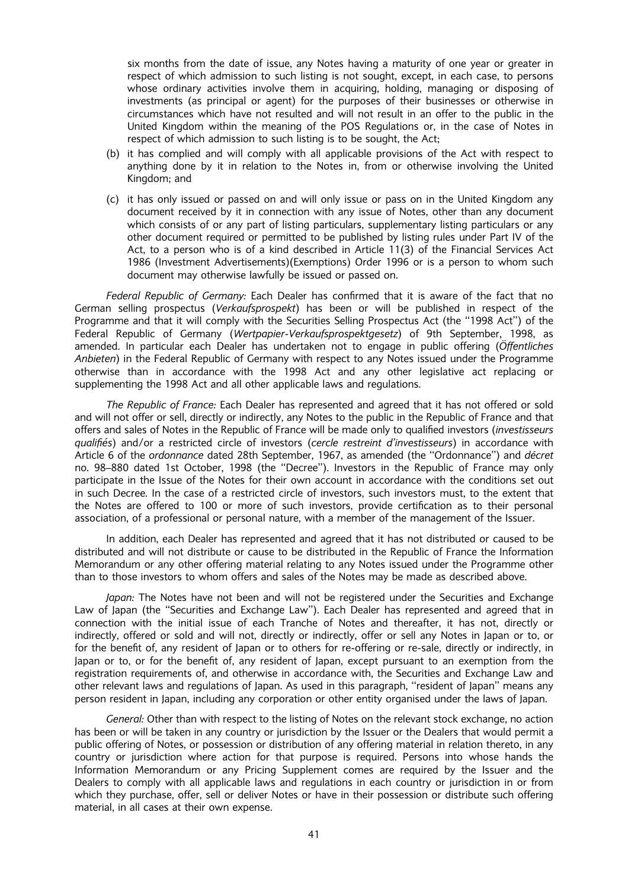six months from the date of issue, any Notes having a maturity of one year or greater in respect of which admission to such listing is not sought, except, in each case, to persons whose ordinary activities involve them in acquiring, holding, managing or disposing of investments (as principal or agent) for the purposes of their businesses or otherwise in circumstances which have not resulted and will not result in an offer to the public in the United Kingdom within the meaning of the POS Regulations or, in the case of Notes in respect of which admission to such listing is to be sought, the Act;

(b) it has complied and will comply with all applicable provisions of the Act with respect to anything done by it in relation to the Notes in, from or otherwise involving the United Kingdom; and

(c) it has only issued or passed on and will only issue or pass on in the United Kingdom any document received by it in connection with any issue of Notes, other than any document which consists of or any part of listing particulars, supplementary listing particulars or any other document required or permitted to be published by listing rules under Part IV of the Act, to a person who is of a kind described in Article 11(3) of the Financial Services Act 1986 (Investment Advertisements)(Exemptions) Order 1996 or is a person to whom such document may otherwise lawfully be issued or passed on.

*Federal Republic of Germany:* Each Dealer has confirmed that it is aware of the fact that no German selling prospectus (*Verkaufsprospekt*) has been or will be published in respect of the Programme and that it will comply with the Securities Selling Prospectus Act (the "1998 Act") of the Federal Republic of Germany (*Wertpapier-Verkaufsprospektgesetz*) of 9th September, 1998, as amended. In particular each Dealer has undertaken not to engage in public offering (*Öffentliches Anbieten*) in the Federal Republic of Germany with respect to any Notes issued under the Programme otherwise than in accordance with the 1998 Act and any other legislative act replacing or supplementing the 1998 Act and all other applicable laws and regulations.

*The Republic of France:* Each Dealer has represented and agreed that it has not offered or sold and will not offer or sell, directly or indirectly, any Notes to the public in the Republic of France and that offers and sales of Notes in the Republic of France will be made only to qualified investors (*investisseurs qualifiés*) and/or a restricted circle of investors (*cercle restreint d'investisseurs*) in accordance with Article 6 of the *ordonnance* dated 28th September, 1967, as amended (the "Ordonnance") and *décret* no. 98–880 dated 1st October, 1998 (the "Decree"). Investors in the Republic of France may only participate in the Issue of the Notes for their own account in accordance with the conditions set out in such Decree. In the case of a restricted circle of investors, such investors must, to the extent that the Notes are offered to 100 or more of such investors, provide certification as to their personal association, of a professional or personal nature, with a member of the management of the Issuer.

In addition, each Dealer has represented and agreed that it has not distributed or caused to be distributed and will not distribute or cause to be distributed in the Republic of France the Information Memorandum or any other offering material relating to any Notes issued under the Programme other than to those investors to whom offers and sales of the Notes may be made as described above.

*Japan:* The Notes have not been and will not be registered under the Securities and Exchange Law of Japan (the "Securities and Exchange Law"). Each Dealer has represented and agreed that in connection with the initial issue of each Tranche of Notes and thereafter, it has not, directly or indirectly, offered or sold and will not, directly or indirectly, offer or sell any Notes in Japan or to, or for the benefit of, any resident of Japan or to others for re-offering or re-sale, directly or indirectly, in Japan or to, or for the benefit of, any resident of Japan, except pursuant to an exemption from the registration requirements of, and otherwise in accordance with, the Securities and Exchange Law and other relevant laws and regulations of Japan. As used in this paragraph, "resident of Japan" means any person resident in Japan, including any corporation or other entity organised under the laws of Japan.

*General:* Other than with respect to the listing of Notes on the relevant stock exchange, no action has been or will be taken in any country or jurisdiction by the Issuer or the Dealers that would permit a public offering of Notes, or possession or distribution of any offering material in relation thereto, in any country or jurisdiction where action for that purpose is required. Persons into whose hands the Information Memorandum or any Pricing Supplement comes are required by the Issuer and the Dealers to comply with all applicable laws and regulations in each country or jurisdiction in or from which they purchase, offer, sell or deliver Notes or have in their possession or distribute such offering material, in all cases at their own expense.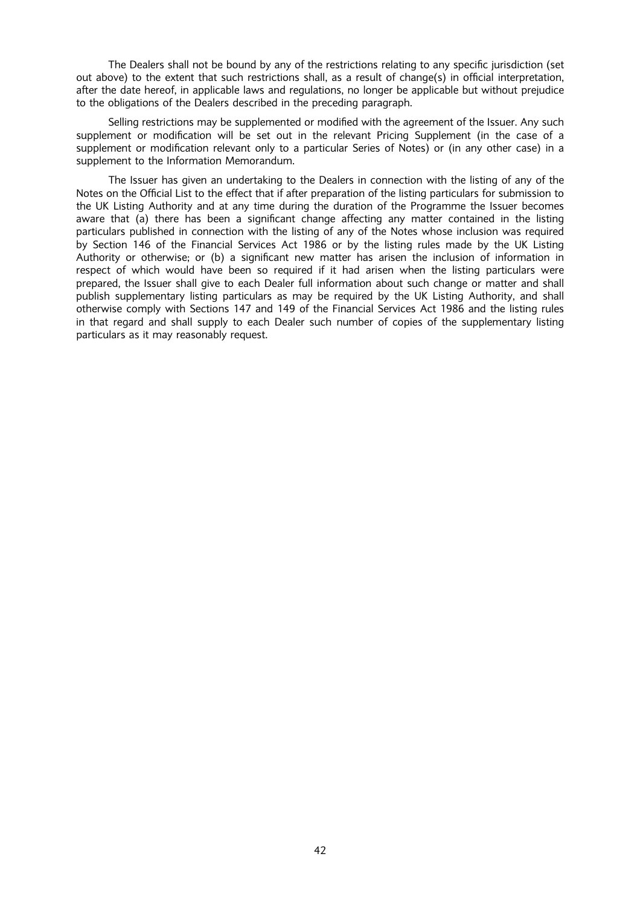The Dealers shall not be bound by any of the restrictions relating to any specific jurisdiction (set out above) to the extent that such restrictions shall, as a result of change(s) in official interpretation, after the date hereof, in applicable laws and regulations, no longer be applicable but without prejudice to the obligations of the Dealers described in the preceding paragraph.

Selling restrictions may be supplemented or modified with the agreement of the Issuer. Any such supplement or modification will be set out in the relevant Pricing Supplement (in the case of a supplement or modification relevant only to a particular Series of Notes) or (in any other case) in a supplement to the Information Memorandum.

The Issuer has given an undertaking to the Dealers in connection with the listing of any of the Notes on the Official List to the effect that if after preparation of the listing particulars for submission to the UK Listing Authority and at any time during the duration of the Programme the Issuer becomes aware that (a) there has been a significant change affecting any matter contained in the listing particulars published in connection with the listing of any of the Notes whose inclusion was required by Section 146 of the Financial Services Act 1986 or by the listing rules made by the UK Listing Authority or otherwise; or (b) a significant new matter has arisen the inclusion of information in respect of which would have been so required if it had arisen when the listing particulars were prepared, the Issuer shall give to each Dealer full information about such change or matter and shall publish supplementary listing particulars as may be required by the UK Listing Authority, and shall otherwise comply with Sections 147 and 149 of the Financial Services Act 1986 and the listing rules in that regard and shall supply to each Dealer such number of copies of the supplementary listing particulars as it may reasonably request.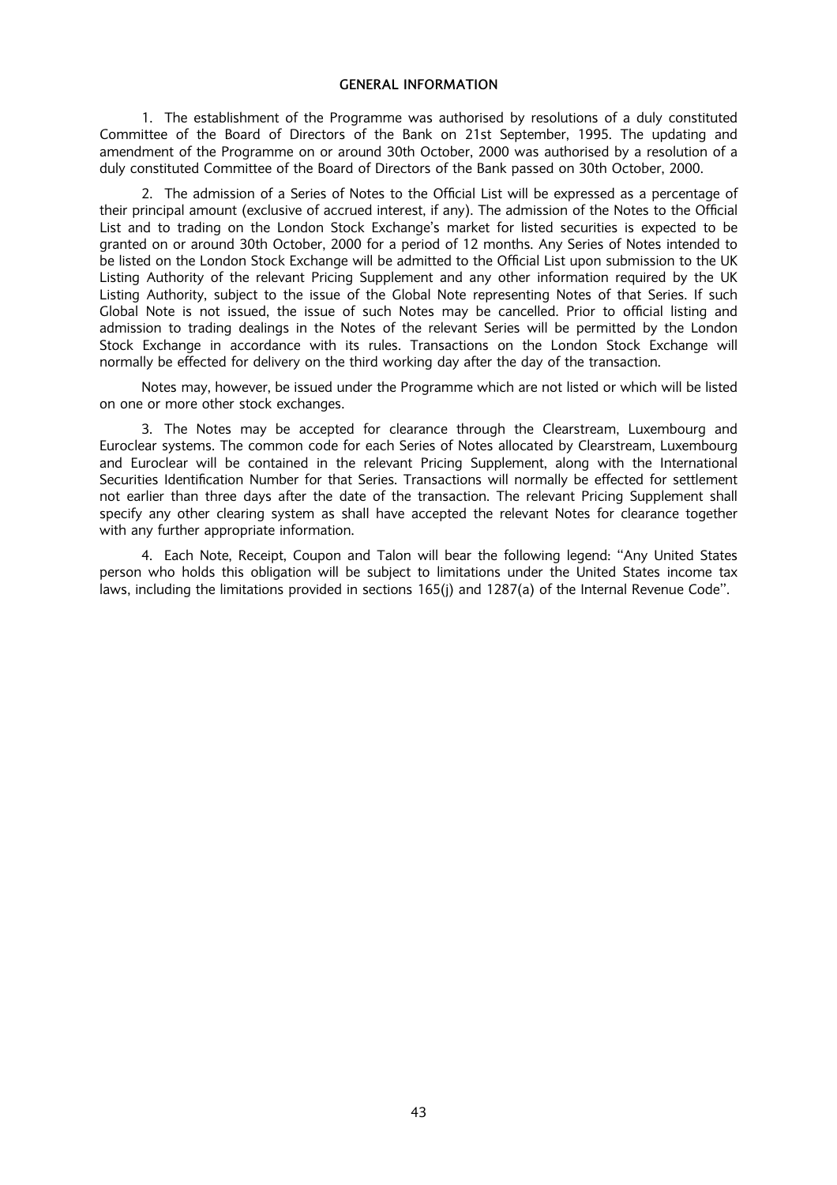## GENERAL INFORMATION

1. The establishment of the Programme was authorised by resolutions of a duly constituted Committee of the Board of Directors of the Bank on 21st September, 1995. The updating and amendment of the Programme on or around 30th October, 2000 was authorised by a resolution of a duly constituted Committee of the Board of Directors of the Bank passed on 30th October, 2000.

2. The admission of a Series of Notes to the Official List will be expressed as a percentage of their principal amount (exclusive of accrued interest, if any). The admission of the Notes to the Official List and to trading on the London Stock Exchange's market for listed securities is expected to be granted on or around 30th October, 2000 for a period of 12 months. Any Series of Notes intended to be listed on the London Stock Exchange will be admitted to the Official List upon submission to the UK Listing Authority of the relevant Pricing Supplement and any other information required by the UK Listing Authority, subject to the issue of the Global Note representing Notes of that Series. If such Global Note is not issued, the issue of such Notes may be cancelled. Prior to official listing and admission to trading dealings in the Notes of the relevant Series will be permitted by the London Stock Exchange in accordance with its rules. Transactions on the London Stock Exchange will normally be effected for delivery on the third working day after the day of the transaction.

Notes may, however, be issued under the Programme which are not listed or which will be listed on one or more other stock exchanges.

3. The Notes may be accepted for clearance through the Clearstream, Luxembourg and Euroclear systems. The common code for each Series of Notes allocated by Clearstream, Luxembourg and Euroclear will be contained in the relevant Pricing Supplement, along with the International Securities Identification Number for that Series. Transactions will normally be effected for settlement not earlier than three days after the date of the transaction. The relevant Pricing Supplement shall specify any other clearing system as shall have accepted the relevant Notes for clearance together with any further appropriate information.

4. Each Note, Receipt, Coupon and Talon will bear the following legend: "Any United States person who holds this obligation will be subject to limitations under the United States income tax laws, including the limitations provided in sections 165(j) and 1287(a) of the Internal Revenue Code".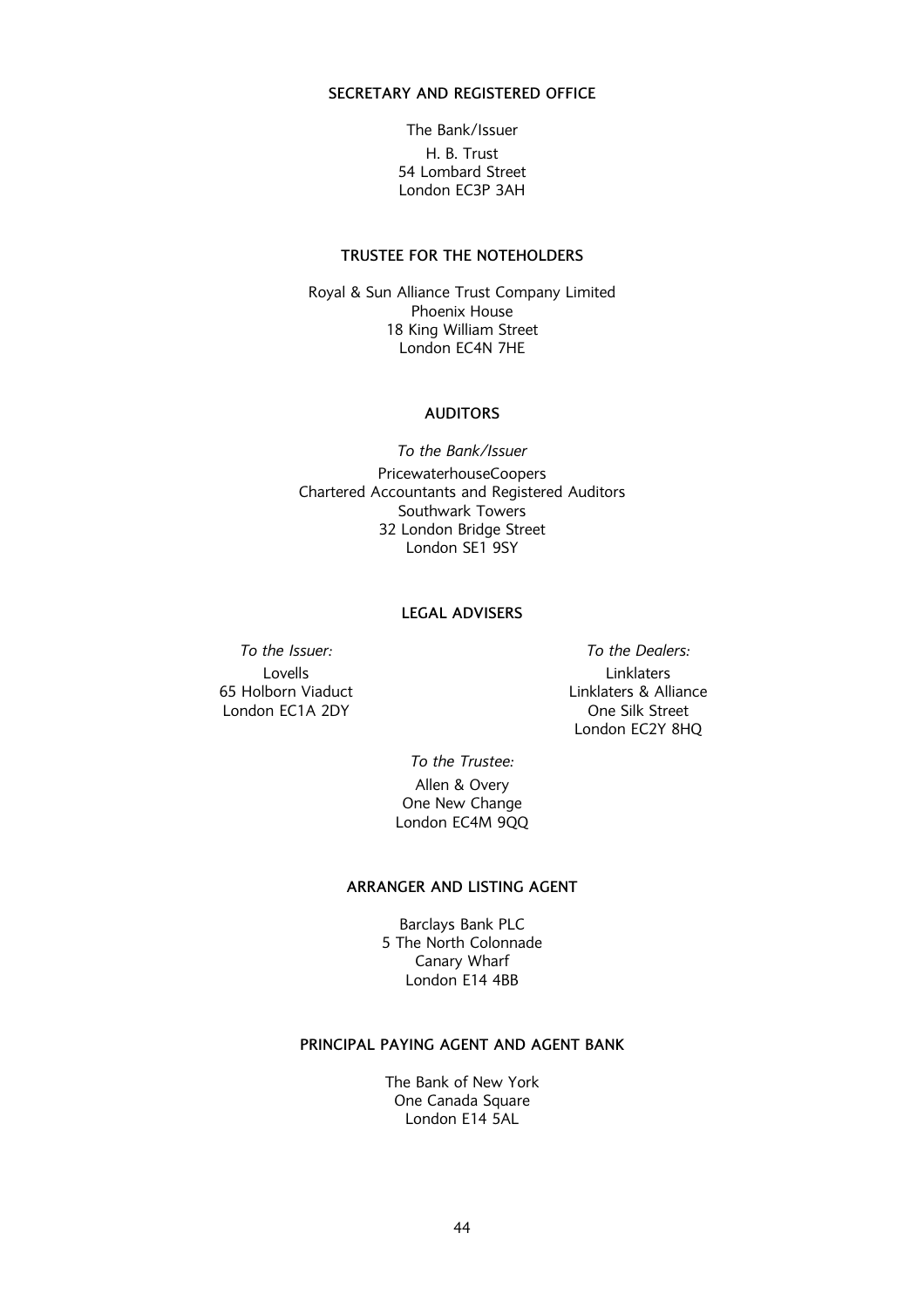## SECRETARY AND REGISTERED OFFICE

The Bank/Issuer

H. B. Trust
54 Lombard Street
London EC3P 3AH

## TRUSTEE FOR THE NOTEHOLDERS

Royal & Sun Alliance Trust Company Limited
Phoenix House
18 King William Street
London EC4N 7HE

## AUDITORS

*To the Bank/Issuer*

PricewaterhouseCoopers
Chartered Accountants and Registered Auditors
Southwark Towers
32 London Bridge Street
London SE1 9SY

## LEGAL ADVISERS

*To the Issuer:*

Lovells
65 Holborn Viaduct
London EC1A 2DY

*To the Dealers:*

Linklaters
Linklaters & Alliance
One Silk Street
London EC2Y 8HQ

*To the Trustee:*

Allen & Overy
One New Change
London EC4M 9QQ

## ARRANGER AND LISTING AGENT

Barclays Bank PLC
5 The North Colonnade
Canary Wharf
London E14 4BB

## PRINCIPAL PAYING AGENT AND AGENT BANK

The Bank of New York
One Canada Square
London E14 5AL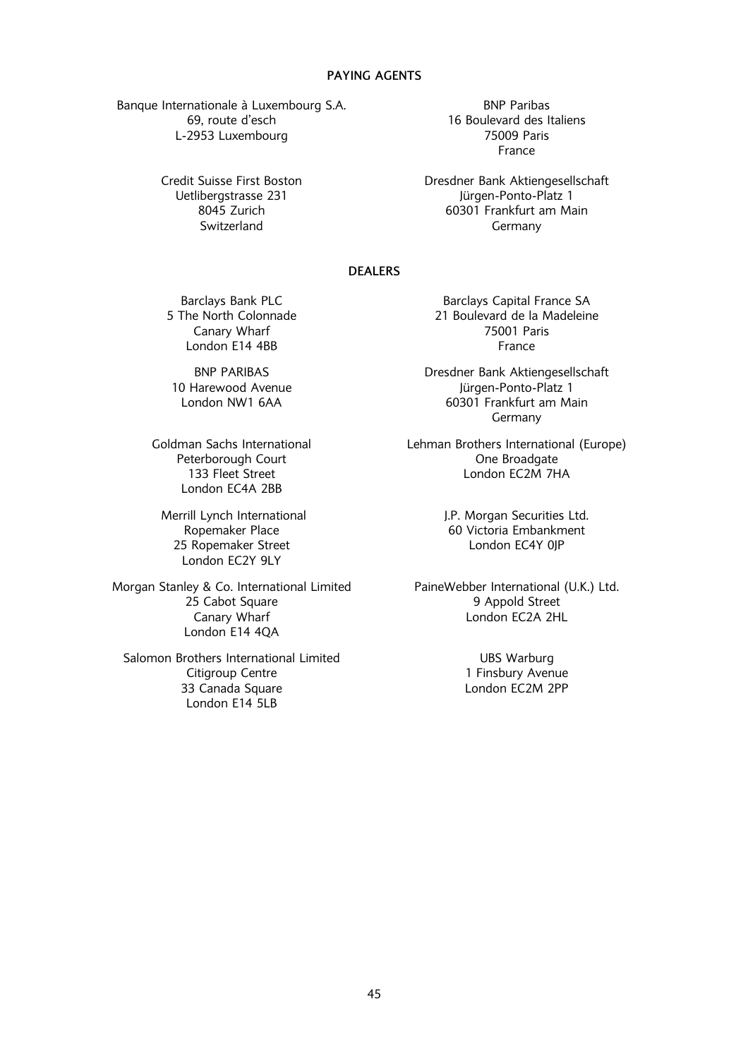## PAYING AGENTS

Banque Internationale à Luxembourg S.A.
69, route d'esch
L-2953 Luxembourg

BNP Paribas
16 Boulevard des Italiens
75009 Paris
France

Credit Suisse First Boston
Uetlibergstrasse 231
8045 Zurich
Switzerland

Dresdner Bank Aktiengesellschaft
Jürgen-Ponto-Platz 1
60301 Frankfurt am Main
Germany

## DEALERS

Barclays Bank PLC
5 The North Colonnade
Canary Wharf
London E14 4BB

Barclays Capital France SA
21 Boulevard de la Madeleine
75001 Paris
France

BNP PARIBAS
10 Harewood Avenue
London NW1 6AA

Dresdner Bank Aktiengesellschaft
Jürgen-Ponto-Platz 1
60301 Frankfurt am Main
Germany

Goldman Sachs International
Peterborough Court
133 Fleet Street
London EC4A 2BB

Lehman Brothers International (Europe)
One Broadgate
London EC2M 7HA

Merrill Lynch International
Ropemaker Place
25 Ropemaker Street
London EC2Y 9LY

J.P. Morgan Securities Ltd.
60 Victoria Embankment
London EC4Y 0JP

Morgan Stanley & Co. International Limited
25 Cabot Square
Canary Wharf
London E14 4QA

PaineWebber International (U.K.) Ltd.
9 Appold Street
London EC2A 2HL

Salomon Brothers International Limited
Citigroup Centre
33 Canada Square
London E14 5LB

UBS Warburg
1 Finsbury Avenue
London EC2M 2PP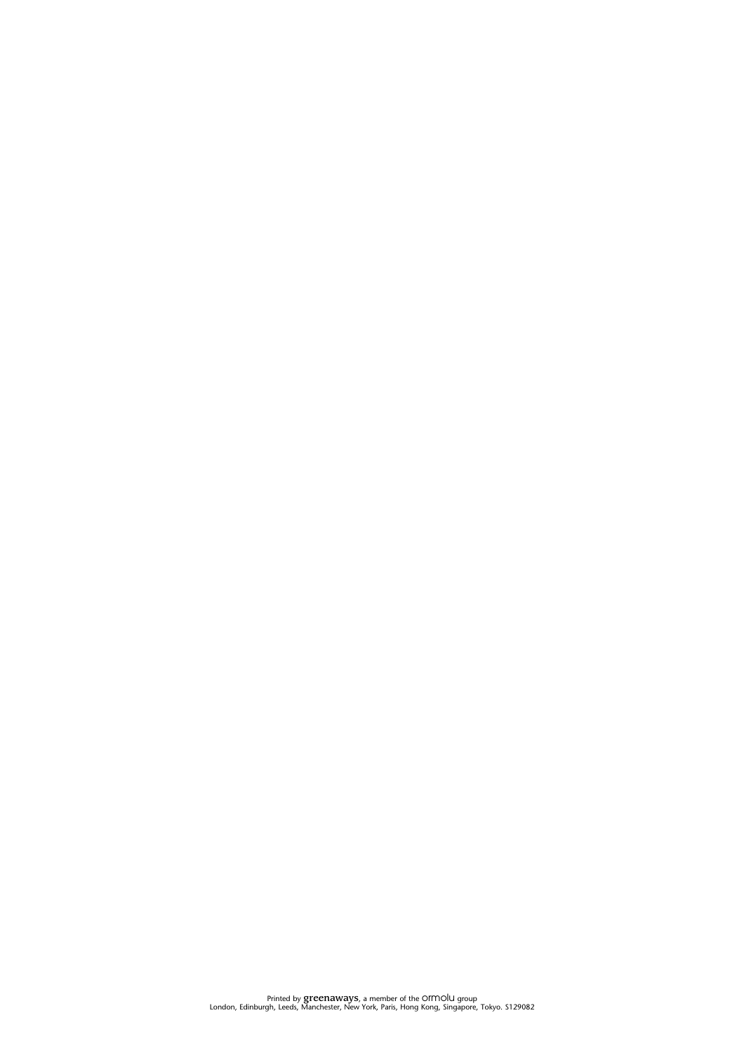Printed by **greenaways**, a member of the ormolu group
London, Edinburgh, Leeds, Manchester, New York, Paris, Hong Kong, Singapore, Tokyo. S129082